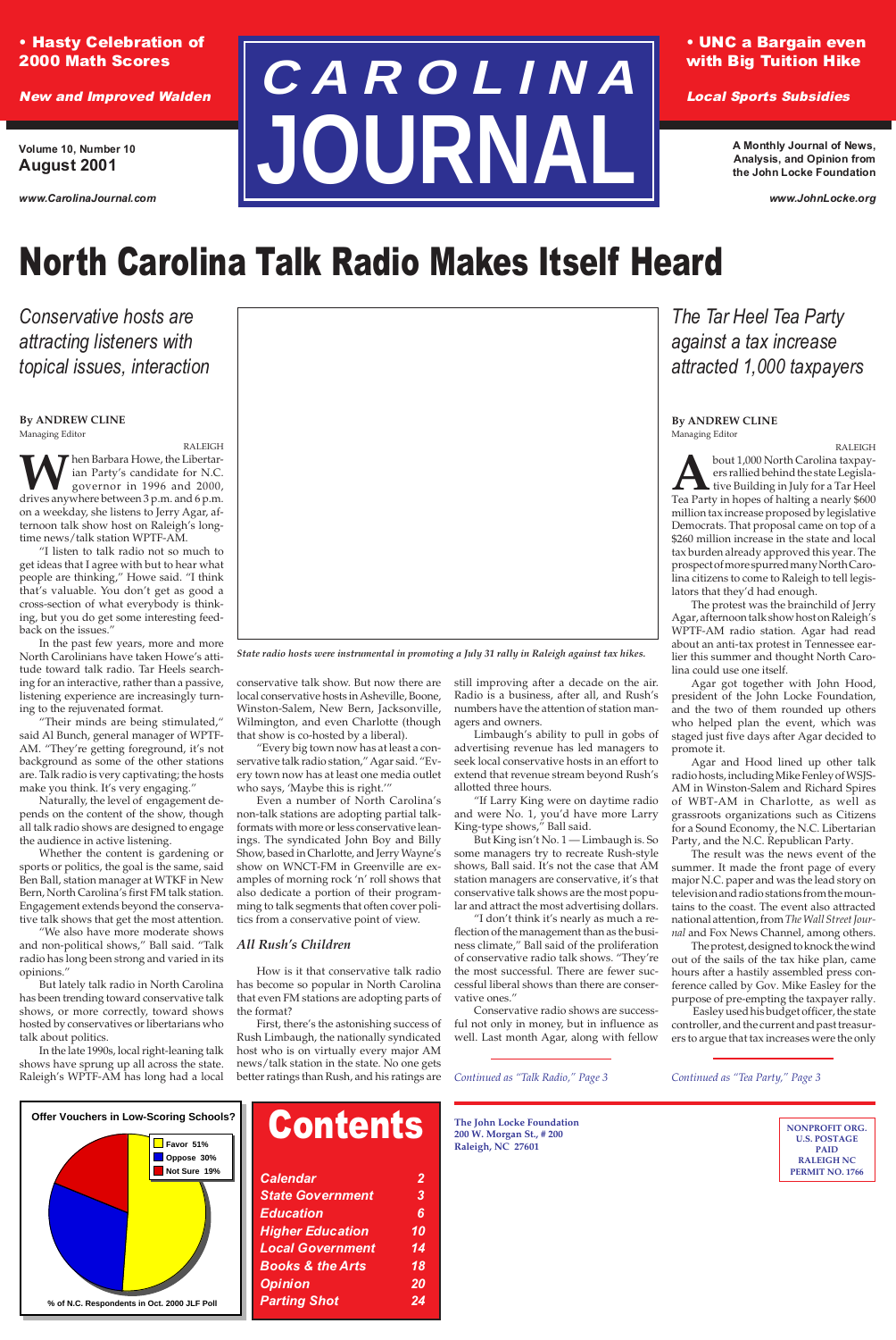• Hasty Celebration of 2000 Math Scores

*New and Improved Walden*

# CAROLINA JOURNAL

• UNC a Bargain even with Big Tuition Hike

*Local Sports Subsidies*

Volume 10, Number 10
August 2001

*www.CarolinaJournal.com*

A Monthly Journal of News, Analysis, and Opinion from the John Locke Foundation

*www.JohnLocke.org*

# North Carolina Talk Radio Makes Itself Heard

## *Conservative hosts are attracting listeners with topical issues, interaction*

**By ANDREW CLINE**
Managing Editor

RALEIGH

When Barbara Howe, the Libertarian Party's candidate for N.C. governor in 1996 and 2000, drives anywhere between 3 p.m. and 6 p.m. on a weekday, she listens to Jerry Agar, afternoon talk show host on Raleigh's long-time news/talk station WPTF-AM.

"I listen to talk radio not so much to get ideas that I agree with but to hear what people are thinking," Howe said. "I think that's valuable. You don't get as good a cross-section of what everybody is thinking, but you do get some interesting feedback on the issues."

In the past few years, more and more North Carolinians have taken Howe's attitude toward talk radio. Tar Heels searching for an interactive, rather than a passive, listening experience are increasingly turning to the rejuvenated format.

"Their minds are being stimulated," said Al Bunch, general manager of WPTF-AM. "They're getting foreground, it's not background as some of the other stations are. Talk radio is very captivating; the hosts make you think. It's very engaging."

Naturally, the level of engagement depends on the content of the show, though all talk radio shows are designed to engage the audience in active listening.

Whether the content is gardening or sports or politics, the goal is the same, said Ben Ball, station manager at WTKF in New Bern, North Carolina's first FM talk station. Engagement extends beyond the conservative talk shows that get the most attention.

"We also have more moderate shows and non-political shows," Ball said. "Talk radio has long been strong and varied in its opinions."

But lately talk radio in North Carolina has been trending toward conservative talk shows, or more correctly, toward shows hosted by conservatives or libertarians who talk about politics.

In the late 1990s, local right-leaning talk shows have sprung up all across the state. Raleigh's WPTF-AM has long had a local conservative talk show. But now there are local conservative hosts in Asheville, Boone, Winston-Salem, New Bern, Jacksonville, Wilmington, and even Charlotte (though that show is co-hosted by a liberal).

"Every big town now has at least a conservative talk radio station," Agar said. "Every town now has at least one media outlet who says, 'Maybe this is right.'"

Even a number of North Carolina's non-talk stations are adopting partial talk-formats with more or less conservative leanings. The syndicated John Boy and Billy Show, based in Charlotte, and Jerry Wayne's show on WNCT-FM in Greenville are examples of morning rock 'n' roll shows that also dedicate a portion of their programming to talk segments that often cover politics from a conservative point of view.

### *All Rush's Children*

How is it that conservative talk radio has become so popular in North Carolina that even FM stations are adopting parts of the format?

First, there's the astonishing success of Rush Limbaugh, the nationally syndicated host who is on virtually every major AM news/talk station in the state. No one gets better ratings than Rush, and his ratings are still improving after a decade on the air. Radio is a business, after all, and Rush's numbers have the attention of station managers and owners.

Limbaugh's ability to pull in gobs of advertising revenue has led managers to seek local conservative hosts in an effort to extend that revenue stream beyond Rush's allotted three hours.

"If Larry King were on daytime radio and were No. 1, you'd have more Larry King-type shows," Ball said.

But King isn't No. 1 — Limbaugh is. So some managers try to recreate Rush-style shows, Ball said. It's not the case that AM station managers are conservative, it's that conservative talk shows are the most popular and attract the most advertising dollars.

"I don't think it's nearly as much a reflection of the management than as the business climate," Ball said of the proliferation of conservative radio talk shows. "They're the most successful. There are fewer successful liberal shows than there are conservative ones."

Conservative radio shows are successful not only in money, but in influence as well. Last month Agar, along with fellow

*Continued as "Talk Radio," Page 3*

*State radio hosts were instrumental in promoting a July 31 rally in Raleigh against tax hikes.*

## *The Tar Heel Tea Party against a tax increase attracted 1,000 taxpayers*

**By ANDREW CLINE**
Managing Editor

RALEIGH

About 1,000 North Carolina taxpayers rallied behind the state Legislative Building in July for a Tar Heel Tea Party in hopes of halting a nearly $600 million tax increase proposed by legislative Democrats. That proposal came on top of a $260 million increase in the state and local tax burden already approved this year. The prospect of more spurred many North Carolina citizens to come to Raleigh to tell legislators that they'd had enough.

The protest was the brainchild of Jerry Agar, afternoon talk show host on Raleigh's WPTF-AM radio station. Agar had read about an anti-tax protest in Tennessee earlier this summer and thought North Carolina could use one itself.

Agar got together with John Hood, president of the John Locke Foundation, and the two of them rounded up others who helped plan the event, which was staged just five days after Agar decided to promote it.

Agar and Hood lined up other talk radio hosts, including Mike Fenley of WSJS-AM in Winston-Salem and Richard Spires of WBT-AM in Charlotte, as well as grassroots organizations such as Citizens for a Sound Economy, the N.C. Libertarian Party, and the N.C. Republican Party.

The result was the news event of the summer. It made the front page of every major N.C. paper and was the lead story on television and radio stations from the mountains to the coast. The event also attracted national attention, from *The Wall Street Journal* and Fox News Channel, among others.

The protest, designed to knock the wind out of the sails of the tax hike plan, came hours after a hastily assembled press conference called by Gov. Mike Easley for the purpose of pre-empting the taxpayer rally.

Easley used his budget officer, the state controller, and the current and past treasurers to argue that tax increases were the only

*Continued as "Tea Party," Page 3*

**Offer Vouchers in Low-Scoring Schools?**

- Favor 51%
- Oppose 30%
- Not Sure 19%

% of N.C. Respondents in Oct. 2000 JLF Poll

## Contents

| | |
|---|---|
| *Calendar* | *2* |
| *State Government* | *3* |
| *Education* | *6* |
| *Higher Education* | *10* |
| *Local Government* | *14* |
| *Books & the Arts* | *18* |
| *Opinion* | *20* |
| *Parting Shot* | *24* |

**The John Locke Foundation**
**200 W. Morgan St., # 200**
**Raleigh, NC 27601**

NONPROFIT ORG.
U.S. POSTAGE
PAID
RALEIGH NC
PERMIT NO. 1766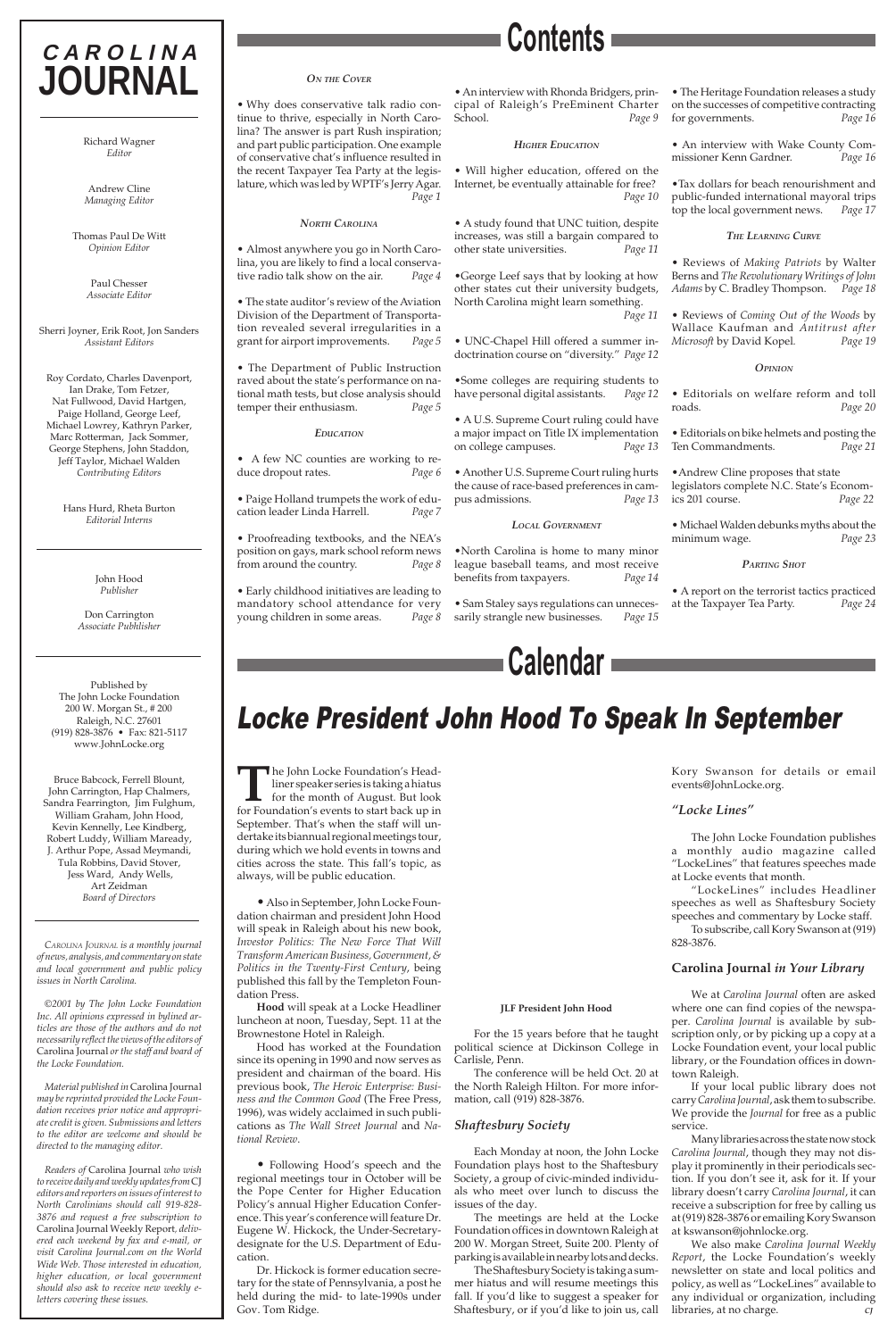# CAROLINA JOURNAL

Richard Wagner
*Editor*

Andrew Cline
*Managing Editor*

Thomas Paul De Witt
*Opinion Editor*

Paul Chesser
*Associate Editor*

Sherri Joyner, Erik Root, Jon Sanders
*Assistant Editors*

Roy Cordato, Charles Davenport, Ian Drake, Tom Fetzer, Nat Fullwood, David Hartgen, Paige Holland, George Leef, Michael Lowrey, Kathryn Parker, Marc Rotterman, Jack Sommer, George Stephens, John Staddon, Jeff Taylor, Michael Walden
*Contributing Editors*

Hans Hurd, Rheta Burton
*Editorial Interns*

John Hood
*Publisher*

Don Carrington
*Associate Publisher*

Published by
The John Locke Foundation
200 W. Morgan St., # 200
Raleigh, N.C. 27601
(919) 828-3876 • Fax: 821-5117
www.JohnLocke.org

Bruce Babcock, Ferrell Blount, John Carrington, Hap Chalmers, Sandra Fearrington, Jim Fulghum, William Graham, John Hood, Kevin Kennelly, Lee Kindberg, Robert Luddy, William Maready, J. Arthur Pope, Assad Meymandi, Tula Robbins, David Stover, Jess Ward, Andy Wells, Art Zeidman
*Board of Directors*

*Carolina Journal is a monthly journal of news, analysis, and commentary on state and local government and public policy issues in North Carolina.*

*©2001 by The John Locke Foundation Inc. All opinions expressed in bylined articles are those of the authors and do not necessarily reflect the views of the editors of* Carolina Journal *or the staff and board of the Locke Foundation.*

*Material published in* Carolina Journal *may be reprinted provided the Locke Foundation receives prior notice and appropriate credit is given. Submissions and letters to the editor are welcome and should be directed to the managing editor.*

*Readers of* Carolina Journal *who wish to receive daily and weekly updates from* CJ *editors and reporters on issues of interest to North Carolinians should call 919-828-3876 and request a free subscription to* Carolina Journal Weekly Report, *delivered each weekend by fax and e-mail, or visit Carolina Journal.com on the World Wide Web. Those interested in education, higher education, or local government should also ask to receive new weekly e-letters covering these issues.*

# Contents

### *On the Cover*

• Why does conservative talk radio continue to thrive, especially in North Carolina? The answer is part Rush inspiration; and part public participation. One example of conservative chat's influence resulted in the recent Taxpayer Tea Party at the legislature, which was led by WPTF's Jerry Agar. *Page 1*

### *North Carolina*

• Almost anywhere you go in North Carolina, you are likely to find a local conservative radio talk show on the air. *Page 4*

• The state auditor's review of the Aviation Division of the Department of Transportation revealed several irregularities in a grant for airport improvements. *Page 5*

• The Department of Public Instruction raved about the state's performance on national math tests, but close analysis should temper their enthusiasm. *Page 5*

### *Education*

• A few NC counties are working to reduce dropout rates. *Page 6*

• Paige Holland trumpets the work of education leader Linda Harrell. *Page 7*

• Proofreading textbooks, and the NEA's position on gays, mark school reform news from around the country. *Page 8*

• Early childhood initiatives are leading to mandatory school attendance for very young children in some areas. *Page 8*

• An interview with Rhonda Bridgers, principal of Raleigh's PreEminent Charter School. *Page 9*

### *Higher Education*

• Will higher education, offered on the Internet, be eventually attainable for free? *Page 10*

• A study found that UNC tuition, despite increases, was still a bargain compared to other state universities. *Page 11*

• George Leef says that by looking at how other states cut their university budgets, North Carolina might learn something. *Page 11*

• UNC-Chapel Hill offered a summer indoctrination course on "diversity." *Page 12*

• Some colleges are requiring students to have personal digital assistants. *Page 12*

• A U.S. Supreme Court ruling could have a major impact on Title IX implementation on college campuses. *Page 13*

• Another U.S. Supreme Court ruling hurts the cause of race-based preferences in campus admissions. *Page 13*

### *Local Government*

• North Carolina is home to many minor league baseball teams, and most receive benefits from taxpayers. *Page 14*

• Sam Staley says regulations can unnecessarily strangle new businesses. *Page 15*

• The Heritage Foundation releases a study on the successes of competitive contracting for governments. *Page 16*

• An interview with Wake County Commissioner Kenn Gardner. *Page 16*

• Tax dollars for beach renourishment and public-funded international mayoral trips top the local government news. *Page 17*

### *The Learning Curve*

• Reviews of *Making Patriots* by Walter Berns and *The Revolutionary Writings of John Adams* by C. Bradley Thompson. *Page 18*

• Reviews of *Coming Out of the Woods* by Wallace Kaufman and *Antitrust after Microsoft* by David Kopel. *Page 19*

### *Opinion*

• Editorials on welfare reform and toll roads. *Page 20*

• Editorials on bike helmets and posting the Ten Commandments. *Page 21*

• Andrew Cline proposes that state legislators complete N.C. State's Economics 201 course. *Page 22*

• Michael Walden debunks myths about the minimum wage. *Page 23*

### *Parting Shot*

• A report on the terrorist tactics practiced at the Taxpayer Tea Party. *Page 24*

# Calendar

## Locke President John Hood To Speak In September

The John Locke Foundation's Headliner speaker series is taking a hiatus for the month of August. But look for Foundation's events to start back up in September. That's when the staff will undertake its biannual regional meetings tour, during which we hold events in towns and cities across the state. This fall's topic, as always, will be public education.

• Also in September, John Locke Foundation chairman and president John Hood will speak in Raleigh about his new book, *Investor Politics: The New Force That Will Transform American Business, Government, & Politics in the Twenty-First Century*, being published this fall by the Templeton Foundation Press.

**Hood** will speak at a Locke Headliner luncheon at noon, Tuesday, Sept. 11 at the Brownestone Hotel in Raleigh.

Hood has worked at the Foundation since its opening in 1990 and now serves as president and chairman of the board. His previous book, *The Heroic Enterprise: Business and the Common Good* (The Free Press, 1996), was widely acclaimed in such publications as *The Wall Street Journal* and *National Review*.

• Following Hood's speech and the regional meetings tour in October will be the Pope Center for Higher Education Policy's annual Higher Education Conference. This year's conference will feature Dr. Eugene W. Hickock, the Under-Secretary-designate for the U.S. Department of Education.

Dr. Hickock is former education secretary for the state of Pennsylvania, a post he held during the mid- to late-1990s under Gov. Tom Ridge.

**JLF President John Hood**

For the 15 years before that he taught political science at Dickinson College in Carlisle, Penn.

The conference will be held Oct. 20 at the North Raleigh Hilton. For more information, call (919) 828-3876.

### *Shaftesbury Society*

Each Monday at noon, the John Locke Foundation plays host to the Shaftesbury Society, a group of civic-minded individuals who meet over lunch to discuss the issues of the day.

The meetings are held at the Locke Foundation offices in downtown Raleigh at 200 W. Morgan Street, Suite 200. Plenty of parking is available in nearby lots and decks.

The Shaftesbury Society is taking a summer hiatus and will resume meetings this fall. If you'd like to suggest a speaker for Shaftesbury, or if you'd like to join us, call Kory Swanson for details or email events@JohnLocke.org.

### *"Locke Lines"*

The John Locke Foundation publishes a monthly audio magazine called "LockeLines" that features speeches made at Locke events that month.

"LockeLines" includes Headliner speeches as well as Shaftesbury Society speeches and commentary by Locke staff.

To subscribe, call Kory Swanson at (919) 828-3876.

### Carolina Journal *in Your Library*

We at *Carolina Journal* often are asked where one can find copies of the newspaper. *Carolina Journal* is available by subscription only, or by picking up a copy at a Locke Foundation event, your local public library, or the Foundation offices in downtown Raleigh.

If your local public library does not carry *Carolina Journal*, ask them to subscribe. We provide the *Journal* for free as a public service.

Many libraries across the state now stock *Carolina Journal*, though they may not display it prominently in their periodicals section. If you don't see it, ask for it. If your library doesn't carry *Carolina Journal*, it can receive a subscription for free by calling us at (919) 828-3876 or emailing Kory Swanson at kswanson@johnlocke.org.

We also make *Carolina Journal Weekly Report*, the Locke Foundation's weekly newsletter on state and local politics and policy, as well as "LockeLines" available to any individual or organization, including libraries, at no charge. *CJ*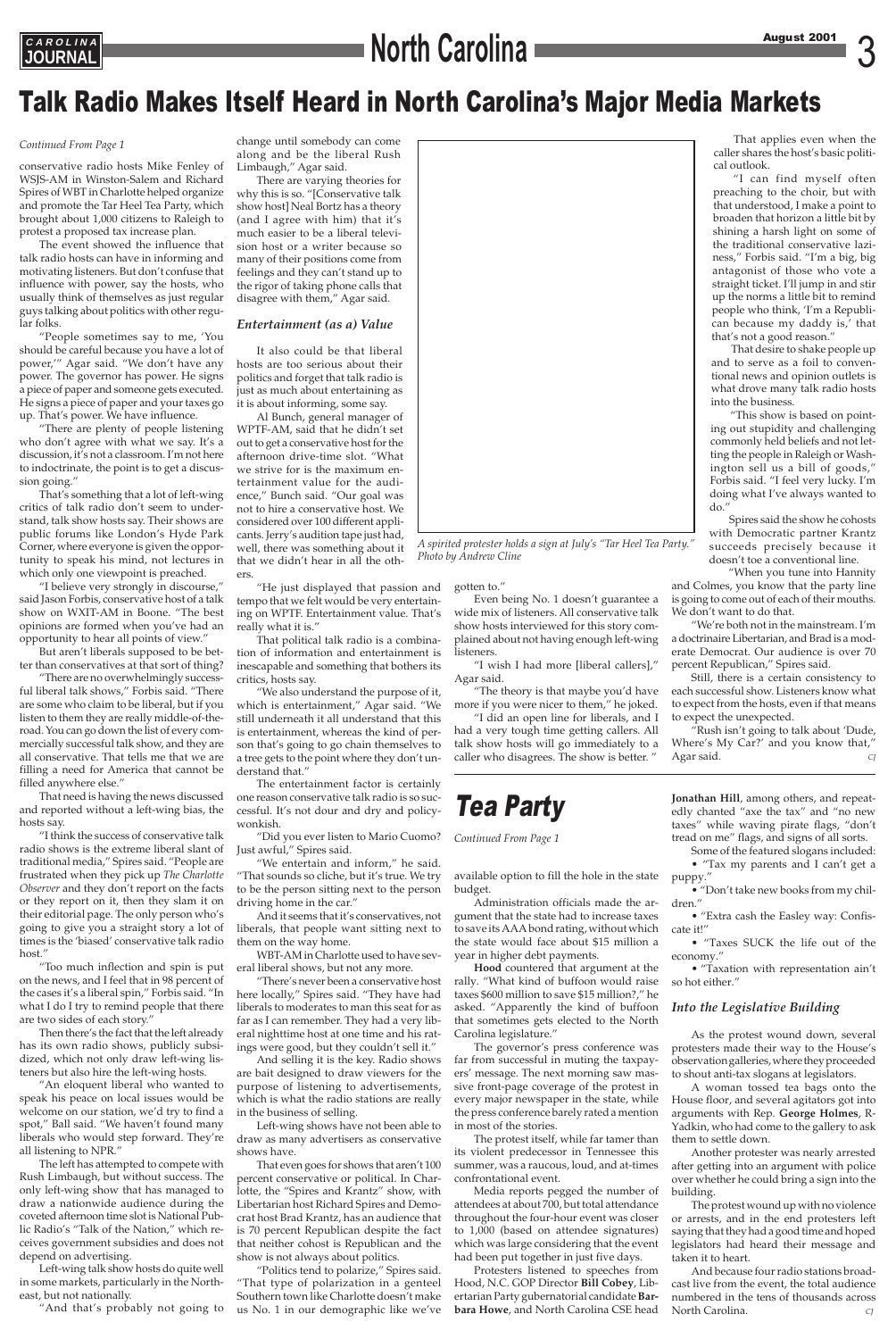# Talk Radio Makes Itself Heard in North Carolina's Major Media Markets

*Continued From Page 1*

conservative radio hosts Mike Fenley of WSJS-AM in Winston-Salem and Richard Spires of WBT in Charlotte helped organize and promote the Tar Heel Tea Party, which brought about 1,000 citizens to Raleigh to protest a proposed tax increase plan.

The event showed the influence that talk radio hosts can have in informing and motivating listeners. But don't confuse that influence with power, say the hosts, who usually think of themselves as just regular guys talking about politics with other regular folks.

"People sometimes say to me, 'You should be careful because you have a lot of power,'" Agar said. "We don't have any power. The governor has power. He signs a piece of paper and someone gets executed. He signs a piece of paper and your taxes go up. That's power. We have influence.

"There are plenty of people listening who don't agree with what we say. It's a discussion, it's not a classroom. I'm not here to indoctrinate, the point is to get a discussion going."

That's something that a lot of left-wing critics of talk radio don't seem to understand, talk show hosts say. Their shows are public forums like London's Hyde Park Corner, where everyone is given the opportunity to speak his mind, not lectures in which only one viewpoint is preached.

"I believe very strongly in discourse," said Jason Forbis, conservative host of a talk show on WXIT-AM in Boone. "The best opinions are formed when you've had an opportunity to hear all points of view."

But aren't liberals supposed to be better than conservatives at that sort of thing?

"There are no overwhelmingly successful liberal talk shows," Forbis said. "There are some who claim to be liberal, but if you listen to them they are really middle-of-the-road. You can go down the list of every commercially successful talk show, and they are all conservative. That tells me that we are filling a need for America that cannot be filled anywhere else."

That need is having the news discussed and reported without a left-wing bias, the hosts say.

"I think the success of conservative talk radio shows is the extreme liberal slant of traditional media," Spires said. "People are frustrated when they pick up *The Charlotte Observer* and they don't report on the facts or they report on it, then they slam it on their editorial page. The only person who's going to give you a straight story a lot of times is the 'biased' conservative talk radio host."

"Too much inflection and spin is put on the news, and I feel that in 98 percent of the cases it's a liberal spin," Forbis said. "In what I do I try to remind people that there are two sides of each story."

Then there's the fact that the left already has its own radio shows, publicly subsidized, which not only draw left-wing listeners but also hire the left-wing hosts.

"An eloquent liberal who wanted to speak his peace on local issues would be welcome on our station, we'd try to find a spot," Ball said. "We haven't found many liberals who would step forward. They're all listening to NPR."

The left has attempted to compete with Rush Limbaugh, but without success. The only left-wing show that has managed to draw a nationwide audience during the coveted afternoon time slot is National Public Radio's "Talk of the Nation," which receives government subsidies and does not depend on advertising.

Left-wing talk show hosts do quite well in some markets, particularly in the Northeast, but not nationally.

"And that's probably not going to change until somebody can come along and be the liberal Rush Limbaugh," Agar said.

There are varying theories for why this is so. "[Conservative talk show host] Neal Bortz has a theory (and I agree with him) that it's much easier to be a liberal television host or a writer because so many of their positions come from feelings and they can't stand up to the rigor of taking phone calls that disagree with them," Agar said.

### *Entertainment (as a) Value*

It also could be that liberal hosts are too serious about their politics and forget that talk radio is just as much about entertaining as it is about informing, some say.

Al Bunch, general manager of WPTF-AM, said that he didn't set out to get a conservative host for the afternoon drive-time slot. "What we strive for is the maximum entertainment value for the audience," Bunch said. "Our goal was not to hire a conservative host. We considered over 100 different applicants. Jerry's audition tape just had, well, there was something about it that we didn't hear in all the others.

"He just displayed that passion and tempo that we felt would be very entertaining on WPTF. Entertainment value. That's really what it is."

That political talk radio is a combination of information and entertainment is inescapable and something that bothers its critics, hosts say.

"We also understand the purpose of it, which is entertainment," Agar said. "We still underneath it all understand that this is entertainment, whereas the kind of person that's going to go chain themselves to a tree gets to the point where they don't understand that."

The entertainment factor is certainly one reason conservative talk radio is so successful. It's not dour and dry and policy-wonkish.

"Did you ever listen to Mario Cuomo? Just awful," Spires said.

"We entertain and inform," he said. "That sounds so cliche, but it's true. We try to be the person sitting next to the person driving home in the car."

And it seems that it's conservatives, not liberals, that people want sitting next to them on the way home.

WBT-AM in Charlotte used to have several liberal shows, but not any more.

"There's never been a conservative host here locally," Spires said. "They have had liberals to moderates to man this seat for as far as I can remember. They had a very liberal nighttime host at one time and his ratings were good, but they couldn't sell it."

And selling it is the key. Radio shows are bait designed to draw viewers for the purpose of listening to advertisements, which is what the radio stations are really in the business of selling.

Left-wing shows have not been able to draw as many advertisers as conservative shows have.

That even goes for shows that aren't 100 percent conservative or political. In Charlotte, the "Spires and Krantz" show, with Libertarian host Richard Spires and Democrat host Brad Krantz, has an audience that is 70 percent Republican despite the fact that neither cohost is Republican and the show is not always about politics.

"Politics tend to polarize," Spires said. "That type of polarization in a genteel Southern town like Charlotte doesn't make us No. 1 in our demographic like we've gotten to."

*A spirited protester holds a sign at July's "Tar Heel Tea Party." Photo by Andrew Cline*

Even being No. 1 doesn't guarantee a wide mix of listeners. All conservative talk show hosts interviewed for this story complained about not having enough left-wing listeners.

"I wish I had more [liberal callers]," Agar said.

"The theory is that maybe you'd have more if you were nicer to them," he joked.

"I did an open line for liberals, and I had a very tough time getting callers. All talk show hosts will go immediately to a caller who disagrees. The show is better."

That applies even when the caller shares the host's basic political outlook.

"I can find myself often preaching to the choir, but with that understood, I make a point to broaden that horizon a little bit by shining a harsh light on some of the traditional conservative laziness," Forbis said. "I'm a big, big antagonist of those who vote a straight ticket. I'll jump in and stir up the norms a little bit to remind people who think, 'I'm a Republican because my daddy is,' that that's not a good reason."

That desire to shake people up and to serve as a foil to conventional news and opinion outlets is what drove many talk radio hosts into the business.

"This show is based on pointing out stupidity and challenging commonly held beliefs and not letting the people in Raleigh or Washington sell us a bill of goods," Forbis said. "I feel very lucky. I'm doing what I've always wanted to do."

Spires said the show he cohosts with Democratic partner Krantz succeeds precisely because it doesn't toe a conventional line.

"When you tune into Hannity and Colmes, you know that the party line is going to come out of each of their mouths. We don't want to do that.

"We're both not in the mainstream. I'm a doctrinaire Libertarian, and Brad is a moderate Democrat. Our audience is over 70 percent Republican," Spires said.

Still, there is a certain consistency to each successful show. Listeners know what to expect from the hosts, even if that means to expect the unexpected.

"Rush isn't going to talk about 'Dude, Where's My Car?' and you know that," Agar said. *CJ*

# *Tea Party*

*Continued From Page 1*

available option to fill the hole in the state budget.

Administration officials made the argument that the state had to increase taxes to save its AAA bond rating, without which the state would face about $15 million a year in higher debt payments.

**Hood** countered that argument at the rally. "What kind of buffoon would raise taxes $600 million to save $15 million?," he asked. "Apparently the kind of buffoon that sometimes gets elected to the North Carolina legislature."

The governor's press conference was far from successful in muting the taxpayers' message. The next morning saw massive front-page coverage of the protest in every major newspaper in the state, while the press conference barely rated a mention in most of the stories.

The protest itself, while far tamer than its violent predecessor in Tennessee this summer, was a raucous, loud, and at-times confrontational event.

Media reports pegged the number of attendees at about 700, but total attendance throughout the four-hour event was closer to 1,000 (based on attendee signatures) which was large considering that the event had been put together in just five days.

Protesters listened to speeches from Hood, N.C. GOP Director **Bill Cobey**, Libertarian Party gubernatorial candidate **Barbara Howe**, and North Carolina CSE head **Jonathan Hill**, among others, and repeatedly chanted "axe the tax" and "no new taxes" while waving pirate flags, "don't tread on me" flags, and signs of all sorts.

Some of the featured slogans included:

- "Tax my parents and I can't get a puppy."
- "Don't take new books from my children."
- "Extra cash the Easley way: Confiscate it!"
- "Taxes SUCK the life out of the economy."
- "Taxation with representation ain't so hot either."

### *Into the Legislative Building*

As the protest wound down, several protesters made their way to the House's observation galleries, where they proceeded to shout anti-tax slogans at legislators.

A woman tossed tea bags onto the House floor, and several agitators got into arguments with Rep. **George Holmes**, R-Yadkin, who had come to the gallery to ask them to settle down.

Another protester was nearly arrested after getting into an argument with police over whether he could bring a sign into the building.

The protest wound up with no violence or arrests, and in the end protesters left saying that they had a good time and hoped legislators had heard their message and taken it to heart.

And because four radio stations broadcast live from the event, the total audience numbered in the tens of thousands across North Carolina. *CJ*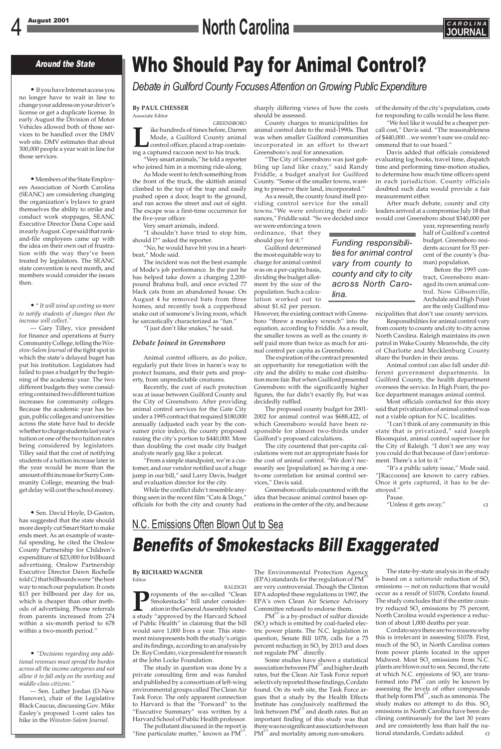## Around the State

• If you have Internet access you no longer have to wait in line to change your address on your driver's license or get a duplicate license. In early August the Division of Motor Vehicles allowed both of those services to be handled over the DMV web site. DMV estimates that about 300,000 people a year wait in line for those services.

• Members of the State Employees Association of North Carolina (SEANC) are considering changing the organization's bylaws to grant themselves the ability to strike and conduct work stoppages, SEANC Executive Director Dana Cope said in early August. Cope said that rank-and-file employees came up with the idea on their own out of frustration with the way they've been treated by legislators. The SEANC state convention is next month, and members would consider the issues then.

• *"It will wind up costing us more to notify students of changes than the increase will collect."*

— Gary Tilley, vice president for finance and operations at Surry Community College, telling the *Winston-Salem Journal* of the tight spot in which the state's delayed buget has put his institution. Legislators had failed to pass a budget by the beginning of the academic year. The two different budgets they were considering contained two different tuition increases for community colleges. Because the academic year has begun, public colleges and universities across the state have had to decide whether to charge students last year's tuition or one of the two tuition rates being considered by legislators. Tilley said that the cost of notifying students of a tuition increase later in the year would be more than the amount of thi increase for Surry Community College, meaning the budget delay will cost the school money.

• Sen. David Hoyle, D-Gaston, has suggested that the state should more deeply cut Smart Start to make ends meet. As an example of wasteful spending, he cited the Onslow County Partnership for Children's expenditure of $23,000 for billboard advertising. Onslow Partnership Executive Director Dawn Rochelle told *CJ* that billboards were "the best way to reach our population. It costs $13 per billboard per day for us, which is cheaper than other methods of advertising. Phone referrals from parents increased from 274 within a six-month period to 678 within a two-month period."

• *"Decisions regarding any additional revenues must spread the burden across all the income categories and not allow it to fall only on the working and middle-class citizens."*

— Sen. Luther Jordan (D-New Hanover), chair of the Legislative Black Caucus, discussing Gov. Mike Easley's proposed 1-cent sales tax hike in the *Winston-Salem Journal.*

# Who Should Pay for Animal Control?

*Debate in Guilford County Focuses Attention on Growing Public Expenditure*

**By PAUL CHESSER**
Associate Editor

GREENSBORO

Like hundreds of times before, Darren Mode, a Guilford County animal control officer, placed a trap containing a captured raccoon next to his truck.

"Very smart animals," he told a reporter who joined him in a morning ride-along.

As Mode went to fetch something from the front of the truck, the skittish animal climbed to the top of the trap and easily pushed open a door, leapt to the ground, and ran across the street and out of sight. The escape was a first-time occurrence for the five-year officer.

Very smart animals, indeed.

"I shouldn't have tried to stop him, should I?" asked the reporter.

"No, he would have bit you in a heartbeat," Mode said.

The incident was not the best example of Mode's job performance. In the past he has helped take down a charging 2,200-pound Brahma bull, and once evicted 77 black cats from an abandoned house. On August 4 he removed bats from three homes, and recently took a copperhead snake out of someone's living room, which he sarcastically characterized as "fun."

"I just don't like snakes," he said.

### Debate Joined in Greensboro

Animal control officers, as do police, regularly put their lives in harm's way to protect humans, and their pets and property, from unpredictable creatures.

Recently, the cost of such protection was at issue between Guilford County and the City of Greensboro. After providing animal control services for the Gate City under a 1995 contract that required $180,000 annually (adjusted each year by the consumer price index), the county proposed raising the city's portion to $440,000. More than doubling the cost made city budget analysts nearly gag like a polecat.

"From a simple standpoint, we're a customer, and our vendor notified us of a huge jump in our bill," said Larry Davis, budget and evaluation director for the city.

While the conflict didn't resemble anything seen in the recent film "Cats & Dogs," officials for both the city and county had sharply differing views of how the costs should be assessed.

County charges to municipalities for animal control date to the mid-1990s. That was when smaller Guilford communities incorporated in an effort to thwart Greensboro's zeal for annexation.

"The City of Greensboro was just gobbling up land like crazy," said Randy Friddle, a budget analyst for Guilford County. "Some of the smaller towns, wanting to preserve their land, incorporated."

As a result, the county found itself providing control service for the small towns."We were enforcing their ordinances," Friddle said. "So we decided since we were enforcing a town ordinance, that they should pay for it."

*Funding responsibilities for animal control vary from county to county and city to city across North Carolina.*

Guilford determined the most equitable way to charge for animal control was on a per-capita basis, dividing the budget allotment by the size of the population. Such a calculation worked out to about $1.62 per person. However, the existing contract with Greensboro "threw a monkey wrench" into the equation, according to Friddle. As a result, the smaller towns as well as the county itself paid more than twice as much for animal control per capita as Greensboro.

The expiration of the contract presented an opportunity for renegotiation with the city and the ability to make cost distribution more fair. But when Guilford presented Greensboro with the significantly higher figures, the fur didn't exactly fly, but was decidedly ruffled.

The proposed county budget for 2001-2002 for animal control was $688,422, of which Greensboro would have been responsible for almost two-thirds under Guilford's proposed calculations.

The city countered that per-capita calculations were not an appropriate basis for the cost of animal control. "We don't necessarily see [population] as having a one-to-one correlation for animal control services," Davis said.

Greensboro officials countered with the idea that because animal control bases operations in the center of the city, and because of the density of the city's population, costs for responding to calls would be less there.

"We feel like it would be a cheaper per-call cost," Davis said. "The reasonableness of $440,000…we weren't sure we could recommend that to our board."

Davis added that officials considered evaluating log books, travel time, dispatch time and performing time-motion studies, to determine how much time officers spent in each jurisdiction. County officials doubted such data would provide a fair measurement either.

After much debate, county and city leaders arrived at a compromise July 18 that would cost Greensboro about $340,000 per year, representing nearly half of Guilford's control budget. Greensboro residents account for 53 percent of the county's (human) population.

Before the 1995 contract, Greensboro managed its own animal control. Now Gibsonville, Archdale and High Point are the only Guilford municipalities that don't use county services.

Responsibilities for animal control vary from county to county and city to city across North Carolina. Raleigh maintains its own patrol in Wake County. Meanwhile, the city of Charlotte and Mecklenburg County share the burden in their areas.

Animal control can also fall under different government departments. In Guilford County, the health department oversees the service. In High Point, the police department manages animal control.

Most officials contacted for this story said that privatization of animal control was not a viable option for N.C. localities.

"I can't think of any community in this state that is privatized," said Joseph Bloomquist, animal control supervisor for the City of Raleigh. "I don't see any way you could do that because of (law) enforcement. There's a lot to it."

"It's a public safety issue," Mode said. "[Raccoons] are known to carry rabies. Once it gets captured, it has to be destroyed."

Pause.

"Unless it gets away." *CJ*

N.C. Emissions Often Blown Out to Sea

# Benefits of Smokestacks Bill Exaggerated

**By RICHARD WAGNER**
Editor

RALEIGH

Proponents of the so-called "Clean Smokestacks" bill under consideration in the General Assembly touted a study "approved by the Harvard School of Public Health" in claiming that the bill would save 1,000 lives a year. This statement misrepresents both the study's origin and its findings, according to an analysis by Dr. Roy Cordato, vice president for research at the John Locke Foundation.

The study in question was done by a private consulting firm and was funded and published by a consortium of left-wing environmental groups called The Clean Air Task Force. The only apparent connection to Harvard is that the "Forward" to the "Executive Summary" was written by a Harvard School of Public Health professor.

The pollutant discussed in the report is "fine particulate matter," known as $PM^{2.5}$. The Environmental Protection Agency (EPA) standards for the regulation of $PM^{2.5}$ are very controversial. Though the Clinton EPA adopted these regulations in 1997, the EPA's own Clean Air Science Advisory Committee refused to endorse them.

$PM^{2.5}$ is a by-product of sulfur dioxide ($SO_2$) which is emitted by coal-fueled electric power plants. The N.C. legislation in question, Senate Bill 1078, calls for a 75 percent reduction in $SO_2$ by 2013 and does not regulate $PM^{2.5}$ directly.

Some studies have shown a statistical association between $PM^{2.5}$ and higher death rates, but the Clean Air Task Force report selectively reported those findings, Cordato found. On its web site, the Task Force argues that a study by the Health Effects Institute has conclusively reaffirmed the link between $PM^{2.5}$ and death rates. But an important finding of this study was that there was no significant association between $PM^{2.5}$ and mortality among non-smokers.

The state-by-state analysis in the study is based on a *nationwide* reduction of $SO_2$ emissions — not on reductions that would occur as a result of S1078, Cordato found. The study concludes that if the entire country reduced $SO_2$ emissions by 75 percent, North Carolina would experience a reduction of about 1,000 deaths per year.

Cordato says there are two reasons why this is irrelevant in assessing S1078. First, much of the $SO_2$ in North Carolina comes from power plants located in the upper Midwest. Most $SO_2$ emissions from N.C. plants are blown out to sea. Second, the rate at which N.C. emissions of $SO_2$ are transformed into $PM^{2.5}$ can only be known by assessing the levels of other compounds that help form $PM^{2.5}$, such as ammonia. The study makes no attempt to do this. $SO_2$ emissions in North Carolina have been declining continuously for the last 30 years and are consistently less than half the national standards, Cordato added. *CJ*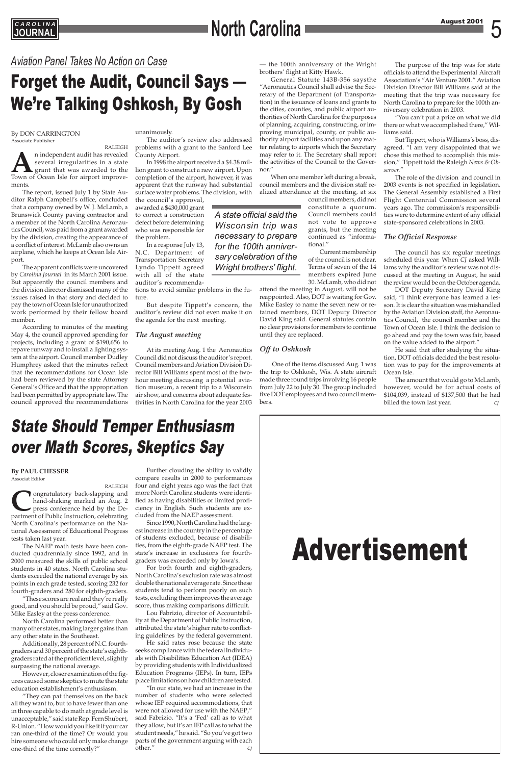## Aviation Panel Takes No Action on Case

# Forget the Audit, Council Says — We're Talking Oshkosh, By Gosh

By DON CARRINGTON
Associate Publisher

RALEIGH

An independent audit has revealed several irregularities in a state grant that was awarded to the Town of Ocean Isle for airport improvements.

The report, issued July 1 by State Auditor Ralph Campbell's office, concluded that a company owned by W. J. McLamb, a Brunswick County paving contractor and a member of the North Carolina Aeronautics Council, was paid from a grant awarded by the division, creating the appearance of a conflict of interest. McLamb also owns an airplane, which he keeps at Ocean Isle Airport.

The apparent conflicts were uncovered by *Carolina Journal* in its March 2001 issue. But apparently the council members and the division director dismissed many of the issues raised in that story and decided to pay the town of Ocean Isle for unauthorized work performed by their fellow board member.

According to minutes of the meeting May 4, the council approved spending for projects, including a grant of $190,656 to repave runway and to install a lighting system at the airport. Council member Dudley Humphrey asked that the minutes reflect that the recommendations for Ocean Isle had been reviewed by the state Attorney General's Office and that the appropriation had been permitted by appropriate law. The council approved the recommendations unanimously.

The auditor's review also addressed problems with a grant to the Sanford Lee County Airport.

In 1998 the airport received a $4.38 million grant to construct a new airport. Upon completion of the airport, however, it was apparent that the runway had substantial surface water problems. The division, with the council's approval, awarded a $430,000 grant to correct a construction defect before determining who was responsible for the problem.

In a response July 13, N.C. Department of Transportation Secretary Lyndo Tippett agreed with all of the state auditor's recommendations to avoid similar problems in the future.

But despite Tippett's concern, the auditor's review did not even make it on the agenda for the next meeting.

### *The August meeting*

At its meeting Aug. 1 the Aeronautics Council did not discuss the auditor's report. Council members and Aviation Division Director Bill Williams spent most of the two-hour meeting discussing a potential aviation museum, a recent trip to a Wisconsin air show, and concerns about adequate festivities in North Carolina for the year 2003 — the 100th anniversary of the Wright brothers' flight at Kitty Hawk.

General Statute 143B-356 saysthe "Aeronautics Council shall advise the Secretary of the Department (of Transportation) in the issuance of loans and grants to the cities, counties, and public airport authorities of North Carolina for the purposes of planning, acquiring, constructing, or improving municipal, county, or public authority airport facilities and upon any matter relating to airports which the Secretary may refer to it. The Secretary shall report the activities of the Council to the Governor."

*A state official said the Wisconsin trip was necessary to prepare for the 100th anniversary celebration of the Wright brothers' flight.*

When one member left during a break, council members and the division staff realized attendance at the meeting, at six council members, did not constitute a quorum. Council members could not vote to approve grants, but the meeting continued as "informational."

Current membership of the council is not clear. Terms of seven of the 14 members expired June 30. McLamb, who did not attend the meeting in August, will not be reappointed. Also, DOT is waiting for Gov. Mike Easley to name the seven new or retained members, DOT Deputy Director David King said. General statutes contain no clear provisions for members to continue until they are replaced.

### *Off to Oshkosh*

One of the items discussed Aug. 1 was the trip to Oshkosh, Wis. A state aircraft made three round trips involving 16 people from July 22 to July 30. The group included five DOT employees and two council members.

The purpose of the trip was for state officials to attend the Experimental Aircraft Association's "Air Venture 2001." Aviation Division Director Bill Williams said at the meeting that the trip was necessary for North Carolina to prepare for the 100th anniversary celebration in 2003.

"You can't put a price on what we did there or what we accomplished there," Williams said.

But Tippett, who is Williams's boss, disagreed. "I am very disappointed that we chose this method to accomplish this mission," Tippett told the Raleigh *News & Observer."*

The role of the division and council in 2003 events is not specified in legislation. The General Assembly established a First Flight Centennial Commission several years ago. The commission's responsibilities were to determine extent of any official state-sponsored celebrations in 2003.

### *The Official Response*

The council has six regular meetings scheduled this year. When *CJ* asked Williams why the auditor's review was not discussed at the meeting in August, he said the review would be on the October agenda.

DOT Deputy Secretary David King said, "I think everyone has learned a lesson. It is clear the situation was mishandled by the Aviation Division staff, the Aeronautics Council, the council member and the Town of Ocean Isle. I think the decision to go ahead and pay the town was fair, based on the value added to the airport."

He said that after studying the situation, DOT officials decided the best resolution was to pay for the improvements at Ocean Isle.

The amount that would go to McLamb, however, would be for actual costs of $104,039, instead of $137,500 that he had billed the town last year. *CJ*

# *State Should Temper Enthusiasm over Math Scores, Skeptics Say*

**By PAUL CHESSER**
Associat Editor

RALEIGH

Congratulatory back-slapping and hand-shaking marked an Aug. 2 press conference held by the Department of Public Instruction, celebrating North Carolina's performance on the National Assessment of Educational Progress tests taken last year.

The NAEP math tests have been conducted quadrennially since 1992, and in 2000 measured the skills of public school students in 40 states. North Carolina students exceeded the national average by six points in each grade tested, scoring 232 for fourth-graders and 280 for eighth-graders.

"These scores are real and they're really good, and you should be proud," said Gov. Mike Easley at the press conference.

North Carolina performed better than many other states, making larger gains than any other state in the Southeast.

Additionally, 28 percent of N.C. fourth-graders and 30 percent of the state's eighth-graders rated at the proficient level, slightly surpassing the national average.

However, closer examination of the figures caused some skeptics to mute the state education establishment's enthusiasm.

"They can pat themselves on the back all they want to, but to have fewer than one in three capable to do math at grade level is unacceptable," said state Rep. Fern Shubert, R-Union. "How would you like it if your car ran one-third of the time? Or would you hire someone who could only make change one-third of the time correctly?"

Further clouding the ability to validly compare results in 2000 to performances four and eight years ago was the fact that more North Carolina students were identified as having disabilities or limited proficiency in English. Such students are excluded from the NAEP assessment.

Since 1990, North Carolina had the largest increase in the country in the percentage of students excluded, because of disabilities, from the eighth-grade NAEP test. The state's increase in exclusions for fourth-graders was exceeded only by Iowa's.

For both fourth and eighth-graders, North Carolina's exclusion rate was almost double the national average rate. Since these students tend to perform poorly on such tests, excluding them improves the average score, thus making comparisons difficult.

Lou Fabrizio, director of Accountability at the Department of Public Instruction, attributed the state's higher rate to conflicting guidelines by the federal government.

He said rates rose because the state seeks compliance with the federal Individuals with Disabilities Education Act (IDEA) by providing students with Individualized Education Programs (IEPs). In turn, IEPs place limitations on how children are tested.

"In our state, we had an increase in the number of students who were selected whose IEP required accommodations, that were not allowed for use with the NAEP," said Fabrizio. "It's a 'Fed' call as to what they allow, but it's an IEP call as to what the student needs," he said. "So you've got two parts of the government arguing with each other." *CJ*

# Advertisement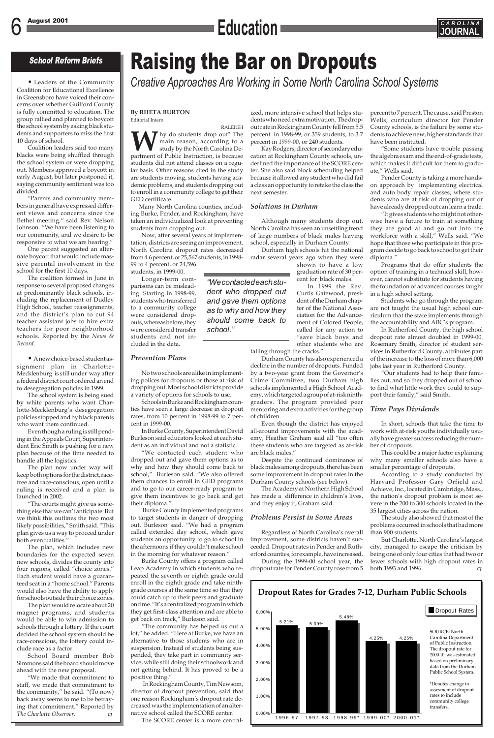# School Reform Briefs

• Leaders of the Community Coalition for Educational Excellence in Greensboro have voiced their concerns over whether Guilford County is fully committed to education. The group rallied and planned to boycott the school system by asking black students and supporters to miss the first 10 days of school.

Coalition leaders said too many blacks were being shuffled through the school system or were dropping out. Members approved a boycott in early August, but later postponed it, saying community sentiment was too divided.

"Parents and community members in general have expressed different views and concerns since the Bethel meeting," said Rev. Nelson Johnson. "We have been listening to our community, and we desire to be responsive to what we are hearing."

One parent suggested an alternate boycott that would include massive parental involvement in the school for the first 10 days.

The coalition formed in June in response to several proposed changes at predominantly black schools, including the replacement of Dudley High School, teacher reassignments, and the district's plan to cut 94 teacher assistant jobs to hire extra teachers for poor neighborhood schools. Reported by the *News & Record*.

• A new choice-based student assignment plan in Charlotte-Mecklenburg is still under way after a federal district court ordered an end to desegregation policies in 1999.

The school system is being sued by white parents who want Charlotte-Mecklenburg's desegregation policies stopped and by black parents who want them continued.

Even though a ruling is still pending in the Appeals Court, Superintendent Eric Smith is pushing for a new plan because of the time needed to handle all the logistics.

The plan now under way will keep both options for the district, race-free and race-conscious, open until a ruling is received and a plan is launched in 2002.

"The courts might give us something else that we can't anticipate. But we think this outlines the two most likely possibilities," Smith said. "This plan gives us a way to proceed under both eventualities."

The plan, which includes new boundaries for the expected seven new schools, divides the county into four regions, called "choice zones." Each student would have a guaranteed seat in a "home school." Parents would also have the ability to apply for schools outside their choice zones.

The plan would relocate about 20 magnet programs, and students would be able to win admission to schools through a lottery. If the court decided the school system should be race-conscious, the lottery could include race as a factor.

School Board member Bob Simmons said the board should move ahead with the new proposal.

"We made that commitment to staff, we made that commitment to the community," he said. "(To now) back away seems to me to be betraying that commitment." Reported by *The Charlotte Observer*. CJ

# Raising the Bar on Dropouts

*Creative Approaches Are Working in Some North Carolina School Systems*

**By RHETA BURTON**
Editorial Intern

RALEIGH

Why do students drop out? The main reason, according to a study by the North Carolina Department of Public Instruction, is because students did not attend classes on a regular basis. Other reasons cited in the study are students moving, students having academic problems, and students dropping out to enroll in a community college to get their GED certificate.

Many North Carolina counties, including Burke, Pender, and Rockingham, have taken an individualized look at preventing students from dropping out.

Now, after several years of implementation, districts are seeing an improvement. North Carolina dropout rates decreased from 4.6 percent, or 25,567 students, in 1998-99 to 4 percent, or 24,596 students, in 1999-00.

Longer-term comparisons can be misleading. Starting in 1998-99, students who transferred to a community college were considered dropouts, whereas before, they were considered transfer students and not included in the data.

> *"We contacted each student who dropped out and gave them options as to why and how they should come back to school."*

### Prevention Plans

No two schools are alike in implementing polices for dropouts or those at risk of dropping out. Most school districts provide a variety of options for schools to use.

Schools in Burke and Rockingham counties have seen a large decrease in dropout rates, from 10 percent in 1998-99 to 7 percent in 1999-00.

In Burke County, Superintendent David Burleson said educators looked at each student as an individual and not a statistic.

"We contacted each student who dropped out and gave them options as to why and how they should come back to school," Burleson said. "We also offered them chances to enroll in GED programs and to go to our career-ready program to give them incentives to go back and get their diploma."

Burke County implemented programs to target students in danger of dropping out, Burleson said. "We had a program called extended day school, which gave students an opportunity to go to school in the afternoons if they couldn't make school in the morning for whatever reason."

Burke County offers a program called Leap Academy in which students who repeated the seventh or eighth grade could enroll in the eighth grade and take ninth-grade courses at the same time so that they could catch up to their peers and graduate on time. "It's a centralized program in which they get first-class attention and are able to get back on track," Burleson said.

"The community has helped us out a lot," he added. "Here at Burke, we have an alternative to those students who are in suspension. Instead of students being suspended, they take part in community service, while still doing their schoolwork and not getting behind. It has proved to be a positive thing."

In Rockingham County, Tim Newsom, director of dropout prevention, said that one reason Rockingham's dropout rate decreased was the implementation of an alternative school called the SCORE center.

The SCORE center is a more centralized, more intensive school that helps students who need extra motivation. The dropout rate in Rockingham County fell from 5.5 percent in 1998-99, or 359 students, to 3.7 percent in 1999-00, or 240 students.

Kay Rodgers, director of secondary education at Rockingham County schools, underlined the importance of the SCORE center. She also said block scheduling helped because it allowed any student who did fail a class an opportunity to retake the class the next semester.

### Solutions in Durham

Although many students drop out, North Carolina has seen an unsettling trend of large numbers of black males leaving school, especially in Durham County.

Durham high schools hit the national radar several years ago when they were shown to have a low graduation rate of 30 percent for black males.

In 1999 the Rev. Curtis Gatewood, president of the Durham chapter of the National Association for the Advancement of Colored People, called for any action to "save black boys and other students who are falling through the cracks."

Durham County has also experienced a decline in the number of dropouts. Funded by a two-year grant from the Governor's Crime Commission, two Durham high schools implemented a High School Academy, which targeted a group of at-risk ninth-graders. The program provided peer mentoring and extra activities for the group of children.

Even though the district has enjoyed all-around improvements with the academy, Heather Graham said all "too often these students who are targeted as at-risk are black males."

Despite the continued dominance of black males among dropouts, there has been some improvement in dropout rates in the Durham County schools (see below).

The Academy at Northern High School has made a difference in children's lives, and they enjoy it, Graham said.

### Problems Persist in Some Areas

Regardless of North Carolina's overall improvement, some districts haven't succeeded. Dropout rates in Pender and Rutherford counties, for example, have increased.

During the 1999-00 school year, the dropout rate for Pender County rose from 5 percent to 7 percent. The cause, said Preston Wells, curriculum director for Pender County schools, is the failure by some students to achieve new, higher standards that have been instituted.

"Some students have trouble passing the algebra exam and the end-of-grade tests, which makes it difficult for them to graduate," Wells said.

Pender County is taking a more hands-on approach by implementing electrical and auto body repair classes, where students who are at risk of dropping out or have already dropped out can learn a trade.

"It gives students who might not otherwise have a future to train at something they are good at and go out into the workforce with a skill," Wells said. "We hope that those who participate in this program decide to go back to school to get their diploma."

Programs that do offer students the option of training in a technical skill, however, cannot substitute for students having the foundation of advanced courses taught in a high school setting.

Students who go through the program are not taught the usual high school curriculum that the state implements through the accountability and ABC's program.

In Rutherford County, the high school dropout rate almost doubled in 1999-00. Rosemary Smith, director of student services in Rutherford County, attributes part of the increase to the loss of more than 6,000 jobs last year in Rutherford County.

"Our students had to help their families out, and so they dropped out of school to find what little work they could to support their family," said Smith.

### Time Pays Dividends

In short, schools that take the time to work with at-risk youths individually usually have greater success reducing the number of dropouts.

This could be a major factor explaining why many smaller schools also have a smaller percentage of dropouts.

According to a study conducted by Harvard Professor Gary Orfield and Achieve, Inc., located in Cambridge, Mass., the nation's dropout problem is most severe in the 200 to 300 schools located in the 35 largest cities across the nation.

The study also showed that most of the problems occurred in schools that had more than 900 students.

But Charlotte, North Carolina's largest city, managed to escape the criticism by being one of only four cities that had two or fewer schools with high dropout rates in both 1993 and 1996. CJ

**Dropout Rates for Grades 7-12, Durham Public Schools**

| School Year | Dropout Rate |
|---|---|
| 1996-97 | 5.21% |
| 1997-98 | 5.09% |
| 1998-99* | 5.48% |
| 1999-00* | 4.25% |
| 2000-01* | 4.25% |

SOURCE: North Carolina Department of Public Instruction. The dropout rate for 2000-01 was estimated based on preliminary data from the Durham Public School System.

*Denotes change in assesment of dropout rates to include community college transfers.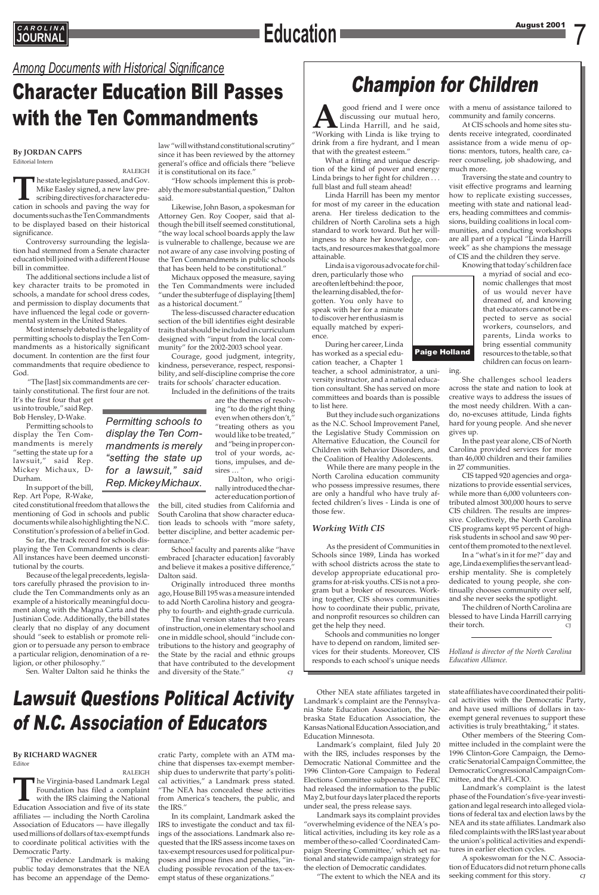*Among Documents with Historical Significance*

# Character Education Bill Passes with the Ten Commandments

**By JORDAN CAPPS**
Editorial Intern

RALEIGH

The state legislature passed, and Gov. Mike Easley signed, a new law prescribing directives for character education in schools and paving the way for documents such as the Ten Commandments to be displayed based on their historical significance.

Controversy surrounding the legislation had stemmed from a Senate character education bill joined with a different House bill in committee.

The additional sections include a list of key character traits to be promoted in schools, a mandate for school dress codes, and permission to display documents that have influenced the legal code or governmental system in the United States.

Most intensely debated is the legality of permitting schools to display the Ten Commandments as a historically significant document. In contention are the first four commandments that require obedience to God.

"The [last] six commandments are certainly constitutional. The first four are not. It's the first four that get us into trouble," said Rep. Bob Hensley, D-Wake.

Permitting schools to display the Ten Commandments is merely "setting the state up for a lawsuit," said Rep. Mickey Michaux, D-Durham.

*Permitting schools to display the Ten Commandments is merely "setting the state up for a lawsuit," said Rep. Mickey Michaux.*

In support of the bill, Rep. Art Pope, R-Wake, cited constitutional freedom that allows the mentioning of God in schools and public documents while also highlighting the N.C. Constitution's profession of a belief in God.

So far, the track record for schools displaying the Ten Commandments is clear: All instances have been deemed unconstitutional by the courts.

Because of the legal precedents, legislators carefully phrased the provision to include the Ten Commandments only as an example of a historically meaningful document along with the Magna Carta and the Justinian Code. Additionally, the bill states clearly that no display of any document should "seek to establish or promote religion or to persuade any person to embrace a particular religion, denomination of a religion, or other philosophy."

Sen. Walter Dalton said he thinks the law "will withstand constitutional scrutiny" since it has been reviewed by the attorney general's office and officials there "believe it is constitutional on its face."

"How schools implement this is probably the more substantial question," Dalton said.

Likewise, John Bason, a spokesman for Attorney Gen. Roy Cooper, said that although the bill itself seemed constitutional, "the way local school boards apply the law is vulnerable to challenge, because we are not aware of any case involving posting of the Ten Commandments in public schools that has been held to be constitutional."

Michaux opposed the measure, saying the Ten Commandments were included "under the subterfuge of displaying [them] as a historical document."

The less-discussed character education section of the bill identifies eight desirable traits that should be included in curriculum designed with "input from the local community" for the 2002-2003 school year.

Courage, good judgment, integrity, kindness, perseverance, respect, responsibility, and self-discipline comprise the core traits for schools' character education.

Included in the definitions of the traits are the themes of resolving "to do the right thing even when others don't," "treating others as you would like to be treated," and "being in proper control of your words, actions, impulses, and desires … "

Dalton, who originally introduced the character education portion of the bill, cited studies from California and South Carolina that show character education leads to schools with "more safety, better discipline, and better academic performance."

School faculty and parents alike "have embraced [character education] favorably and believe it makes a positive difference," Dalton said.

Originally introduced three months ago, House Bill 195 was a measure intended to add North Carolina history and geography to fourth- and eighth-grade curricula.

The final version states that two years of instruction, one in elementary school and one in middle school, should "include contributions to the history and geography of the State by the racial and ethnic groups that have contributed to the development and diversity of the State." CJ

# Champion for Children

A good friend and I were once discussing our mutual hero, Linda Harrill, and he said, "Working with Linda is like trying to drink from a fire hydrant, and I mean that with the greatest esteem."

What a fitting and unique description of the kind of power and energy Linda brings to her fight for children . . . full blast and full steam ahead!

Linda Harrill has been my mentor for most of my career in the education arena. Her tireless dedication to the children of North Carolina sets a high standard to work toward. But her willingness to share her knowledge, contacts, and resources makes that goal more attainable.

Linda is a vigorous advocate for children, particularly those who are often left behind: the poor, the learning disabled, the forgotten. You only have to speak with her for a minute to discover her enthusiasm is equally matched by experience.

Paige Holland

During her career, Linda has worked as a special education teacher, a Chapter 1 teacher, a school administrator, a university instructor, and a national education consultant. She has served on more committees and boards than is possible to list here.

But they include such organizations as the N.C. School Improvement Panel, the Legislative Study Commission on Alternative Education, the Council for Children with Behavior Disorders, and the Coalition of Healthy Adolescents.

While there are many people in the North Carolina education community who possess impressive resumes, there are only a handful who have truly affected children's lives - Linda is one of those few.

### *Working With CIS*

As the president of Communities in Schools since 1989, Linda has worked with school districts across the state to develop appropriate educational programs for at-risk youths. CIS is not a program but a broker of resources. Working together, CIS shows communities how to coordinate their public, private, and nonprofit resources so children can get the help they need.

Schools and communities no longer have to depend on random, limited services for their students. Moreover, CIS responds to each school's unique needs with a menu of assistance tailored to community and family concerns.

At CIS schools and home sites students receive integrated, coordinated assistance from a wide menu of options: mentors, tutors, health care, career counseling, job shadowing, and much more.

Traversing the state and country to visit effective programs and learning how to replicate existing successes, meeting with state and national leaders, heading committees and commissions, building coalitions in local communities, and conducting workshops are all part of a typical "Linda Harrill week" as she champions the message of CIS and the children they serve.

Knowing that today's children face a myriad of social and economic challenges that most of us would never have dreamed of, and knowing that educators cannot be expected to serve as social workers, counselors, and parents, Linda works to bring essential community resources to the table, so that children can focus on learning.

She challenges school leaders across the state and nation to look at creative ways to address the issues of the most needy children. With a can-do, no-excuses attitude, Linda fights hard for young people. And she never gives up.

In the past year alone, CIS of North Carolina provided services for more than 46,000 children and their families in 27 communities.

CIS tapped 920 agencies and organizations to provide essential services, while more than 6,000 volunteers contributed almost 300,000 hours to serve CIS children. The results are impressive. Collectively, the North Carolina CIS programs kept 95 percent of high-risk students in school and saw 90 percent of them promoted to the next level.

In a "what's in it for me?" day and age, Linda exemplifies the servant leadership mentality. She is completely dedicated to young people, she continually chooses community over self, and she never seeks the spotlight.

The children of North Carolina are blessed to have Linda Harrill carrying their torch. CJ

*Holland is director of the North Carolina Education Alliance.*

# Lawsuit Questions Political Activity of N.C. Association of Educators

**By RICHARD WAGNER**
Editor

RALEIGH

The Virginia-based Landmark Legal Foundation has filed a complaint with the IRS claiming the National Education Association and five of its state affiliates — including the North Carolina Association of Educators — have illegally used millions of dollars of tax-exempt funds to coordinate political activities with the Democratic Party.

"The evidence Landmark is making public today demonstrates that the NEA has become an appendage of the Democratic Party, complete with an ATM machine that dispenses tax-exempt membership dues to underwrite that party's political activities," a Landmark press stated. "The NEA has concealed these activities from America's teachers, the public, and the IRS."

In its complaint, Landmark asked the IRS to investigate the conduct and tax filings of the associations. Landmark also requested that the IRS assess income taxes on tax-exempt resources used for political purposes and impose fines and penalties, "including possible revocation of the tax-exempt status of these organizations."

Other NEA state affiliates targeted in Landmark's complaint are the Pennsylvania State Education Association, the Nebraska State Education Association, the Kansas National Education Association, and Education Minnesota.

Landmark's complaint, filed July 20 with the IRS, includes responses by the Democratic National Committee and the 1996 Clinton-Gore Campaign to Federal Elections Committee subpoenas. The FEC had released the information to the public May 2, but four days later placed the reports under seal, the press release says.

Landmark says its complaint provides "overwhelming evidence of the NEA's political activities, including its key role as a member of the so-called 'Coordinated Campaign Steering Committee,' which set national and statewide campaign strategy for the election of Democratic candidates.

"The extent to which the NEA and its state affiliates have coordinated their political activities with the Democratic Party, and have used millions of dollars in tax-exempt general revenues to support these activities is truly breathtaking," it states.

Other members of the Steering Committee included in the complaint were the 1996 Clinton-Gore Campaign, the Democratic Senatorial Campaign Committee, the Democratic Congressional Campaign Committee, and the AFL-CIO.

Landmark's complaint is the latest phase of the Foundation's five-year investigation and legal research into alleged violations of federal tax and election laws by the NEA and its state affiliates. Landmark also filed complaints with the IRS last year about the union's political activities and expenditures in earlier election cycles.

A spokeswoman for the N.C. Association of Educators did not return phone calls seeking comment for this story. CJ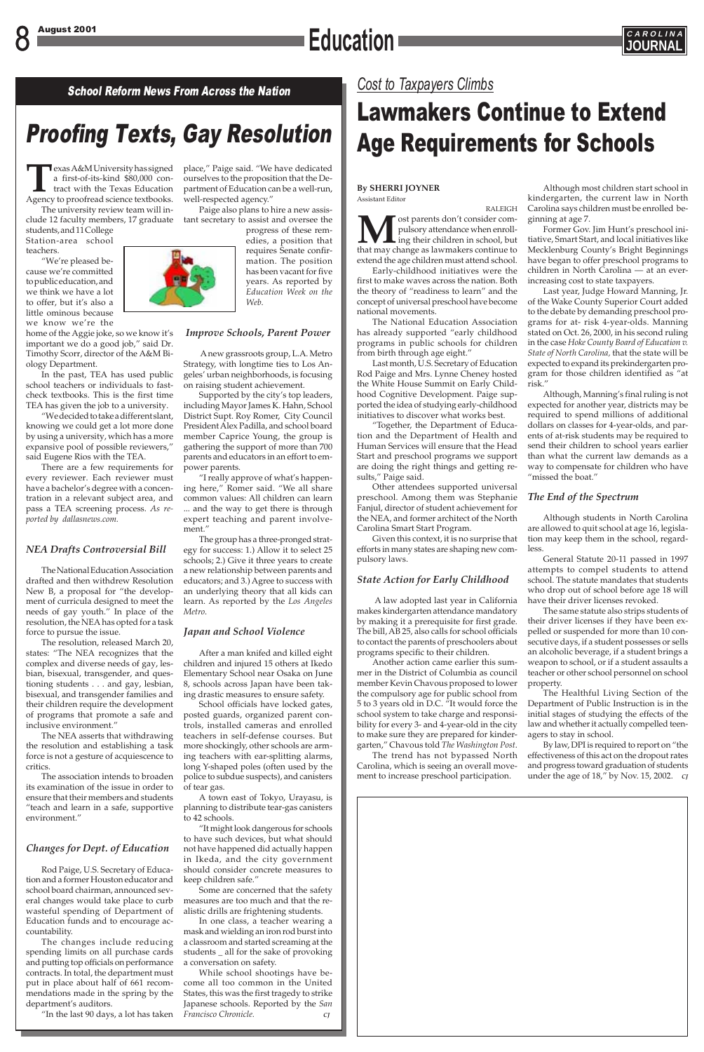## School Reform News From Across the Nation

# Proofing Texts, Gay Resolution

Texas A&M University has signed a first-of-its-kind $80,000 contract with the Texas Education Agency to proofread science textbooks.

The university review team will include 12 faculty members, 17 graduate students, and 11 College Station-area school teachers.

"We're pleased because we're committed to public education, and we think we have a lot to offer, but it's also a little ominous because we know we're the home of the Aggie joke, so we know it's important we do a good job," said Dr. Timothy Scorr, director of the A&M Biology Department.

In the past, TEA has used public school teachers or individuals to fast-check textbooks. This is the first time TEA has given the job to a university.

"We decided to take a different slant, knowing we could get a lot more done by using a university, which has a more expansive pool of possible reviewers," said Eugene Rios with the TEA.

There are a few requirements for every reviewer. Each reviewer must have a bachelor's degree with a concentration in a relevant subject area, and pass a TEA screening process. *As reported by dallasnews.com.*

### *NEA Drafts Controversial Bill*

The National Education Association drafted and then withdrew Resolution New B, a proposal for "the development of curricula designed to meet the needs of gay youth." In place of the resolution, the NEA has opted for a task force to pursue the issue.

The resolution, released March 20, states: "The NEA recognizes that the complex and diverse needs of gay, lesbian, bisexual, transgender, and questioning students . . . and gay, lesbian, bisexual, and transgender families and their children require the development of programs that promote a safe and inclusive environment."

The NEA asserts that withdrawing the resolution and establishing a task force is not a gesture of acquiescence to critics.

The association intends to broaden its examination of the issue in order to ensure that their members and students "teach and learn in a safe, supportive environment."

### *Changes for Dept. of Education*

Rod Paige, U.S. Secretary of Education and a former Houston educator and school board chairman, announced several changes would take place to curb wasteful spending of Department of Education funds and to encourage accountability.

The changes include reducing spending limits on all purchase cards and putting top officials on performance contracts. In total, the department must put in place about half of 661 recommendations made in the spring by the department's auditors.

"In the last 90 days, a lot has taken place," Paige said. "We have dedicated ourselves to the proposition that the Department of Education can be a well-run, well-respected agency."

Paige also plans to hire a new assistant secretary to assist and oversee the progress of these remedies, a position that requires Senate confirmation. The position has been vacant for five years. As reported by *Education Week on the Web.*

### *Improve Schools, Parent Power*

A new grassroots group, L.A. Metro Strategy, with longtime ties to Los Angeles' urban neighborhoods, is focusing on raising student achievement.

Supported by the city's top leaders, including Mayor James K. Hahn, School District Supt. Roy Romer, City Council President Alex Padilla, and school board member Caprice Young, the group is gathering the support of more than 700 parents and educators in an effort to empower parents.

"I really approve of what's happening here," Romer said. "We all share common values: All children can learn ... and the way to get there is through expert teaching and parent involvement."

The group has a three-pronged strategy for success: 1.) Allow it to select 25 schools; 2.) Give it three years to create a new relationship between parents and educators; and 3.) Agree to success with an underlying theory that all kids can learn. As reported by the *Los Angeles Metro.*

### *Japan and School Violence*

After a man knifed and killed eight children and injured 15 others at Ikedo Elementary School near Osaka on June 8, schools across Japan have been taking drastic measures to ensure safety.

School officials have locked gates, posted guards, organized parent controls, installed cameras and enrolled teachers in self-defense courses. But more shockingly, other schools are arming teachers with ear-splitting alarms, long Y-shaped poles (often used by the police to subdue suspects), and canisters of tear gas.

A town east of Tokyo, Urayasu, is planning to distribute tear-gas canisters to 42 schools.

"It might look dangerous for schools to have such devices, but what should not have happened did actually happen in Ikeda, and the city government should consider concrete measures to keep children safe."

Some are concerned that the safety measures are too much and that the realistic drills are frightening students.

In one class, a teacher wearing a mask and wielding an iron rod burst into a classroom and started screaming at the students _ all for the sake of provoking a conversation on safety.

While school shootings have become all too common in the United States, this was the first tragedy to strike Japanese schools. Reported by the *San Francisco Chronicle.* *CJ*

*Cost to Taxpayers Climbs*

# Lawmakers Continue to Extend Age Requirements for Schools

**By SHERRI JOYNER**
Assistant Editor

RALEIGH

Most parents don't consider compulsory attendance when enrolling their children in school, but that may change as lawmakers continue to extend the age children must attend school.

Early-childhood initiatives were the first to make waves across the nation. Both the theory of "readiness to learn" and the concept of universal preschool have become national movements.

The National Education Association has already supported "early childhood programs in public schools for children from birth through age eight."

Last month, U.S. Secretary of Education Rod Paige and Mrs. Lynne Cheney hosted the White House Summit on Early Childhood Cognitive Development. Paige supported the idea of studying early-childhood initiatives to discover what works best.

"Together, the Department of Education and the Department of Health and Human Services will ensure that the Head Start and preschool programs we support are doing the right things and getting results," Paige said.

Other attendees supported universal preschool. Among them was Stephanie Fanjul, director of student achievement for the NEA, and former architect of the North Carolina Smart Start Program.

Given this context, it is no surprise that efforts in many states are shaping new compulsory laws.

### *State Action for Early Childhood*

A law adopted last year in California makes kindergarten attendance mandatory by making it a prerequisite for first grade. The bill, AB 25, also calls for school officials to contact the parents of preschoolers about programs specific to their children.

Another action came earlier this summer in the District of Columbia as council member Kevin Chavous proposed to lower the compulsory age for public school from 5 to 3 years old in D.C. "It would force the school system to take charge and responsibility for every 3- and 4-year-old in the city to make sure they are prepared for kindergarten," Chavous told *The Washington Post*.

The trend has not bypassed North Carolina, which is seeing an overall movement to increase preschool participation.

Although most children start school in kindergarten, the current law in North Carolina says children must be enrolled beginning at age 7.

Former Gov. Jim Hunt's preschool initiative, Smart Start, and local initiatives like Mecklenburg County's Bright Beginnings have began to offer preschool programs to children in North Carolina — at an ever-increasing cost to state taxpayers.

Last year, Judge Howard Manning, Jr. of the Wake County Superior Court added to the debate by demanding preschool programs for at- risk 4-year-olds. Manning stated on Oct. 26, 2000, in his second ruling in the case *Hoke County Board of Education v. State of North Carolina*, that the state will be expected to expand its prekindergarten program for those children identified as "at risk."

Although, Manning's final ruling is not expected for another year, districts may be required to spend millions of additional dollars on classes for 4-year-olds, and parents of at-risk students may be required to send their children to school years earlier than what the current law demands as a way to compensate for children who have "missed the boat."

### *The End of the Spectrum*

Although students in North Carolina are allowed to quit school at age 16, legislation may keep them in the school, regardless.

General Statute 20-11 passed in 1997 attempts to compel students to attend school. The statute mandates that students who drop out of school before age 18 will have their driver licenses revoked.

The same statute also strips students of their driver licenses if they have been expelled or suspended for more than 10 consecutive days, if a student possesses or sells an alcoholic beverage, if a student brings a weapon to school, or if a student assaults a teacher or other school personnel on school property.

The Healthful Living Section of the Department of Public Instruction is in the initial stages of studying the effects of the law and whether it actually compelled teenagers to stay in school.

By law, DPI is required to report on "the effectiveness of this act on the dropout rates and progress toward graduation of students under the age of 18," by Nov. 15, 2002. *CJ*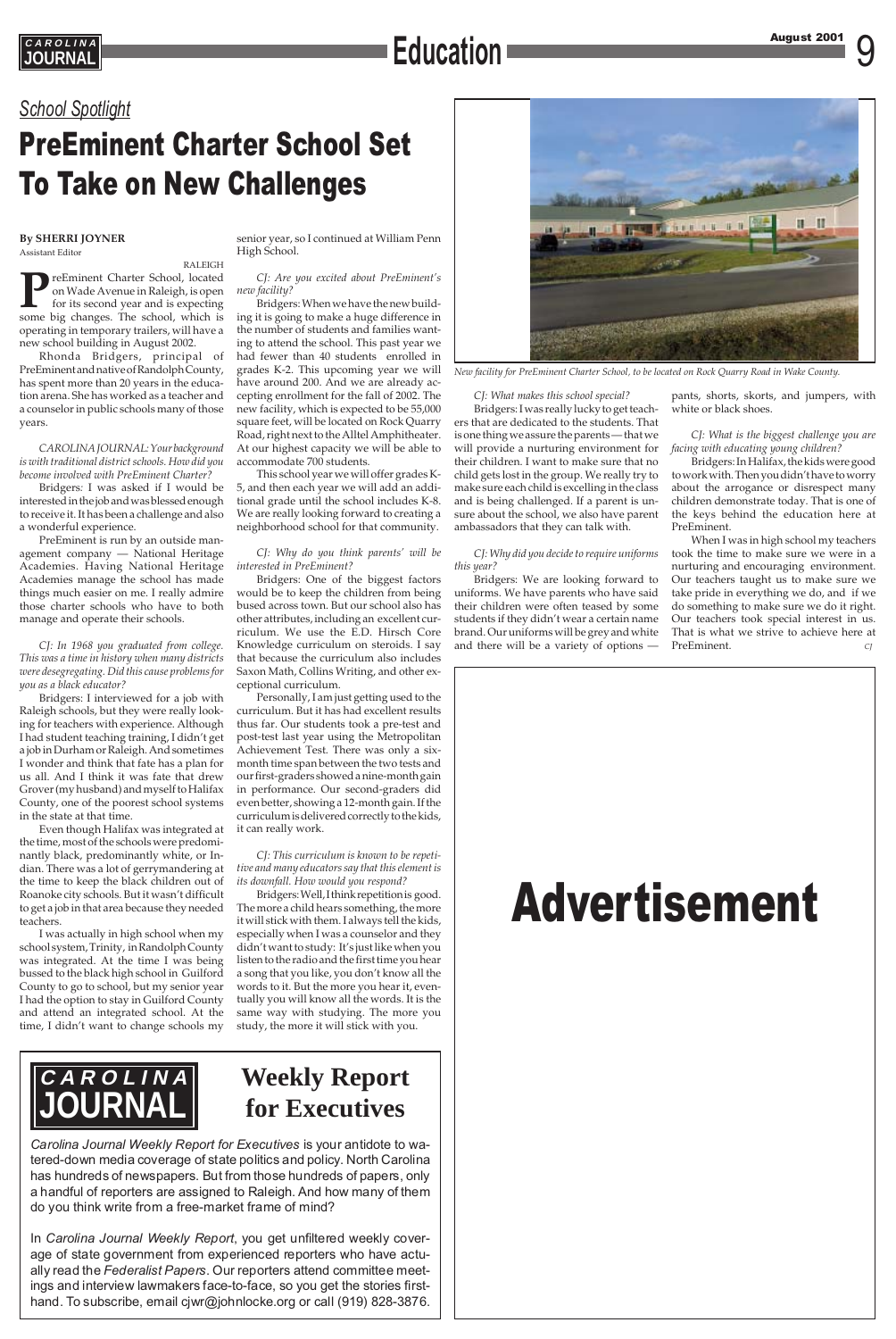*School Spotlight*

# PreEminent Charter School Set To Take on New Challenges

**By SHERRI JOYNER**
Assistant Editor

RALEIGH

PreEminent Charter School, located on Wade Avenue in Raleigh, is open for its second year and is expecting some big changes. The school, which is operating in temporary trailers, will have a new school building in August 2002.

Rhonda Bridgers, principal of PreEminent and native of Randolph County, has spent more than 20 years in the education arena. She has worked as a teacher and a counselor in public schools many of those years.

*CAROLINA JOURNAL: Your background is with traditional district schools. How did you become involved with PreEminent Charter?*

Bridgers: I was asked if I would be interested in the job and was blessed enough to receive it. It has been a challenge and also a wonderful experience.

PreEminent is run by an outside management company — National Heritage Academies. Having National Heritage Academies manage the school has made things much easier on me. I really admire those charter schools who have to both manage and operate their schools.

*CJ: In 1968 you graduated from college. This was a time in history when many districts were desegregating. Did this cause problems for you as a black educator?*

Bridgers: I interviewed for a job with Raleigh schools, but they were really looking for teachers with experience. Although I had student teaching training, I didn't get a job in Durham or Raleigh. And sometimes I wonder and think that fate has a plan for us all. And I think it was fate that drew Grover (my husband) and myself to Halifax County, one of the poorest school systems in the state at that time.

Even though Halifax was integrated at the time, most of the schools were predominantly black, predominantly white, or Indian. There was a lot of gerrymandering at the time to keep the black children out of Roanoke city schools. But it wasn't difficult to get a job in that area because they needed teachers.

I was actually in high school when my school system, Trinity, in Randolph County was integrated. At the time I was being bussed to the black high school in Guilford County to go to school, but my senior year I had the option to stay in Guilford County and attend an integrated school. At the time, I didn't want to change schools my senior year, so I continued at William Penn High School.

*CJ: Are you excited about PreEminent's new facility?*

Bridgers: When we have the new building it is going to make a huge difference in the number of students and families wanting to attend the school. This past year we had fewer than 40 students enrolled in grades K-2. This upcoming year we will have around 200. And we are already accepting enrollment for the fall of 2002. The new facility, which is expected to be 55,000 square feet, will be located on Rock Quarry Road, right next to the Alltel Amphitheater. At our highest capacity we will be able to accommodate 700 students.

This school year we will offer grades K-5, and then each year we will add an additional grade until the school includes K-8. We are really looking forward to creating a neighborhood school for that community.

*CJ: Why do you think parents' will be interested in PreEminent?*

Bridgers: One of the biggest factors would be to keep the children from being bused across town. But our school also has other attributes, including an excellent curriculum. We use the E.D. Hirsch Core Knowledge curriculum on steroids. I say that because the curriculum also includes Saxon Math, Collins Writing, and other exceptional curriculum.

Personally, I am just getting used to the curriculum. But it has had excellent results thus far. Our students took a pre-test and post-test last year using the Metropolitan Achievement Test. There was only a six-month time span between the two tests and our first-graders showed a nine-month gain in performance. Our second-graders did even better, showing a 12-month gain. If the curriculum is delivered correctly to the kids, it can really work.

*CJ: This curriculum is known to be repetitive and many educators say that this element is its downfall. How would you respond?*

Bridgers: Well, I think repetition is good. The more a child hears something, the more it will stick with them. I always tell the kids, especially when I was a counselor and they didn't want to study: It's just like when you listen to the radio and the first time you hear a song that you like, you don't know all the words to it. But the more you hear it, eventually you will know all the words. It is the same way with studying. The more you study, the more it will stick with you.

New facility for PreEminent Charter School, to be located on Rock Quarry Road in Wake County.

*CJ: What makes this school special?*

Bridgers: I was really lucky to get teachers that are dedicated to the students. That is one thing we assure the parents — that we will provide a nurturing environment for their children. I want to make sure that no child gets lost in the group. We really try to make sure each child is excelling in the class and is being challenged. If a parent is unsure about the school, we also have parent ambassadors that they can talk with.

*CJ: Why did you decide to require uniforms this year?*

Bridgers: We are looking forward to uniforms. We have parents who have said their children were often teased by some students if they didn't wear a certain name brand. Our uniforms will be grey and white and there will be a variety of options — pants, shorts, skorts, and jumpers, with white or black shoes.

*CJ: What is the biggest challenge you are facing with educating young children?*

Bridgers: In Halifax, the kids were good to work with. Then you didn't have to worry about the arrogance or disrespect many children demonstrate today. That is one of the keys behind the education here at PreEminent.

When I was in high school my teachers took the time to make sure we were in a nurturing and encouraging environment. Our teachers taught us to make sure we take pride in everything we do, and if we do something to make sure we do it right. Our teachers took special interest in us. That is what we strive to achieve here at PreEminent. *CJ*

# Advertisement

## CAROLINA JOURNAL Weekly Report for Executives

*Carolina Journal Weekly Report for Executives* is your antidote to watered-down media coverage of state politics and policy. North Carolina has hundreds of newspapers. But from those hundreds of papers, only a handful of reporters are assigned to Raleigh. And how many of them do you think write from a free-market frame of mind?

In *Carolina Journal Weekly Report*, you get unfiltered weekly coverage of state government from experienced reporters who have actually read the *Federalist Papers*. Our reporters attend committee meetings and interview lawmakers face-to-face, so you get the stories firsthand. To subscribe, email cjwr@johnlocke.org or call (919) 828-3876.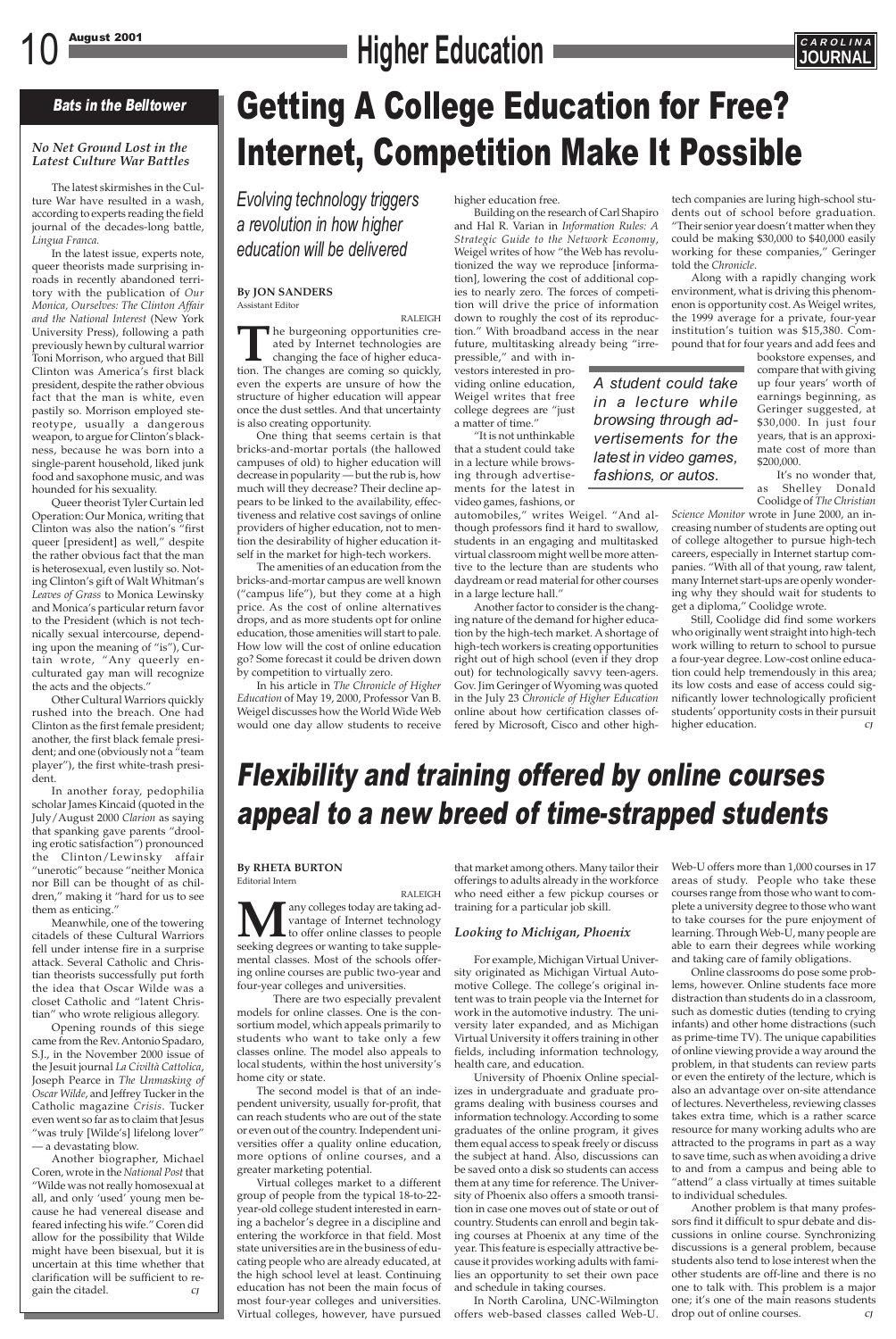## Bats in the Belltower

### *No Net Ground Lost in the Latest Culture War Battles*

The latest skirmishes in the Culture War have resulted in a wash, according to experts reading the field journal of the decades-long battle, *Lingua Franca*.

In the latest issue, experts note, queer theorists made surprising inroads in recently abandoned territory with the publication of *Our Monica, Ourselves: The Clinton Affair and the National Interest* (New York University Press), following a path previously hewn by cultural warrior Toni Morrison, who argued that Bill Clinton was America's first black president, despite the rather obvious fact that the man is white, even pastily so. Morrison employed stereotype, usually a dangerous weapon, to argue for Clinton's blackness, because he was born into a single-parent household, liked junk food and saxophone music, and was hounded for his sexuality.

Queer theorist Tyler Curtain led Operation: Our Monica, writing that Clinton was also the nation's "first queer [president] as well," despite the rather obvious fact that the man is heterosexual, even lustily so. Noting Clinton's gift of Walt Whitman's *Leaves of Grass* to Monica Lewinsky and Monica's particular return favor to the President (which is not technically sexual intercourse, depending upon the meaning of "is"), Curtain wrote, "Any queerly enculturated gay man will recognize the acts and the objects."

Other Cultural Warriors quickly rushed into the breach. One had Clinton as the first female president; another, the first black female president; and one (obviously not a "team player"), the first white-trash president.

In another foray, pedophilia scholar James Kincaid (quoted in the July/August 2000 *Clarion* as saying that spanking gave parents "drooling erotic satisfaction") pronounced the Clinton/Lewinsky affair "unerotic" because "neither Monica nor Bill can be thought of as children," making it "hard for us to see them as enticing."

Meanwhile, one of the towering citadels of these Cultural Warriors fell under intense fire in a surprise attack. Several Catholic and Christian theorists successfully put forth the idea that Oscar Wilde was a closet Catholic and "latent Christian" who wrote religious allegory.

Opening rounds of this siege came from the Rev. Antonio Spadaro, S.J., in the November 2000 issue of the Jesuit journal *La Civiltà Cattolica*, Joseph Pearce in *The Unmasking of Oscar Wilde*, and Jeffrey Tucker in the Catholic magazine *Crisis*. Tucker even went so far as to claim that Jesus "was truly [Wilde's] lifelong lover" — a devastating blow.

Another biographer, Michael Coren, wrote in the *National Post* that "Wilde was not really homosexual at all, and only 'used' young men because he had venereal disease and feared infecting his wife." Coren did allow for the possibility that Wilde might have been bisexual, but it is uncertain at this time whether that clarification will be sufficient to regain the citadel. *CJ*

# Getting A College Education for Free? Internet, Competition Make It Possible

*Evolving technology triggers a revolution in how higher education will be delivered*

**By JON SANDERS**
Assistant Editor

RALEIGH

The burgeoning opportunities created by Internet technologies are changing the face of higher education. The changes are coming so quickly, even the experts are unsure of how the structure of higher education will appear once the dust settles. And that uncertainty is also creating opportunity.

One thing that seems certain is that bricks-and-mortar portals (the hallowed campuses of old) to higher education will decrease in popularity — but the rub is, how much will they decrease? Their decline appears to be linked to the availability, effectiveness and relative cost savings of online providers of higher education, not to mention the desirability of higher education itself in the market for high-tech workers.

The amenities of an education from the bricks-and-mortar campus are well known ("campus life"), but they come at a high price. As the cost of online alternatives drops, and as more students opt for online education, those amenities will start to pale. How low will the cost of online education go? Some forecast it could be driven down by competition to virtually zero.

In his article in *The Chronicle of Higher Education* of May 19, 2000, Professor Van B. Weigel discusses how the World Wide Web would one day allow students to receive higher education free.

Building on the research of Carl Shapiro and Hal R. Varian in *Information Rules: A Strategic Guide to the Network Economy*, Weigel writes of how "the Web has revolutionized the way we reproduce [information], lowering the cost of additional copies to nearly zero. The forces of competition will drive the price of information down to roughly the cost of its reproduction." With broadband access in the near future, multitasking already being "irrepressible," and with investors interested in providing online education, Weigel writes that free college degrees are "just a matter of time."

> *A student could take in a lecture while browsing through advertisements for the latest in video games, fashions, or autos.*

"It is not unthinkable that a student could take in a lecture while browsing through advertisements for the latest in video games, fashions, or automobiles," writes Weigel. "And although professors find it hard to swallow, students in an engaging and multitasked virtual classroom might well be more attentive to the lecture than are students who daydream or read material for other courses in a large lecture hall."

Another factor to consider is the changing nature of the demand for higher education by the high-tech market. A shortage of high-tech workers is creating opportunities right out of high school (even if they drop out) for technologically savvy teen-agers. Gov. Jim Geringer of Wyoming was quoted in the July 23 *Chronicle of Higher Education* online about how certification classes offered by Microsoft, Cisco and other high-tech companies are luring high-school students out of school before graduation. "Their senior year doesn't matter when they could be making $30,000 to $40,000 easily working for these companies," Geringer told the *Chronicle*.

Along with a rapidly changing work environment, what is driving this phenomenon is opportunity cost. As Weigel writes, the 1999 average for a private, four-year institution's tuition was $15,380. Compound that for four years and add fees and bookstore expenses, and compare that with giving up four years' worth of earnings beginning, as Geringer suggested, at $30,000. In just four years, that is an approximate cost of more than $200,000.

It's no wonder that, as Shelley Donald Coolidge of *The Christian Science Monitor* wrote in June 2000, an increasing number of students are opting out of college altogether to pursue high-tech careers, especially in Internet startup companies. "With all of that young, raw talent, many Internet start-ups are openly wondering why they should wait for students to get a diploma," Coolidge wrote.

Still, Coolidge did find some workers who originally went straight into high-tech work willing to return to school to pursue a four-year degree. Low-cost online education could help tremendously in this area; its low costs and ease of access could significantly lower technologically proficient students' opportunity costs in their pursuit higher education. *CJ*

# *Flexibility and training offered by online courses appeal to a new breed of time-strapped students*

**By RHETA BURTON**
Editorial Intern

RALEIGH

Many colleges today are taking advantage of Internet technology to offer online classes to people seeking degrees or wanting to take supplemental classes. Most of the schools offering online courses are public two-year and four-year colleges and universities.

There are two especially prevalent models for online classes. One is the consortium model, which appeals primarily to students who want to take only a few classes online. The model also appeals to local students, within the host university's home city or state.

The second model is that of an independent university, usually for-profit, that can reach students who are out of the state or even out of the country. Independent universities offer a quality online education, more options of online courses, and a greater marketing potential.

Virtual colleges market to a different group of people from the typical 18-to-22-year-old college student interested in earning a bachelor's degree in a discipline and entering the workforce in that field. Most state universities are in the business of educating people who are already educated, at the high school level at least. Continuing education has not been the main focus of most four-year colleges and universities. Virtual colleges, however, have pursued that market among others. Many tailor their offerings to adults already in the workforce who need either a few pickup courses or training for a particular job skill.

### *Looking to Michigan, Phoenix*

For example, Michigan Virtual University originated as Michigan Virtual Automotive College. The college's original intent was to train people via the Internet for work in the automotive industry. The university later expanded, and as Michigan Virtual University it offers training in other fields, including information technology, health care, and education.

University of Phoenix Online specializes in undergraduate and graduate programs dealing with business courses and information technology. According to some graduates of the online program, it gives them equal access to speak freely or discuss the subject at hand. Also, discussions can be saved onto a disk so students can access them at any time for reference. The University of Phoenix also offers a smooth transition in case one moves out of state or out of country. Students can enroll and begin taking courses at Phoenix at any time of the year. This feature is especially attractive because it provides working adults with families an opportunity to set their own pace and schedule in taking courses.

In North Carolina, UNC-Wilmington offers web-based classes called Web-U. Web-U offers more than 1,000 courses in 17 areas of study. People who take these courses range from those who want to complete a university degree to those who want to take courses for the pure enjoyment of learning. Through Web-U, many people are able to earn their degrees while working and taking care of family obligations.

Online classrooms do pose some problems, however. Online students face more distraction than students do in a classroom, such as domestic duties (tending to crying infants) and other home distractions (such as prime-time TV). The unique capabilities of online viewing provide a way around the problem, in that students can review parts or even the entirety of the lecture, which is also an advantage over on-site attendance of lectures. Nevertheless, reviewing classes takes extra time, which is a rather scarce resource for many working adults who are attracted to the programs in part as a way to save time, such as when avoiding a drive to and from a campus and being able to "attend" a class virtually at times suitable to individual schedules.

Another problem is that many professors find it difficult to spur debate and discussions in online course. Synchronizing discussions is a general problem, because students also tend to lose interest when the other students are off-line and there is no one to talk with. This problem is a major one; it's one of the main reasons students drop out of online courses. *CJ*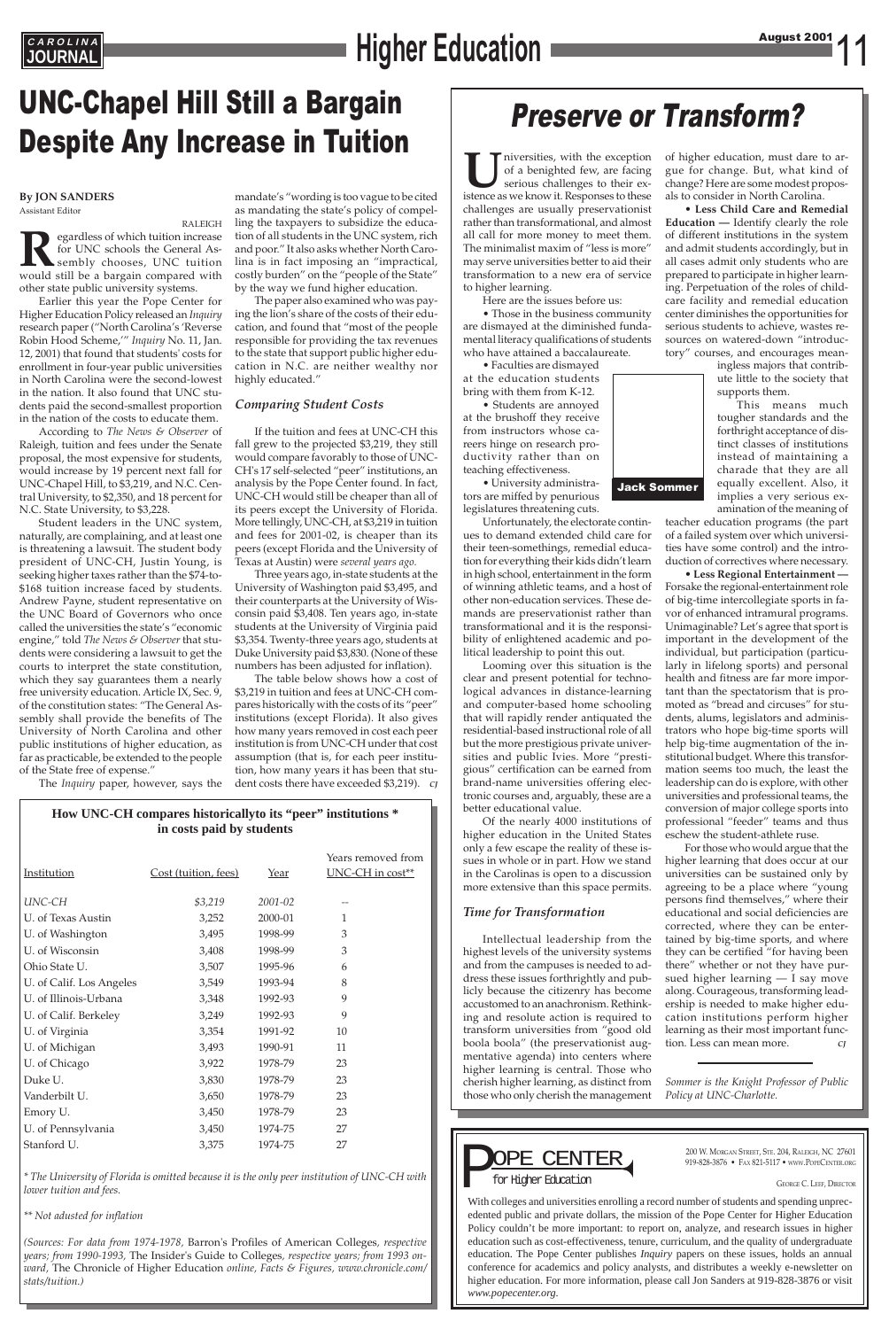# UNC-Chapel Hill Still a Bargain Despite Any Increase in Tuition

**By JON SANDERS**
Assistant Editor

RALEIGH

Regardless of which tuition increase for UNC schools the General Assembly chooses, UNC tuition would still be a bargain compared with other state public university systems.

Earlier this year the Pope Center for Higher Education Policy released an *Inquiry* research paper ("North Carolina's 'Reverse Robin Hood Scheme,'" *Inquiry* No. 11, Jan. 12, 2001) that found that students' costs for enrollment in four-year public universities in North Carolina were the second-lowest in the nation. It also found that UNC students paid the second-smallest proportion in the nation of the costs to educate them.

According to *The News & Observer* of Raleigh, tuition and fees under the Senate proposal, the most expensive for students, would increase by 19 percent next fall for UNC-Chapel Hill, to $3,219, and N.C. Central University, to $2,350, and 18 percent for N.C. State University, to $3,228.

Student leaders in the UNC system, naturally, are complaining, and at least one is threatening a lawsuit. The student body president of UNC-CH, Justin Young, is seeking higher taxes rather than the $74-to-$168 tuition increase faced by students. Andrew Payne, student representative on the UNC Board of Governors who once called the universities the state's "economic engine," told *The News & Observer* that students were considering a lawsuit to get the courts to interpret the state constitution, which they say guarantees them a nearly free university education. Article IX, Sec. 9, of the constitution states: "The General Assembly shall provide the benefits of The University of North Carolina and other public institutions of higher education, as far as practicable, be extended to the people of the State free of expense."

The *Inquiry* paper, however, says the mandate's "wording is too vague to be cited as mandating the state's policy of compelling the taxpayers to subsidize the education of all students in the UNC system, rich and poor." It also asks whether North Carolina is in fact imposing an "impractical, costly burden" on the "people of the State" by the way we fund higher education.

The paper also examined who was paying the lion's share of the costs of their education, and found that "most of the people responsible for providing the tax revenues to the state that support public higher education in N.C. are neither wealthy nor highly educated."

### *Comparing Student Costs*

If the tuition and fees at UNC-CH this fall grew to the projected $3,219, they still would compare favorably to those of UNC-CH's 17 self-selected "peer" institutions, an analysis by the Pope Center found. In fact, UNC-CH would still be cheaper than all of its peers except the University of Florida. More tellingly, UNC-CH, at $3,219 in tuition and fees for 2001-02, is cheaper than its peers (except Florida and the University of Texas at Austin) were *several years ago.*

Three years ago, in-state students at the University of Washington paid $3,495, and their counterparts at the University of Wisconsin paid $3,408. Ten years ago, in-state students at the University of Virginia paid $3,354. Twenty-three years ago, students at Duke University paid $3,830. (None of these numbers has been adjusted for inflation).

The table below shows how a cost of $3,219 in tuition and fees at UNC-CH compares historically with the costs of its "peer" institutions (except Florida). It also gives how many years removed in cost each peer institution is from UNC-CH under that cost assumption (that is, for each peer institution, how many years it has been that student costs there have exceeded $3,219). *CJ*

**How UNC-CH compares historicallyto its "peer" institutions * in costs paid by students**

| Institution | Cost (tuition, fees) | Year | Years removed from UNC-CH in cost** |
|---|---|---|---|
| *UNC-CH* | *$3,219* | *2001-02* | -- |
| U. of Texas Austin | 3,252 | 2000-01 | 1 |
| U. of Washington | 3,495 | 1998-99 | 3 |
| U. of Wisconsin | 3,408 | 1998-99 | 3 |
| Ohio State U. | 3,507 | 1995-96 | 6 |
| U. of Calif. Los Angeles | 3,549 | 1993-94 | 8 |
| U. of Illinois-Urbana | 3,348 | 1992-93 | 9 |
| U. of Calif. Berkeley | 3,249 | 1992-93 | 9 |
| U. of Virginia | 3,354 | 1991-92 | 10 |
| U. of Michigan | 3,493 | 1990-91 | 11 |
| U. of Chicago | 3,922 | 1978-79 | 23 |
| Duke U. | 3,830 | 1978-79 | 23 |
| Vanderbilt U. | 3,650 | 1978-79 | 23 |
| Emory U. | 3,450 | 1978-79 | 23 |
| U. of Pennsylvania | 3,450 | 1974-75 | 27 |
| Stanford U. | 3,375 | 1974-75 | 27 |

*\* The University of Florida is omitted because it is the only peer institution of UNC-CH with lower tuition and fees.*

*\*\* Not adusted for inflation*

*(Sources: For data from 1974-1978,* Barron's Profiles of American Colleges*, respective years; from 1990-1993,* The Insider's Guide to Colleges*, respective years; from 1993 onward,* The Chronicle of Higher Education *online, Facts & Figures, www.chronicle.com/stats/tuition.)*

# *Preserve or Transform?*

Universities, with the exception of a benighted few, are facing serious challenges to their existence as we know it. Responses to these challenges are usually preservationist rather than transformational, and almost all call for more money to meet them. The minimalist maxim of "less is more" may serve universities better to aid their transformation to a new era of service to higher learning.

Here are the issues before us:

• Those in the business community are dismayed at the diminished fundamental literacy qualifications of students who have attained a baccalaureate.

• Faculties are dismayed at the education students bring with them from K-12.

• Students are annoyed at the brushoff they receive from instructors whose careers hinge on research productivity rather than on teaching effectiveness.

• University administrators are miffed by penurious legislatures threatening cuts.

Jack Sommer

Unfortunately, the electorate continues to demand extended child care for their teen-somethings, remedial education for everything their kids didn't learn in high school, entertainment in the form of winning athletic teams, and a host of other non-education services. These demands are preservationist rather than transformational and it is the responsibility of enlightened academic and political leadership to point this out.

Looming over this situation is the clear and present potential for technological advances in distance-learning and computer-based home schooling that will rapidly render antiquated the residential-based instructional role of all but the more prestigious private universities and public Ivies. More "prestigious" certification can be earned from brand-name universities offering electronic courses and, arguably, these are a better educational value.

Of the nearly 4000 institutions of higher education in the United States only a few escape the reality of these issues in whole or in part. How we stand in the Carolinas is open to a discussion more extensive than this space permits.

### *Time for Transformation*

Intellectual leadership from the highest levels of the university systems and from the campuses is needed to address these issues forthrightly and publicly because the citizenry has become accustomed to an anachronism. Rethinking and resolute action is required to transform universities from "good old boola boola" (the preservationist augmentative agenda) into centers where higher learning is central. Those who cherish higher learning, as distinct from those who only cherish the management of higher education, must dare to argue for change. But, what kind of change? Here are some modest proposals to consider in North Carolina.

**• Less Child Care and Remedial Education —** Identify clearly the role of different institutions in the system and admit students accordingly, but in all cases admit only students who are prepared to participate in higher learning. Perpetuation of the roles of child-care facility and remedial education center diminishes the opportunities for serious students to achieve, wastes resources on watered-down "introductory" courses, and encourages meaningless majors that contribute little to the society that supports them.

This means much tougher standards and the forthright acceptance of distinct classes of institutions instead of maintaining a charade that they are all equally excellent. Also, it implies a very serious examination of the meaning of teacher education programs (the part of a failed system over which universities have some control) and the introduction of correctives where necessary.

**• Less Regional Entertainment —** Forsake the regional-entertainment role of big-time intercollegiate sports in favor of enhanced intramural programs. Unimaginable? Let's agree that sport is important in the development of the individual, but participation (particularly in lifelong sports) and personal health and fitness are far more important than the spectatorism that is promoted as "bread and circuses" for students, alums, legislators and administrators who hope big-time sports will help big-time augmentation of the institutional budget. Where this transformation seems too much, the least the leadership can do is explore, with other universities and professional teams, the conversion of major college sports into professional "feeder" teams and thus eschew the student-athlete ruse.

For those who would argue that the higher learning that does occur at our universities can be sustained only by agreeing to be a place where "young persons find themselves," where their educational and social deficiencies are corrected, where they can be entertained by big-time sports, and where they can be certified "for having been there" whether or not they have pursued higher learning — I say move along. Courageous, transforming leadership is needed to make higher education institutions perform higher learning as their most important function. Less can mean more. *CJ*

*Sommer is the Knight Professor of Public Policy at UNC-Charlotte.*

**POPE CENTER for Higher Education**

200 W. Morgan Street, Ste. 204, Raleigh, NC 27601
919-828-3876 • Fax 821-5117 • www.PopeCenter.org

George C. Leef, Director

With colleges and universities enrolling a record number of students and spending unprecedented public and private dollars, the mission of the Pope Center for Higher Education Policy couldn't be more important: to report on, analyze, and research issues in higher education such as cost-effectiveness, tenure, curriculum, and the quality of undergraduate education. The Pope Center publishes *Inquiry* papers on these issues, holds an annual conference for academics and policy analysts, and distributes a weekly e-newsletter on higher education. For more information, please call Jon Sanders at 919-828-3876 or visit *www.popecenter.org*.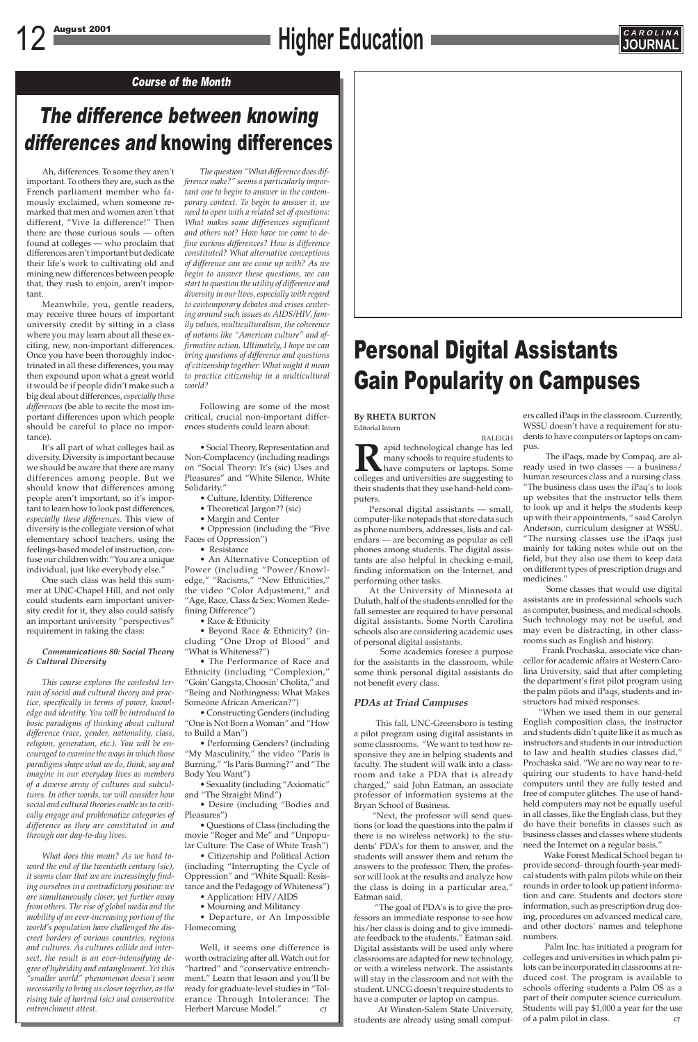### Course of the Month

# *The difference between knowing differences and* knowing differences

Ah, differences. To some they aren't important. To others they are, such as the French parliament member who famously exclaimed, when someone remarked that men and women aren't that different, "Vive la difference!" Then there are those curious souls — often found at colleges — who proclaim that differences aren't important but dedicate their life's work to cultivating old and mining new differences between people that, they rush to enjoin, aren't important.

Meanwhile, you, gentle readers, may receive three hours of important university credit by sitting in a class where you may learn about all these exciting, new, non-important differences. Once you have been thoroughly indoctrinated in all these differences, you may then expound upon what a great world it would be if people didn't make such a big deal about differences, *especially these differences* (be able to recite the most important differences upon which people should be careful to place no importance).

It's all part of what colleges hail as diversity. Diversity is important because we should be aware that there are many differences among people. But we should know that differences among people aren't important, so it's important to learn how to look past differences, *especially these differences.* This view of diversity is the collegiate version of what elementary school teachers, using the feelings-based model of instruction, confuse our children with: "You are a unique individual, just like everybody else."

One such class was held this summer at UNC-Chapel Hill, and not only could students earn important university credit for it, they also could satisfy an important university "perspectives" requirement in taking the class:

***Communications 80: Social Theory & Cultural Diversity***

*This course explores the contested terrain of social and cultural theory and practice, specifically in terms of power, knowledge and identity. You will be introduced to basic paradigms of thinking about cultural difference (race, gender, nationality, class, religion, generation, etc.). You will be encouraged to examine the ways in which those paradigms shape what we do, think, say and imagine in our everyday lives as members of a diverse array of cultures and subcultures. In other words, we will consider how social and cultural theories enable us to critically engage and problematize categories of difference as they are constituted in and through our day-to-day lives.*

*What does this mean? As we head toward the end of the twentieth century (sic), it seems clear that we are increasingly finding ourselves in a contradictory position: we are simultaneously closer, yet further away from others. The rise of global media and the mobility of an ever-increasing portion of the world's population have challenged the discreet borders of various countries, regions and cultures. As cultures collide and intersect, the result is an ever-intensifying degree of hybridity and entanglement. Yet this "smaller world" phenomenon doesn't seem necessarily to bring us closer together, as the rising tide of hartred (sic) and conservative entrenchment attest.*

*The question "What difference does difference make?" seems a particularly important one to begin to answer in the contemporary context. To begin to answer it, we need to open with a related set of questions: What makes some differences significant and others not? How have we come to define various differences? How is difference constituted? What alternative conceptions of difference can we come up with? As we begin to answer these questions, we can start to question the utility of difference and diversity in our lives, especially with regard to contemporary debates and crises centering around such issues as AIDS/HIV, family values, multiculturalism, the coherence of notions like "American culture" and affirmative action. Ultimately, I hope we can bring questions of difference and questions of citizenship together: What might it mean to practice citizenship in a multicultural world?*

Following are some of the most critical, crucial non-important differences students could learn about:

- Social Theory, Representation and Non-Complacency (including readings on "Social Theory: It's (sic) Uses and Pleasures" and "White Silence, White Solidarity."
- Culture, Identity, Difference
- Theoretical Jargon?? (sic)
- Margin and Center
- Oppression (including the "Five Faces of Oppression")
- Resistance
- An Alternative Conception of Power (including "Power/Knowledge," "Racisms," "New Ethnicities," the video "Color Adjustment," and "Age, Race, Class & Sex: Women Redefining Difference")
- Race & Ethnicity
- Beyond Race & Ethnicity? (including "One Drop of Blood" and "What is Whiteness?")
- The Performance of Race and Ethnicity (including "Complexion," "Goin' Gangsta, Choosin' Cholita," and "Being and Nothingness: What Makes Someone African American?")
- Constructing Genders (including "One is Not Born a Woman" and "How to Build a Man")
- Performing Genders? (including "My Masculinity," the video "Paris is Burning," "Is Paris Burning?" and "The Body You Want")
- Sexuality (including "Axiomatic" and "The Straight Mind")
- Desire (including "Bodies and Pleasures")
- Questions of Class (including the movie "Roger and Me" and "Unpopular Culture: The Case of White Trash")
- Citizenship and Political Action (including "Interrupting the Cycle of Oppression" and "White Squall: Resistance and the Pedagogy of Whiteness")
- Application: HIV/AIDS
- Mourning and Militancy
- Departure, or An Impossible Homecoming

Well, it seems one difference is worth ostracizing after all. Watch out for "hartred" and "conservative entrenchment." Learn that lesson and you'll be ready for graduate-level studies in "Tolerance Through Intolerance: The Herbert Marcuse Model." *CJ*

# Personal Digital Assistants Gain Popularity on Campuses

**By RHETA BURTON**
Editorial Intern

RALEIGH

Rapid technological change has led many schools to require students to have computers or laptops. Some colleges and universities are suggesting to their students that they use hand-held computers.

Personal digital assistants — small, computer-like notepads that store data such as phone numbers, addresses, lists and calendars — are becoming as popular as cell phones among students. The digital assistants are also helpful in checking e-mail, finding information on the Internet, and performing other tasks.

At the University of Minnesota at Duluth, half of the students enrolled for the fall semester are required to have personal digital assistants. Some North Carolina schools also are considering academic uses of personal digital assistants.

Some academics foresee a purpose for the assistants in the classroom, while some think personal digital assistants do not benefit every class.

### *PDAs at Triad Campuses*

This fall, UNC-Greensboro is testing a pilot program using digital assistants in some classrooms. "We want to test how responsive they are in helping students and faculty. The student will walk into a classroom and take a PDA that is already charged," said John Eatman, an associate professor of information systems at the Bryan School of Business.

"Next, the professor will send questions (or load the questions into the palm if there is no wireless network) to the students' PDA's for them to answer, and the students will answer them and return the answers to the professor. Then, the professor will look at the results and analyze how the class is doing in a particular area," Eatman said.

"The goal of PDA's is to give the professors an immediate response to see how his/her class is doing and to give immediate feedback to the students," Eatman said. Digital assistants will be used only where classrooms are adapted for new technology, or with a wireless network. The assistants will stay in the classroom and not with the student. UNCG doesn't require students to have a computer or laptop on campus.

At Winston-Salem State University, students are already using small computers called iPaqs in the classroom. Currently, WSSU doesn't have a requirement for students to have computers or laptops on campus.

The iPaqs, made by Compaq, are already used in two classes — a business/human resources class and a nursing class. "The business class uses the iPaq's to look up websites that the instructor tells them to look up and it helps the students keep up with their appointments, " said Carolyn Anderson, curriculum designer at WSSU. "The nursing classes use the iPaqs just mainly for taking notes while out on the field, but they also use them to keep data on different types of prescription drugs and medicines."

Some classes that would use digital assistants are in professional schools such as computer, business, and medical schools. Such technology may not be useful, and may even be distracting, in other classrooms such as English and history.

Frank Prochaska, associate vice chancellor for academic affairs at Western Carolina University, said that after completing the department's first pilot program using the palm pilots and iPaqs, students and instructors had mixed responses.

"When we used them in our general English composition class, the instructor and students didn't quite like it as much as instructors and students in our introduction to law and health studies classes did," Prochaska said. "We are no way near to requiring our students to have hand-held computers until they are fully tested and free of computer glitches. The use of hand-held computers may not be equally useful in all classes, like the English class, but they do have their benefits in classes such as business classes and classes where students need the Internet on a regular basis."

Wake Forest Medical School began to provide second- through fourth-year medical students with palm pilots while on their rounds in order to look up patient information and care. Students and doctors store information, such as prescription drug dosing, procedures on advanced medical care, and other doctors' names and telephone numbers.

Palm Inc. has initiated a program for colleges and universities in which palm pilots can be incorporated in classrooms at reduced cost. The program is available to schools offering students a Palm OS as a part of their computer science curriculum. Students will pay $1,000 a year for the use of a palm pilot in class. *CJ*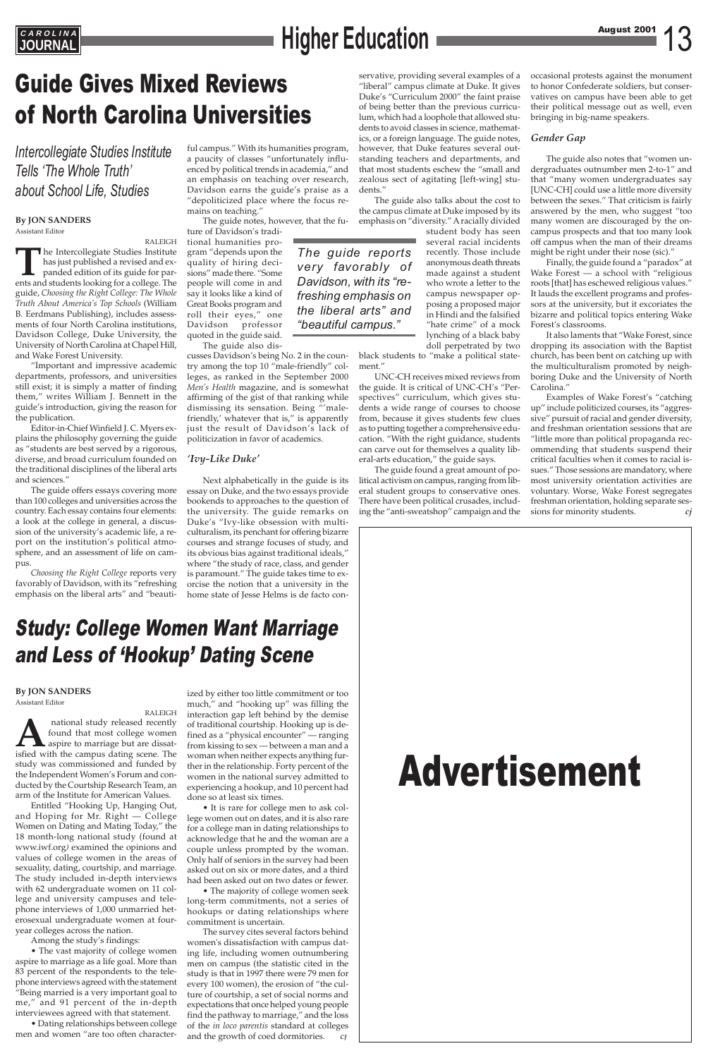# Guide Gives Mixed Reviews of North Carolina Universities

*Intercollegiate Studies Institute Tells 'The Whole Truth' about School Life, Studies*

**By JON SANDERS**
Assistant Editor

RALEIGH

The Intercollegiate Studies Institute has just published a revised and expanded edition of its guide for parents and students looking for a college. The guide, *Choosing the Right College: The Whole Truth About America's Top Schools* (William B. Eerdmans Publishing), includes assessments of four North Carolina institutions, Davidson College, Duke University, the University of North Carolina at Chapel Hill, and Wake Forest University.

"Important and impressive academic departments, professors, and universities still exist; it is simply a matter of finding them," writes William J. Bennett in the guide's introduction, giving the reason for the publication.

Editor-in-Chief Winfield J. C. Myers explains the philosophy governing the guide as "students are best served by a rigorous, diverse, and broad curriculum founded on the traditional disciplines of the liberal arts and sciences."

The guide offers essays covering more than 100 colleges and universities across the country. Each essay contains four elements: a look at the college in general, a discussion of the university's academic life, a report on the institution's political atmosphere, and an assessment of life on campus.

*Choosing the Right College* reports very favorably of Davidson, with its "refreshing emphasis on the liberal arts" and "beautiful campus." With its humanities program, a paucity of classes "unfortunately influenced by political trends in academia," and an emphasis on teaching over research, Davidson earns the guide's praise as a "depoliticized place where the focus remains on teaching."

The guide notes, however, that the future of Davidson's traditional humanities program "depends upon the quality of hiring decisions" made there. "Some people will come in and say it looks like a kind of Great Books program and roll their eyes," one Davidson professor quoted in the guide said.

> *The guide reports very favorably of Davidson, with its "refreshing emphasis on the liberal arts" and "beautiful campus."*

The guide also discusses Davidson's being No. 2 in the country among the top 10 "male-friendly" colleges, as ranked in the September 2000 *Men's Health* magazine, and is somewhat affirming of the gist of that ranking while dismissing its sensation. Being "'male-friendly,' whatever that is," is apparently just the result of Davidson's lack of politicization in favor of academics.

### *'Ivy-Like Duke'*

Next alphabetically in the guide is its essay on Duke, and the two essays provide bookends to approaches to the question of the university. The guide remarks on Duke's "Ivy-like obsession with multiculturalism, its penchant for offering bizarre courses and strange focuses of study, and its obvious bias against traditional ideals," where "the study of race, class, and gender is paramount." The guide takes time to exorcise the notion that a university in the home state of Jesse Helms is de facto conservative, providing several examples of a "liberal" campus climate at Duke. It gives Duke's "Curriculum 2000" the faint praise of being better than the previous curriculum, which had a loophole that allowed students to avoid classes in science, mathematics, or a foreign language. The guide notes, however, that Duke features several outstanding teachers and departments, and that most students eschew the "small and zealous sect of agitating [left-wing] students."

The guide also talks about the cost to the campus climate at Duke imposed by its emphasis on "diversity." A racially divided student body has seen several racial incidents recently. Those include anonymous death threats made against a student who wrote a letter to the campus newspaper opposing a proposed major in Hindi and the falsified "hate crime" of a mock lynching of a black baby doll perpetrated by two black students to "make a political statement."

UNC-CH receives mixed reviews from the guide. It is critical of UNC-CH's "Perspectives" curriculum, which gives students a wide range of courses to choose from, because it gives students few clues as to putting together a comprehensive education. "With the right guidance, students can carve out for themselves a quality liberal-arts education," the guide says.

The guide found a great amount of political activism on campus, ranging from liberal student groups to conservative ones. There have been political crusades, including the "anti-sweatshop" campaign and the occasional protests against the monument to honor Confederate soldiers, but conservatives on campus have been able to get their political message out as well, even bringing in big-name speakers.

### *Gender Gap*

The guide also notes that "women undergraduates outnumber men 2-to-1" and that "many women undergraduates say [UNC-CH] could use a little more diversity between the sexes." That criticism is fairly answered by the men, who suggest "too many women are discouraged by the on-campus prospects and that too many look off campus when the man of their dreams might be right under their nose (sic)."

Finally, the guide found a "paradox" at Wake Forest — a school with "religious roots [that] has eschewed religious values." It lauds the excellent programs and professors at the university, but it excoriates the bizarre and political topics entering Wake Forest's classrooms.

It also laments that "Wake Forest, since dropping its association with the Baptist church, has been bent on catching up with the multiculturalism promoted by neighboring Duke and the University of North Carolina."

Examples of Wake Forest's "catching up" include politicized courses, its "aggressive" pursuit of racial and gender diversity, and freshman orientation sessions that are "little more than political propaganda recommending that students suspend their critical faculties when it comes to racial issues." Those sessions are mandatory, where most university orientation activities are voluntary. Worse, Wake Forest segregates freshman orientation, holding separate sessions for minority students. *cj*

# *Study: College Women Want Marriage and Less of 'Hookup' Dating Scene*

**By JON SANDERS**
Assistant Editor

RALEIGH

A national study released recently found that most college women aspire to marriage but are dissatisfied with the campus dating scene. The study was commissioned and funded by the Independent Women's Forum and conducted by the Courtship Research Team, an arm of the Institute for American Values.

Entitled "Hooking Up, Hanging Out, and Hoping for Mr. Right — College Women on Dating and Mating Today," the 18 month-long national study (found at www.iwf.org) examined the opinions and values of college women in the areas of sexuality, dating, courtship, and marriage. The study included in-depth interviews with 62 undergraduate women on 11 college and university campuses and telephone interviews of 1,000 unmarried heterosexual undergraduate women at four-year colleges across the nation.

Among the study's findings:

- The vast majority of college women aspire to marriage as a life goal. More than 83 percent of the respondents to the telephone interviews agreed with the statement "Being married is a very important goal to me," and 91 percent of the in-depth interviewees agreed with that statement.
- Dating relationships between college men and women "are too often characterized by either too little commitment or too much," and "hooking up" was filling the interaction gap left behind by the demise of traditional courtship. Hooking up is defined as a "physical encounter" — ranging from kissing to sex — between a man and a woman when neither expects anything further in the relationship. Forty percent of the women in the national survey admitted to experiencing a hookup, and 10 percent had done so at least six times.
- It is rare for college men to ask college women out on dates, and it is also rare for a college man in dating relationships to acknowledge that he and the woman are a couple unless prompted by the woman. Only half of seniors in the survey had been asked out on six or more dates, and a third had been asked out on two dates or fewer.
- The majority of college women seek long-term commitments, not a series of hookups or dating relationships where commitment is uncertain.

The survey cites several factors behind women's dissatisfaction with campus dating life, including women outnumbering men on campus (the statistic cited in the study is that in 1997 there were 79 men for every 100 women), the erosion of "the culture of courtship, a set of social norms and expectations that once helped young people find the pathway to marriage," and the loss of the *in loco parentis* standard at colleges and the growth of coed dormitories. *cj*

Advertisement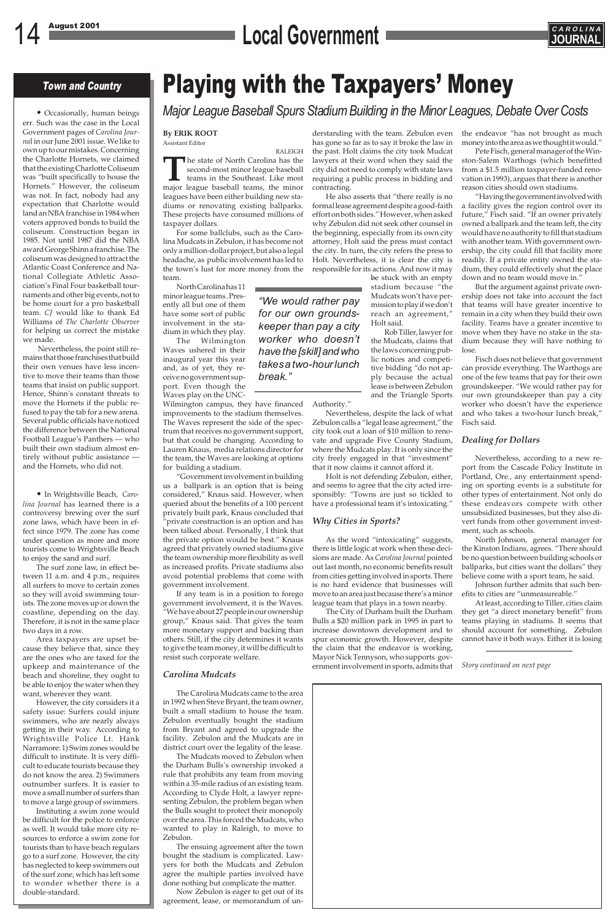## Town and Country

• Occasionally, human beings err. Such was the case in the Local Government pages of *Carolina Journal* in our June 2001 issue. We like to own up to our mistakes. Concerning the Charlotte Hornets, we claimed that the existing Charlotte Coliseum was "built specifically to house the Hornets." However, the coliseum was not. In fact, nobody had any expectation that Charlotte would land an NBA franchise in 1984 when voters approved bonds to build the coliseum. Construction began in 1985. Not until 1987 did the NBA award George Shinn a franchise. The coliseum was designed to attract the Atlantic Coast Conference and National Collegiate Athletic Association's Final Four basketball tournaments and other big events, not to be home court for a pro basketball team. *CJ* would like to thank Ed Williams of *The Charlotte Observer* for helping us correct the mistake we made.

Nevertheless, the point still remains that those franchises that build their own venues have less incentive to move their teams than those teams that insist on public support. Hence, Shinn's constant threats to move the Hornets if the public refused to pay the tab for a new arena. Several public officials have noticed the difference between the National Football League's Panthers — who built their own stadium almost entirely without public assistance — and the Hornets, who did not.

• In Wrightsville Beach, *Carolina Journal* has learned there is a controversy brewing over the surf zone laws, which have been in effect since 1979. The zone has come under question as more and more tourists come to Wrightsville Beach to enjoy the sand and surf.

The surf zone law, in effect between 11 a.m. and 4 p.m., requires all surfers to move to certain zones so they will avoid swimming tourists. The zone moves up or down the coastline, depending on the day. Therefore, it is not in the same place two days in a row.

Area taxpayers are upset because they believe that, since they are the ones who are taxed for the upkeep and maintenance of the beach and shoreline, they ought to be able to enjoy the water when they want, wherever they want.

However, the city considers it a safety issue: Surfers could injure swimmers, who are nearly always getting in their way. According to Wrightsville Police Lt. Hank Narramore: 1) Swim zones would be difficult to institute. It is very difficult to educate tourists because they do not know the area. 2) Swimmers outnumber surfers. It is easier to move a small number of surfers than to move a large group of swimmers.

Instituting a swim zone would be difficult for the police to enforce as well. It would take more city resources to enforce a swim zone for tourists than to have beach regulars go to a surf zone. However, the city has neglected to keep swimmers out of the surf zone, which has left some to wonder whether there is a double-standard.

# Playing with the Taxpayers' Money

*Major League Baseball Spurs Stadium Building in the Minor Leagues, Debate Over Costs*

**By ERIK ROOT**
Assistant Editor

RALEIGH

The state of North Carolina has the second-most minor league baseball teams in the Southeast. Like most major league baseball teams, the minor leagues have been either building new stadiums or renovating existing ballparks. These projects have consumed millions of taxpayer dollars.

For some ballclubs, such as the Carolina Mudcats in Zebulon, it has become not only a million-dollar project, but also a legal headache, as public involvement has led to the town's lust for more money from the team.

North Carolina has 11 minor league teams. Presently all but one of them have some sort of public involvement in the stadium in which they play.

The Wilmington Waves ushered in their inaugural year this year and, as of yet, they receive no government support. Even though the Waves play on the UNC-Wilmington campus, they have financed improvements to the stadium themselves. The Waves represent the side of the spectrum that receives no government support, but that could be changing. According to Lauren Knaus, media relations director for the team, the Waves are looking at options for building a stadium.

"Government involvement in building us a ballpark is an option that is being considered," Knaus said. However, when queried about the benefits of a 100 percent privately built park, Knaus concluded that "private construction is an option and has been talked about. Personally, I think that the private option would be best." Knaus agreed that privately owned stadiums give the team ownership more flexibility as well as increased profits. Private stadiums also avoid potential problems that come with government involvement.

If any team is in a position to forego government involvement, it is the Waves. "We have about 27 people in our ownership group," Knaus said. That gives the team more monetary support and backing than others. Still, if the city determines it wants to give the team money, it will be difficult to resist such corporate welfare.

### Carolina Mudcats

The Carolina Mudcats came to the area in 1992 when Steve Bryant, the team owner, built a small stadium to house the team. Zebulon eventually bought the stadium from Bryant and agreed to upgrade the facility. Zebulon and the Mudcats are in district court over the legality of the lease.

The Mudcats moved to Zebulon when the Durham Bulls's ownership invoked a rule that prohibits any team from moving within a 35-mile radius of an existing team. According to Clyde Holt, a lawyer representing Zebulon, the problem began when the Bulls sought to protect their monopoly over the area. This forced the Mudcats, who wanted to play in Raleigh, to move to Zebulon.

The ensuing agreement after the town bought the stadium is complicated. Lawyers for both the Mudcats and Zebulon agree the multiple parties involved have done nothing but complicate the matter.

Now Zebulon is eager to get out of its agreement, lease, or memorandum of understanding with the team. Zebulon even has gone so far as to say it broke the law in the past. Holt claims the city took Mudcat lawyers at their word when they said the city did not need to comply with state laws requiring a public process in bidding and contracting.

He also asserts that "there really is no formal lease agreement despite a good-faith effort on both sides." However, when asked why Zebulon did not seek other counsel in the beginning, especially from its own city attorney, Holt said the press must contact the city. In turn, the city refers the press to Holt. Nevertheless, it is clear the city is responsible for its actions. And now it may be stuck with an empty stadium because "the Mudcats won't have permission to play if we don't reach an agreement," Holt said.

> *"We would rather pay for our own groundskeeper than pay a city worker who doesn't have the [skill] and who takes a two-hour lunch break."*

Rob Tiller, lawyer for the Mudcats, claims that the laws concerning public notices and competitive bidding "do not apply because the actual lease is between Zebulon and the Triangle Sports Authority."

Nevertheless, despite the lack of what Zebulon calls a "legal lease agreement," the city took out a loan of $10 million to renovate and upgrade Five County Stadium, where the Mudcats play. It is only since the city freely engaged in that "investment" that it now claims it cannot afford it.

Holt is not defending Zebulon, either, and seems to agree that the city acted irresponsibly: "Towns are just so tickled to have a professional team it's intoxicating."

### Why Cities in Sports?

As the word "intoxicating" suggests, there is little logic at work when these decisions are made. As *Carolina Journal* pointed out last month, no economic benefits result from cities getting involved in sports. There is no hard evidence that businesses will move to an area just because there's a minor league team that plays in a town nearby.

The City of Durham built the Durham Bulls a $20 million park in 1995 in part to increase downtown development and to spur economic growth. However, despite the claim that the endeavor is working, Mayor Nick Tennyson, who supports government involvement in sports, admits that the endeavor "has not brought as much money into the area as we thought it would."

Pete Fisch, general manager of the Winston-Salem Warthogs (which benefitted from a $1.5 million taxpayer-funded renovation in 1993), argues that there is another reason cities should own stadiums.

"Having the government involved with a facility gives the region control over its future," Fisch said. "If an owner privately owned a ballpark and the team left, the city would have no authority to fill that stadium with another team. With government ownership, the city could fill that facility more readily. If a private entity owned the stadium, they could effectively shut the place down and no team would move in."

But the argument against private ownership does not take into account the fact that teams will have greater incentive to remain in a city when they build their own facility. Teams have a greater incentive to move when they have no stake in the stadium because they will have nothing to lose.

Fisch does not believe that government can provide everything. The Warthogs are one of the few teams that pay for their own groundskeeper. "We would rather pay for our own groundskeeper than pay a city worker who doesn't have the experience and who takes a two-hour lunch break," Fisch said.

### Dealing for Dollars

Nevertheless, according to a new report from the Cascade Policy Institute in Portland, Ore., any entertainment spending on sporting events is a substitute for other types of entertainment. Not only do these endeavors compete with other unsubsidized businesses, but they also divert funds from other government investment, such as schools.

North Johnson, general manager for the Kinston Indians, agrees. "There should be no question between building schools or ballparks, but cities want the dollars" they believe come with a sport team, he said.

Johnson further admits that such benefits to cities are "unmeasureable."

At least, according to Tiller, cities claim they get "a direct monetary benefit" from teams playing in stadiums. It seems that should account for something. Zebulon cannot have it both ways. Either it is losing

*Story continued on next page*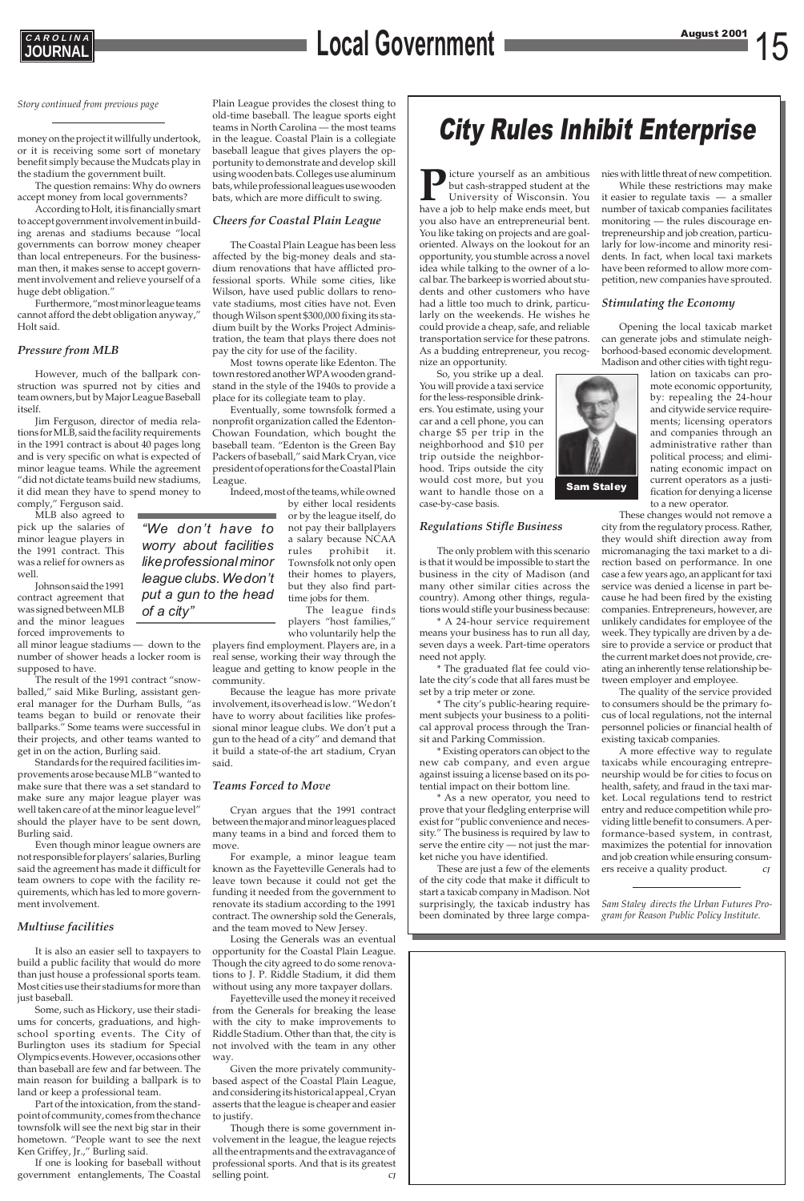*Story continued from previous page*

money on the project it willfully undertook, or it is receiving some sort of monetary benefit simply because the Mudcats play in the stadium the government built.

The question remains: Why do owners accept money from local governments?

According to Holt, it is financially smart to accept government involvement in building arenas and stadiums because "local governments can borrow money cheaper than local entrepeneurs. For the businessman then, it makes sense to accept government involvement and relieve yourself of a huge debt obligation."

Furthermore, "most minor league teams cannot afford the debt obligation anyway," Holt said.

### *Pressure from MLB*

However, much of the ballpark construction was spurred not by cities and team owners, but by Major League Baseball itself.

Jim Ferguson, director of media relations for MLB, said the facility requirements in the 1991 contract is about 40 pages long and is very specific on what is expected of minor league teams. While the agreement "did not dictate teams build new stadiums, it did mean they have to spend money to comply," Ferguson said.

MLB also agreed to pick up the salaries of minor league players in the 1991 contract. This was a relief for owners as well.

Johnson said the 1991 contract agreement that was signed between MLB and the minor leagues forced improvements to all minor league stadiums — down to the number of shower heads a locker room is supposed to have.

The result of the 1991 contract "snowballed," said Mike Burling, assistant general manager for the Durham Bulls, "as teams began to build or renovate their ballparks." Some teams were successful in their projects, and other teams wanted to get in on the action, Burling said.

Standards for the required facilities improvements arose because MLB "wanted to make sure that there was a set standard to make sure any major league player was well taken care of at the minor league level" should the player have to be sent down, Burling said.

Even though minor league owners are not responsible for players' salaries, Burling said the agreement has made it difficult for team owners to cope with the facility requirements, which has led to more government involvement.

### *Multiuse facilities*

It is also an easier sell to taxpayers to build a public facility that would do more than just house a professional sports team. Most cities use their stadiums for more than just baseball.

Some, such as Hickory, use their stadiums for concerts, graduations, and high-school sporting events. The City of Burlington uses its stadium for Special Olympics events. However, occasions other than baseball are few and far between. The main reason for building a ballpark is to land or keep a professional team.

Part of the intoxication, from the standpoint of community, comes from the chance townsfolk will see the next big star in their hometown. "People want to see the next Ken Griffey, Jr.," Burling said.

If one is looking for baseball without government entanglements, The Coastal Plain League provides the closest thing to old-time baseball. The league sports eight teams in North Carolina — the most teams in the league. Coastal Plain is a collegiate baseball league that gives players the opportunity to demonstrate and develop skill using wooden bats. Colleges use aluminum bats, while professional leagues use wooden bats, which are more difficult to swing.

### *Cheers for Coastal Plain League*

The Coastal Plain League has been less affected by the big-money deals and stadium renovations that have afflicted professional sports. While some cities, like Wilson, have used public dollars to renovate stadiums, most cities have not. Even though Wilson spent $300,000 fixing its stadium built by the Works Project Administration, the team that plays there does not pay the city for use of the facility.

Most towns operate like Edenton. The town restored another WPA wooden grandstand in the style of the 1940s to provide a place for its collegiate team to play.

Eventually, some townsfolk formed a nonprofit organization called the Edenton-Chowan Foundation, which bought the baseball team. "Edenton is the Green Bay Packers of baseball," said Mark Cryan, vice president of operations for the Coastal Plain League.

Indeed, most of the teams, while owned by either local residents or by the league itself, do not pay their ballplayers a salary because NCAA rules prohibit it. Townsfolk not only open their homes to players, but they also find part-time jobs for them.

> *"We don't have to worry about facilities like professional minor league clubs. We don't put a gun to the head of a city"*

The league finds players "host families," who voluntarily help the players find employment. Players are, in a real sense, working their way through the league and getting to know people in the community.

Because the league has more private involvement, its overhead is low. "We don't have to worry about facilities like professional minor league clubs. We don't put a gun to the head of a city" and demand that it build a state-of-the art stadium, Cryan said.

### *Teams Forced to Move*

Cryan argues that the 1991 contract between the major and minor leagues placed many teams in a bind and forced them to move.

For example, a minor league team known as the Fayetteville Generals had to leave town because it could not get the funding it needed from the government to renovate its stadium according to the 1991 contract. The ownership sold the Generals, and the team moved to New Jersey.

Losing the Generals was an eventual opportunity for the Coastal Plain League. Though the city agreed to do some renovations to J. P. Riddle Stadium, it did them without using any more taxpayer dollars.

Fayetteville used the money it received from the Generals for breaking the lease with the city to make improvements to Riddle Stadium. Other than that, the city is not involved with the team in any other way.

Given the more privately community-based aspect of the Coastal Plain League, and considering its historical appeal, Cryan asserts that the league is cheaper and easier to justify.

Though there is some government involvement in the league, the league rejects all the entrapments and the extravagance of professional sports. And that is its greatest selling point. *CJ*

# *City Rules Inhibit Enterprise*

**P**icture yourself as an ambitious but cash-strapped student at the University of Wisconsin. You have a job to help make ends meet, but you also have an entrepreneurial bent. You like taking on projects and are goal-oriented. Always on the lookout for an opportunity, you stumble across a novel idea while talking to the owner of a local bar. The barkeep is worried about students and other customers who have had a little too much to drink, particularly on the weekends. He wishes he could provide a cheap, safe, and reliable transportation service for these patrons. As a budding entrepreneur, you recognize an opportunity.

So, you strike up a deal. You will provide a taxi service for the less-responsible drinkers. You estimate, using your car and a cell phone, you can charge $5 per trip in the neighborhood and $10 per trip outside the neighborhood. Trips outside the city would cost more, but you want to handle those on a case-by-case basis.

### *Regulations Stifle Business*

The only problem with this scenario is that it would be impossible to start the business in the city of Madison (and many other similar cities across the country). Among other things, regulations would stifle your business because:

* A 24-hour service requirement means your business has to run all day, seven days a week. Part-time operators need not apply.

* The graduated flat fee could violate the city's code that all fares must be set by a trip meter or zone.

* The city's public-hearing requirement subjects your business to a political approval process through the Transit and Parking Commission.

* Existing operators can object to the new cab company, and even argue against issuing a license based on its potential impact on their bottom line.

* As a new operator, you need to prove that your fledgling enterprise will exist for "public convenience and necessity." The business is required by law to serve the entire city — not just the market niche you have identified.

These are just a few of the elements of the city code that make it difficult to start a taxicab company in Madison. Not surprisingly, the taxicab industry has been dominated by three large companies with little threat of new competition.

While these restrictions may make it easier to regulate taxis — a smaller number of taxicab companies facilitates monitoring — the rules discourage entrepreneurship and job creation, particularly for low-income and minority residents. In fact, when local taxi markets have been reformed to allow more competition, new companies have sprouted.

### *Stimulating the Economy*

Opening the local taxicab market can generate jobs and stimulate neighborhood-based economic development. Madison and other cities with tight regulation on taxicabs can promote economic opportunity, by: repealing the 24-hour and citywide service requirements; licensing operators and companies through an administrative rather than political process; and eliminating economic impact on current operators as a justification for denying a license to a new operator.

Sam Staley

These changes would not remove a city from the regulatory process. Rather, they would shift direction away from micromanaging the taxi market to a direction based on performance. In one case a few years ago, an applicant for taxi service was denied a license in part because he had been fired by the existing companies. Entrepreneurs, however, are unlikely candidates for employee of the week. They typically are driven by a desire to provide a service or product that the current market does not provide, creating an inherently tense relationship between employer and employee.

The quality of the service provided to consumers should be the primary focus of local regulations, not the internal personnel policies or financial health of existing taxicab companies.

A more effective way to regulate taxicabs while encouraging entrepreneurship would be for cities to focus on health, safety, and fraud in the taxi market. Local regulations tend to restrict entry and reduce competition while providing little benefit to consumers. A performance-based system, in contrast, maximizes the potential for innovation and job creation while ensuring consumers receive a quality product. *CJ*

*Sam Staley directs the Urban Futures Program for Reason Public Policy Institute.*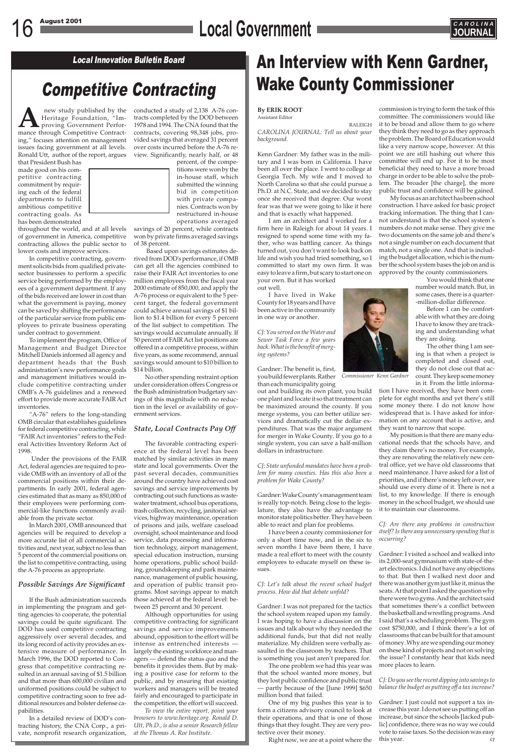## Local Innovation Bulletin Board

# Competitive Contracting

A new study published by the Heritage Foundation, "Improving Government Performance through Competitive Contracting," focuses attention on management issues facing government at all levels. Ronald Utt, author of the report, argues that President Bush has made good on his competitive contracting commitment by requiring each of the federal departments to fulfill ambitious competitive contracting goals. As has been demonstrated throughout the world, and at all levels of government in America, competitive contracting allows the public sector to lower costs and improve services.

In competitive contracting, government solicits bids from qualified private-sector businesses to perform a specific service being performed by the employees of a government department. If any of the bids received are lower in cost than what the government is paying, money can be saved by shifting the performance of the particular service from public employees to private business operating under contract to government.

To implement the program, Office of Management and Budget Director Mitchell Daniels informed all agency and department heads that the Bush administration's new performance goals and management initiatives would include competitive contracting under OMB's A-76 guidelines and a renewed effort to provide more accurate FAIR Act inventories.

"A-76" refers to the long-standing OMB circular that establishes guidelines for federal competitive contracting, while "FAIR Act inventories" refers to the Federal Activities Inventory Reform Act of 1998.

Under the provisions of the FAIR Act, federal agencies are required to provide OMB with an inventory of all of the commercial positions within their departments. In early 2001, federal agencies estimated that as many as 850,000 of their employees were performing commercial-like functions commonly available from the private sector.

In March 2001, OMB announced that agencies will be required to develop a more accurate list of all commercial activities and, next year, subject no less than 5 percent of the commercial positions on the list to competitive contracting, using the A-76 process as appropriate.

### Possible Savings Are Significant

If the Bush administration succeeds in implementing the program and getting agencies to cooperate, the potential savings could be quite significant. The DOD has used competitive contracting aggressively over several decades, and its long record of activity provides an extensive measure of performance. In March 1996, the DOD reported to Congress that competitive contracting resulted in an annual saving of $1.5 billion and that more than 600,000 civilian and uniformed positions could be subject to competitive contracting soon to free additional resources and bolster defense capabilities.

In a detailed review of DOD's contracting history, the CNA Corp., a private, nonprofit research organization, conducted a study of 2,138 A-76 contracts completed by the DOD between 1978 and 1994. The CNA found that the contracts, covering 98,348 jobs, provided savings that averaged 31 percent over costs incurred before the A-76 review. Significantly, nearly half, or 48 percent, of the competitions were won by the in-house staff, which submitted the winning bid in competition with private companies. Contracts won by restructured in-house operations averaged savings of 20 percent, while contracts won by private firms averaged savings of 38 percent.

Based upon savings estimates derived from DOD's performance, if OMB can get all the agencies combined to raise their FAIR Act inventories to one million employees from the fiscal year 2000 estimate of 850,000, and apply the A-76 process or equivalent to the 5 percent target, the federal government could achieve annual savings of $1 billion to $1.4 billion for every 5 percent of the list subject to competition. The savings would accumulate annually. If 50 percent of FAIR Act list positions are offered in a competitive process, within five years, as some recommend, annual savings would amount to $10 billion to $14 billion.

No other spending restraint option under consideration offers Congress or the Bush administration budgetary savings of this magnitude with no reduction in the level or availability of government services.

### State, Local Contracts Pay Off

The favorable contracting experience at the federal level has been matched by similar activities in many state and local governments. Over the past several decades, communities around the country have achieved cost savings and service improvements by contracting out such functions as wastewater treatment, school bus operations, trash collection, recycling, janitorial services, highway maintenance, operation of prisons and jails, welfare caseload oversight, school maintenance and food service, data processing and information technology, airport management, special education instruction, nursing home operations, public school building, groundskeeping and park maintenance, management of public housing, and operation of public transit programs. Most savings appear to match those achieved at the federal level: between 25 percent and 30 percent.

Although opportunities for using competitive contracting for significant savings and service improvements abound, opposition to the effort will be intense as entrenched interests — largely the existing workforce and managers — defend the status quo and the benefits it provides them. But by making a positive case for reform to the public, and by ensuring that existing workers and managers will be treated fairly and encouraged to participate in the competition, the effort will succeed.

*To view the entire report, point your browsers to www.heritage.org. Ronald D. Utt, Ph.D., is also a senior Research fellow at the Thomas A. Roe Institute.*

# An Interview with Kenn Gardner, Wake County Commissioner

**By ERIK ROOT**
Assistant Editor

RALEIGH

*CAROLINA JOURNAL: Tell us about your background.*

Kenn Gardner: My father was in the military and I was born in California. I have been all over the place. I went to college at Georgia Tech. My wife and I moved to North Carolina so that she could pursue a Ph.D. at N.C. State, and we decided to stay once she received that degree. Our worst fear was that we were going to like it here and that is exactly what happened.

I am an architect and I worked for a firm here in Raleigh for about 14 years. I resigned to spend some time with my father, who was battling cancer. As things turned out, you don't want to look back on life and wish you had tried something, so I committed to start my own firm. It was easy to leave a firm, but scary to start one on your own. But it has worked out well.

I have lived in Wake County for 18 years and I have been active in the community in one way or another.

*CJ: You served on the Water and Sewer Task Force a few years back. What is the benefit of merging systems?*

Gardner: The benefit is, first, you build fewer plants. Rather than each municipality going out and building its own plant, you build one plant and locate it so that treatment can be maximized around the county. If you merge systems, you can better utilize services and dramatically cut the dollar expenditures. That was the major argument for merger in Wake County. If you go to a single system, you can save a half-million dollars in infrastructure.

Commissioner Kenn Gardner

*CJ: State unfunded mandates have been a problem for many counties. Has this also been a problem for Wake County?*

Gardner: Wake County's management team is really top-notch. Being close to the legislature, they also have the advantage to monitor state politics better. They have been able to react and plan for problems.

I have been a county commissioner for only a short time now, and in the six to seven months I have been there, I have made a real effort to meet with the county employees to educate myself on these issues.

*CJ: Let's talk about the recent school budget process. How did that debate unfold?*

Gardner: I was not prepared for the tactics the school system reaped upon my family. I was hoping to have a discussion on the issues and talk about why they needed the additional funds, but that did not really materialize. My children were verbally assaulted in the classroom by teachers. That is something you just aren't prepared for.

The one problem we had this year was that the school wanted more money, but they lost public confidence and public trust — partly because of the [June 1999] $650 million bond that failed.

One of my big pushes this year is to form a citizens advisory council to look at their operations, and that is one of those things that they fought. They are very protective over their money.

Right now, we are at a point where the commission is trying to form the task of this committee. The commissioners would like it to be broad and allow them to go where they think they need to go as they approach the problem. The Board of Education would like a very narrow scope, however. At this point we are still hashing out where this committee will end up. For it to be most beneficial they need to have a more broad charge in order to be able to solve the problem. The broader [the charge], the more public trust and confidence will be gained.

My focus as an architect has been school construction. I have asked for basic project tracking information. The thing that I cannot understand is that the school system's numbers do not make sense. They give me two documents on the same job and there's not a single number on each document that match, not a single one. And that is including the budget allocation, which is the number the school system bases the job on and is approved by the county commissioners.

You would think that one number would match. But, in some cases, there is a quarter-million-dollar difference.

Before I can be comfortable with what they are doing I have to know they are tracking and understanding what they are doing.

The other thing I am seeing is that when a project is completed and closed out, they do not close out that account. They keep some money in it. From the little information I have received, they have been complete for eight months and yet there's still some money there. I do not know how widespread that is. I have asked for information on any account that is active, and they want to narrow that scope.

My position is that there are many educational needs that the schools have, and they claim there's no money. For example, they are renovating the relatively new central office, yet we have old classrooms that need maintenance. I have asked for a list of priorities, and if there's money left over, we should use every dime of it. There is not a list, to my knowledge. If there is enough money in the school budget, we should use it to maintain our classrooms.

*CJ: Are there any problems in construction itself? Is there any unnecessary spending that is occurring?*

Gardner: I visited a school and walked into its 2,000-seat gymnasium with state-of-the-art electronics. I did not have any objections to that. But then I walked next door and there was another gym just like it, minus the seats. At that point I asked the question why there were two gyms. And the architect said that sometimes there's a conflict between the basketball and wrestling programs. And I said that's a scheduling problem. The gym cost $750,000, and I think there's a lot of classrooms that can be built for that amount of money. Why are we spending our money on these kind of projects and not on solving the issue? I constantly hear that kids need more places to learn.

*CJ: Do you see the recent dipping into savings to balance the budget as putting off a tax increase?*

Gardner: I just could not support a tax increase this year. I do not see us putting off an increase, but since the schools [lacked public] confidence, there was no way we could vote to raise taxes. So the decision was easy this year. *CJ*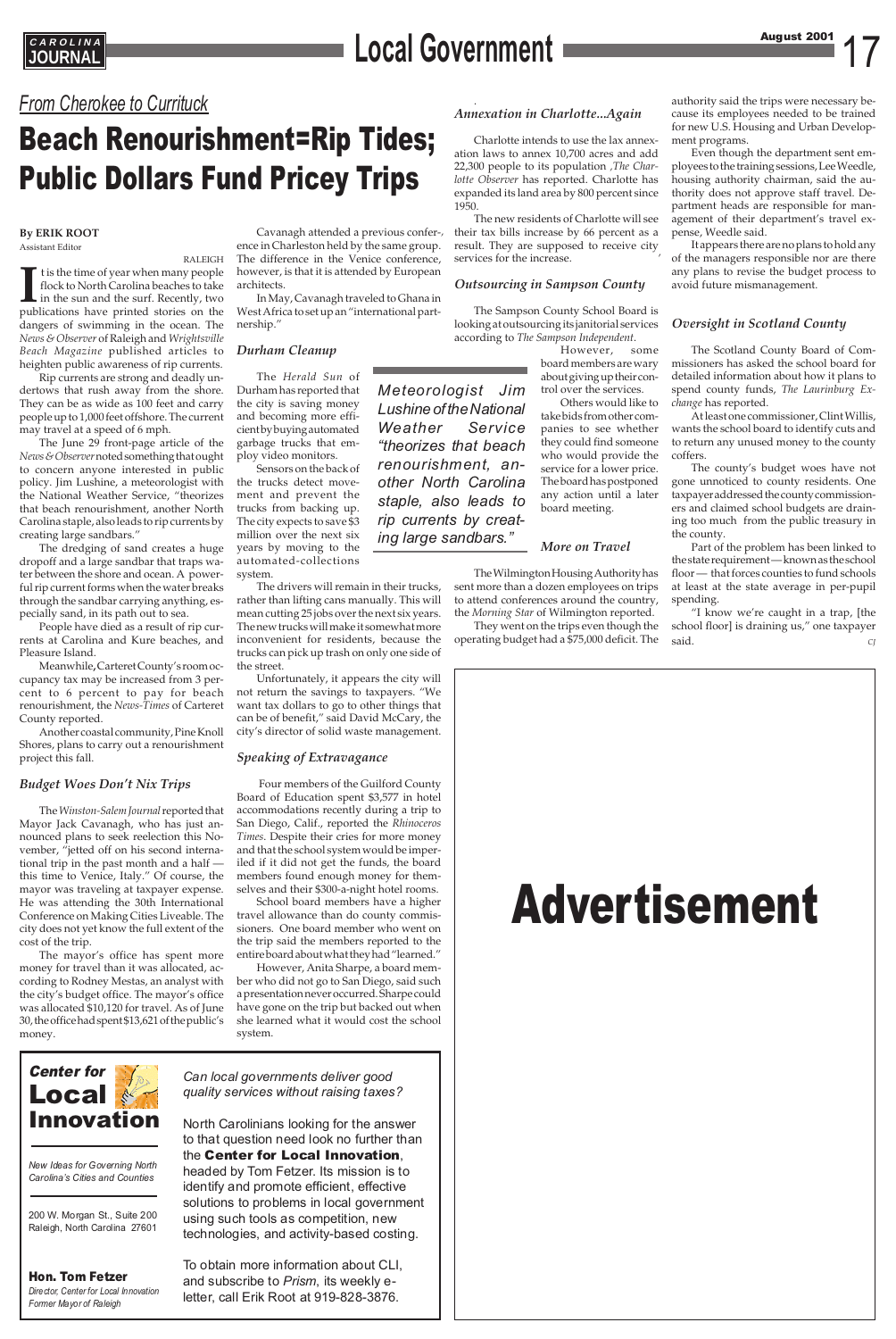## From Cherokee to Currituck

# Beach Renourishment=Rip Tides; Public Dollars Fund Pricey Trips

**By ERIK ROOT**
Assistant Editor

RALEIGH

It is the time of year when many people flock to North Carolina beaches to take in the sun and the surf. Recently, two publications have printed stories on the dangers of swimming in the ocean. The *News & Observer* of Raleigh and *Wrightsville Beach Magazine* published articles to heighten public awareness of rip currents.

Rip currents are strong and deadly undertows that rush away from the shore. They can be as wide as 100 feet and carry people up to 1,000 feet offshore. The current may travel at a speed of 6 mph.

The June 29 front-page article of the *News & Observer* noted something that ought to concern anyone interested in public policy. Jim Lushine, a meteorologist with the National Weather Service, "theorizes that beach renourishment, another North Carolina staple, also leads to rip currents by creating large sandbars."

The dredging of sand creates a huge dropoff and a large sandbar that traps water between the shore and ocean. A powerful rip current forms when the water breaks through the sandbar carrying anything, especially sand, in its path out to sea.

People have died as a result of rip currents at Carolina and Kure beaches, and Pleasure Island.

Meanwhile, Carteret County's room occupancy tax may be increased from 3 percent to 6 percent to pay for beach renourishment, the *News-Times* of Carteret County reported.

Another coastal community, Pine Knoll Shores, plans to carry out a renourishment project this fall.

### Budget Woes Don't Nix Trips

The *Winston-Salem Journal* reported that Mayor Jack Cavanagh, who has just announced plans to seek reelection this November, "jetted off on his second international trip in the past month and a half — this time to Venice, Italy." Of course, the mayor was traveling at taxpayer expense. He was attending the 30th International Conference on Making Cities Liveable. The city does not yet know the full extent of the cost of the trip.

The mayor's office has spent more money for travel than it was allocated, according to Rodney Mestas, an analyst with the city's budget office. The mayor's office was allocated $10,120 for travel. As of June 30, the office had spent $13,621 of the public's money.

Cavanagh attended a previous conference in Charleston held by the same group. The difference in the Venice conference, however, is that it is attended by European architects.

In May, Cavanagh traveled to Ghana in West Africa to set up an "international partnership."

### Durham Cleanup

The *Herald Sun* of Durham has reported that the city is saving money and becoming more efficient by buying automated garbage trucks that employ video monitors.

Sensors on the back of the trucks detect movement and prevent the trucks from backing up. The city expects to save $3 million over the next six years by moving to the automated-collections system.

The drivers will remain in their trucks, rather than lifting cans manually. This will mean cutting 25 jobs over the next six years. The new trucks will make it somewhat more inconvenient for residents, because the trucks can pick up trash on only one side of the street.

Unfortunately, it appears the city will not return the savings to taxpayers. "We want tax dollars to go to other things that can be of benefit," said David McCary, the city's director of solid waste management.

> *Meteorologist Jim Lushine of the National Weather Service "theorizes that beach renourishment, another North Carolina staple, also leads to rip currents by creating large sandbars."*

### Speaking of Extravagance

Four members of the Guilford County Board of Education spent $3,577 in hotel accommodations recently during a trip to San Diego, Calif., reported the *Rhinoceros Times*. Despite their cries for more money and that the school system would be imperiled if it did not get the funds, the board members found enough money for themselves and their $300-a-night hotel rooms.

School board members have a higher travel allowance than do county commissioners. One board member who went on the trip said the members reported to the entire board about what they had "learned."

However, Anita Sharpe, a board member who did not go to San Diego, said such a presentation never occurred. Sharpe could have gone on the trip but backed out when she learned what it would cost the school system.

### Annexation in Charlotte...Again

Charlotte intends to use the lax annexation laws to annex 10,700 acres and add 22,300 people to its population, *The Charlotte Observer* has reported. Charlotte has expanded its land area by 800 percent since 1950.

The new residents of Charlotte will see their tax bills increase by 66 percent as a result. They are supposed to receive city services for the increase.

### Outsourcing in Sampson County

The Sampson County School Board is looking at outsourcing its janitorial services according to *The Sampson Independent*.

However, some board members are wary about giving up their control over the services.

Others would like to take bids from other companies to see whether they could find someone who would provide the service for a lower price. The board has postponed any action until a later board meeting.

### More on Travel

The Wilmington Housing Authority has sent more than a dozen employees on trips to attend conferences around the country, the *Morning Star* of Wilmington reported.

They went on the trips even though the operating budget had a $75,000 deficit. The authority said the trips were necessary because its employees needed to be trained for new U.S. Housing and Urban Development programs.

Even though the department sent employees to the training sessions, Lee Weedle, housing authority chairman, said the authority does not approve staff travel. Department heads are responsible for management of their department's travel expense, Weedle said.

It appears there are no plans to hold any of the managers responsible nor are there any plans to revise the budget process to avoid future mismanagement.

### Oversight in Scotland County

The Scotland County Board of Commissioners has asked the school board for detailed information about how it plans to spend county funds, *The Laurinburg Exchange* has reported.

At least one commissioner, Clint Willis, wants the school board to identify cuts and to return any unused money to the county coffers.

The county's budget woes have not gone unnoticed to county residents. One taxpayer addressed the county commissioners and claimed school budgets are draining too much from the public treasury in the county.

Part of the problem has been linked to the state requirement — known as the school floor — that forces counties to fund schools at least at the state average in per-pupil spending.

"I know we're caught in a trap, [the school floor] is draining us," one taxpayer said. *CJ*

---

**Advertisement**

---

**Center for Local Innovation**

*New Ideas for Governing North Carolina's Cities and Counties*

200 W. Morgan St., Suite 200
Raleigh, North Carolina 27601

**Hon. Tom Fetzer**
*Director, Center for Local Innovation*
*Former Mayor of Raleigh*

*Can local governments deliver good quality services without raising taxes?*

North Carolinians looking for the answer to that question need look no further than the **Center for Local Innovation**, headed by Tom Fetzer. Its mission is to identify and promote efficient, effective solutions to problems in local government using such tools as competition, new technologies, and activity-based costing.

To obtain more information about CLI, and subscribe to *Prism*, its weekly e-letter, call Erik Root at 919-828-3876.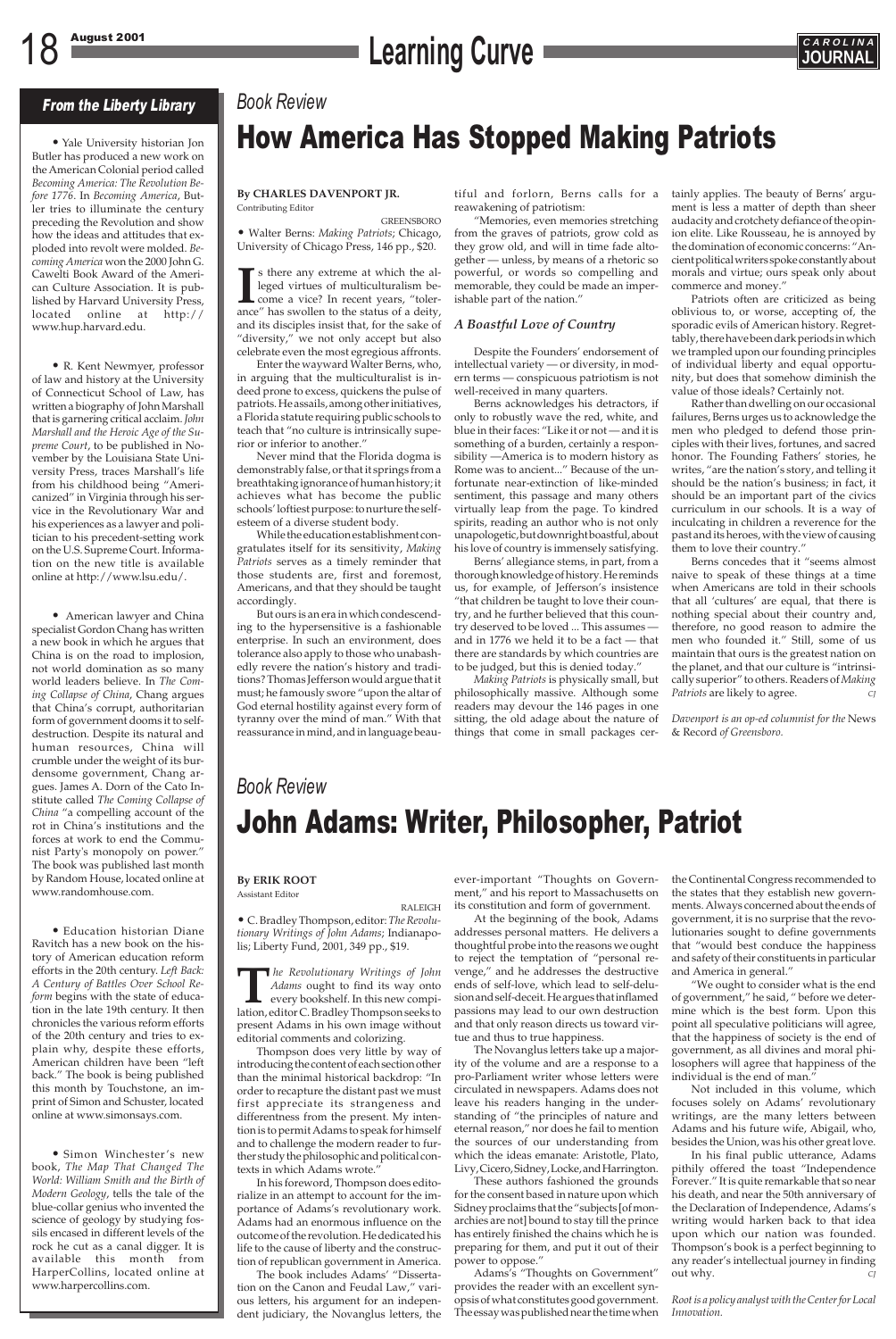## From the Liberty Library

• Yale University historian Jon Butler has produced a new work on the American Colonial period called *Becoming America: The Revolution Before 1776*. In *Becoming America*, Butler tries to illuminate the century preceding the Revolution and show how the ideas and attitudes that exploded into revolt were molded. *Becoming America* won the 2000 John G. Cawelti Book Award of the American Culture Association. It is published by Harvard University Press, located online at http://www.hup.harvard.edu.

• R. Kent Newmyer, professor of law and history at the University of Connecticut School of Law, has written a biography of John Marshall that is garnering critical acclaim. *John Marshall and the Heroic Age of the Supreme Court*, to be published in November by the Louisiana State University Press, traces Marshall's life from his childhood being "Americanized" in Virginia through his service in the Revolutionary War and his experiences as a lawyer and politician to his precedent-setting work on the U.S. Supreme Court. Information on the new title is available online at http://www.lsu.edu/.

• American lawyer and China specialist Gordon Chang has written a new book in which he argues that China is on the road to implosion, not world domination as so many world leaders believe. In *The Coming Collapse of China*, Chang argues that China's corrupt, authoritarian form of government dooms it to self-destruction. Despite its natural and human resources, China will crumble under the weight of its burdensome government, Chang argues. James A. Dorn of the Cato Institute called *The Coming Collapse of China* "a compelling account of the rot in China's institutions and the forces at work to end the Communist Party's monopoly on power." The book was published last month by Random House, located online at www.randomhouse.com.

• Education historian Diane Ravitch has a new book on the history of American education reform efforts in the 20th century. *Left Back: A Century of Battles Over School Reform* begins with the state of education in the late 19th century. It then chronicles the various reform efforts of the 20th century and tries to explain why, despite these efforts, American children have been "left back." The book is being published this month by Touchstone, an imprint of Simon and Schuster, located online at www.simonsays.com.

• Simon Winchester's new book, *The Map That Changed The World: William Smith and the Birth of Modern Geology*, tells the tale of the blue-collar genius who invented the science of geology by studying fossils encased in different levels of the rock he cut as a canal digger. It is available this month from HarperCollins, located online at www.harpercollins.com.

*Book Review*

# How America Has Stopped Making Patriots

**By CHARLES DAVENPORT JR.**
Contributing Editor

GREENSBORO

• Walter Berns: *Making Patriots*; Chicago, University of Chicago Press, 146 pp., $20.

Is there any extreme at which the alleged virtues of multiculturalism become a vice? In recent years, "tolerance" has swollen to the status of a deity, and its disciples insist that, for the sake of "diversity," we not only accept but also celebrate even the most egregious affronts.

Enter the wayward Walter Berns, who, in arguing that the multiculturalist is indeed prone to excess, quickens the pulse of patriots. He assails, among other initiatives, a Florida statute requiring public schools to teach that "no culture is intrinsically superior or inferior to another."

Never mind that the Florida dogma is demonstrably false, or that it springs from a breathtaking ignorance of human history; it achieves what has become the public schools' loftiest purpose: to nurture the self-esteem of a diverse student body.

While the education establishment congratulates itself for its sensitivity, *Making Patriots* serves as a timely reminder that those students are, first and foremost, Americans, and that they should be taught accordingly.

But ours is an era in which condescending to the hypersensitive is a fashionable enterprise. In such an environment, does tolerance also apply to those who unabashedly revere the nation's history and traditions? Thomas Jefferson would argue that it must; he famously swore "upon the altar of God eternal hostility against every form of tyranny over the mind of man." With that reassurance in mind, and in language beautiful and forlorn, Berns calls for a reawakening of patriotism:

"Memories, even memories stretching from the graves of patriots, grow cold as they grow old, and will in time fade altogether — unless, by means of a rhetoric so powerful, or words so compelling and memorable, they could be made an imperishable part of the nation."

### A Boastful Love of Country

Despite the Founders' endorsement of intellectual variety — or diversity, in modern terms — conspicuous patriotism is not well-received in many quarters.

Berns acknowledges his detractors, if only to robustly wave the red, white, and blue in their faces: "Like it or not — and it is something of a burden, certainly a responsibility —America is to modern history as Rome was to ancient..." Because of the unfortunate near-extinction of like-minded sentiment, this passage and many others virtually leap from the page. To kindred spirits, reading an author who is not only unapologetic, but downright boastful, about his love of country is immensely satisfying.

Berns' allegiance stems, in part, from a thorough knowledge of history. He reminds us, for example, of Jefferson's insistence "that children be taught to love their country, and he further believed that this country deserved to be loved ... This assumes — and in 1776 we held it to be a fact — that there are standards by which countries are to be judged, but this is denied today."

*Making Patriots* is physically small, but philosophically massive. Although some readers may devour the 146 pages in one sitting, the old adage about the nature of things that come in small packages certainly applies. The beauty of Berns' argument is less a matter of depth than sheer audacity and crotchety defiance of the opinion elite. Like Rousseau, he is annoyed by the domination of economic concerns: "Ancient political writers spoke constantly about morals and virtue; ours speak only about commerce and money."

Patriots often are criticized as being oblivious to, or worse, accepting of, the sporadic evils of American history. Regrettably, there have been dark periods in which we trampled upon our founding principles of individual liberty and equal opportunity, but does that somehow diminish the value of those ideals? Certainly not.

Rather than dwelling on our occasional failures, Berns urges us to acknowledge the men who pledged to defend those principles with their lives, fortunes, and sacred honor. The Founding Fathers' stories, he writes, "are the nation's story, and telling it should be the nation's business; in fact, it should be an important part of the civics curriculum in our schools. It is a way of inculcating in children a reverence for the past and its heroes, with the view of causing them to love their country."

Berns concedes that it "seems almost naive to speak of these things at a time when Americans are told in their schools that all 'cultures' are equal, that there is nothing special about their country and, therefore, no good reason to admire the men who founded it." Still, some of us maintain that ours is the greatest nation on the planet, and that our culture is "intrinsically superior" to others. Readers of *Making Patriots* are likely to agree. CJ

*Davenport is an op-ed columnist for the* News & Record *of Greensboro.*

*Book Review*

# John Adams: Writer, Philosopher, Patriot

**By ERIK ROOT**
Assistant Editor

RALEIGH

• C. Bradley Thompson, editor: *The Revolutionary Writings of John Adams*; Indianapolis; Liberty Fund, 2001, 349 pp., $19.

*The Revolutionary Writings of John Adams* ought to find its way onto every bookshelf. In this new compilation, editor C. Bradley Thompson seeks to present Adams in his own image without editorial comments and colorizing.

Thompson does very little by way of introducing the content of each section other than the minimal historical backdrop: "In order to recapture the distant past we must first appreciate its strangeness and differentness from the present. My intention is to permit Adams to speak for himself and to challenge the modern reader to further study the philosophic and political contexts in which Adams wrote."

In his foreword, Thompson does editorialize in an attempt to account for the importance of Adams's revolutionary work. Adams had an enormous influence on the outcome of the revolution. He dedicated his life to the cause of liberty and the construction of republican government in America.

The book includes Adams' "Dissertation on the Canon and Feudal Law," various letters, his argument for an independent judiciary, the Novanglus letters, the ever-important "Thoughts on Government," and his report to Massachusetts on its constitution and form of government.

At the beginning of the book, Adams addresses personal matters. He delivers a thoughtful probe into the reasons we ought to reject the temptation of "personal revenge," and he addresses the destructive ends of self-love, which lead to self-delusion and self-deceit. He argues that inflamed passions may lead to our own destruction and that only reason directs us toward virtue and thus to true happiness.

The Novanglus letters take up a majority of the volume and are a response to a pro-Parliament writer whose letters were circulated in newspapers. Adams does not leave his readers hanging in the understanding of "the principles of nature and eternal reason," nor does he fail to mention the sources of our understanding from which the ideas emanate: Aristotle, Plato, Livy, Cicero, Sidney, Locke, and Harrington.

These authors fashioned the grounds for the consent based in nature upon which Sidney proclaims that the "subjects [of monarchies are not] bound to stay till the prince has entirely finished the chains which he is preparing for them, and put it out of their power to oppose."

Adams's "Thoughts on Government" provides the reader with an excellent synopsis of what constitutes good government. The essay was published near the time when the Continental Congress recommended to the states that they establish new governments. Always concerned about the ends of government, it is no surprise that the revolutionaries sought to define governments that "would best conduce the happiness and safety of their constituents in particular and America in general."

"We ought to consider what is the end of government," he said, " before we determine which is the best form. Upon this point all speculative politicians will agree, that the happiness of society is the end of government, as all divines and moral philosophers will agree that happiness of the individual is the end of man."

Not included in this volume, which focuses solely on Adams' revolutionary writings, are the many letters between Adams and his future wife, Abigail, who, besides the Union, was his other great love.

In his final public utterance, Adams pithily offered the toast "Independence Forever." It is quite remarkable that so near his death, and near the 50th anniversary of the Declaration of Independence, Adams's writing would harken back to that idea upon which our nation was founded. Thompson's book is a perfect beginning to any reader's intellectual journey in finding out why. CJ

*Root is a policy analyst with the Center for Local Innovation.*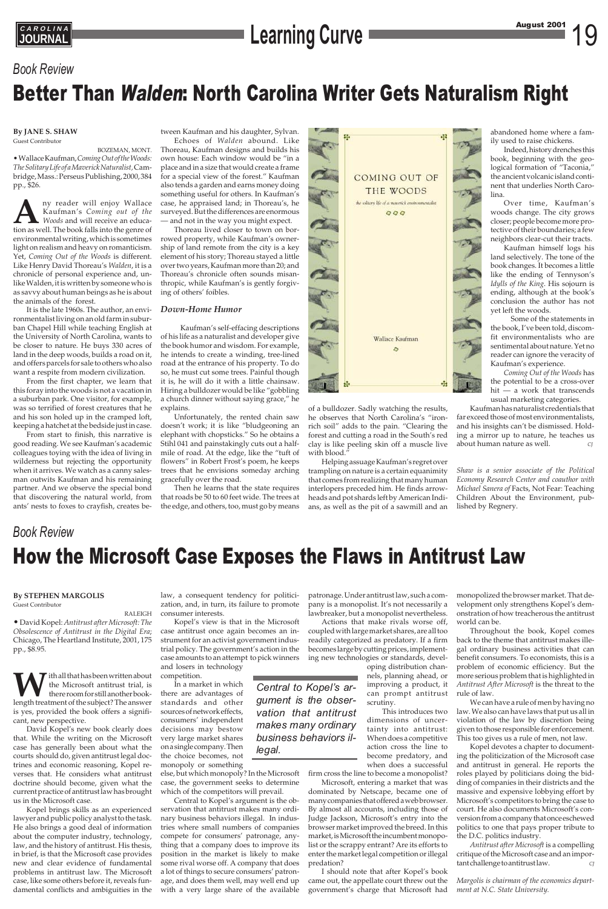## Book Review

# Better Than *Walden*: North Carolina Writer Gets Naturalism Right

**By JANE S. SHAW**
Guest Contributor

BOZEMAN, MONT.

• Wallace Kaufman, *Coming Out of the Woods: The Solitary Life of a Maverick Naturalist*, Cambridge, Mass.: Perseus Publishing, 2000, 384 pp., $26.

Any reader will enjoy Wallace Kaufman's *Coming out of the Woods* and will receive an education as well. The book falls into the genre of environmental writing, which is sometimes light on realism and heavy on romanticism. Yet, *Coming Out of the Woods* is different. Like Henry David Thoreau's *Walden*, it is a chronicle of personal experience and, unlike Walden, it is written by someone who is as savvy about human beings as he is about the animals of the forest.

It is the late 1960s. The author, an environmentalist living on an old farm in suburban Chapel Hill while teaching English at the University of North Carolina, wants to be closer to nature. He buys 330 acres of land in the deep woods, builds a road on it, and offers parcels for sale to others who also want a respite from modern civilization.

From the first chapter, we learn that this foray into the woods is not a vacation in a suburban park. One visitor, for example, was so terrified of forest creatures that he and his son holed up in the cramped loft, keeping a hatchet at the bedside just in case.

From start to finish, this narrative is good reading. We see Kaufman's academic colleagues toying with the idea of living in wilderness but rejecting the opportunity when it arrives. We watch as a canny salesman outwits Kaufman and his remaining partner. And we observe the special bond that discovering the natural world, from ants' nests to foxes to crayfish, creates between Kaufman and his daughter, Sylvan.

Echoes of *Walden* abound. Like Thoreau, Kaufman designs and builds his own house: Each window would be "in a place and in a size that would create a frame for a special view of the forest." Kaufman also tends a garden and earns money doing something useful for others. In Kaufman's case, he appraised land; in Thoreau's, he surveyed. But the differences are enormous — and not in the way you might expect.

Thoreau lived closer to town on borrowed property, while Kaufman's ownership of land remote from the city is a key element of his story; Thoreau stayed a little over two years, Kaufman more than 20; and Thoreau's chronicle often sounds misanthropic, while Kaufman's is gently forgiving of others' foibles.

### *Down-Home Humor*

Kaufman's self-effacing descriptions of his life as a naturalist and developer give the book humor and wisdom. For example, he intends to create a winding, tree-lined road at the entrance of his property. To do so, he must cut some trees. Painful though it is, he will do it with a little chainsaw. Hiring a bulldozer would be like "gobbling a church dinner without saying grace," he explains.

Unfortunately, the rented chain saw doesn't work; it is like "bludgeoning an elephant with chopsticks." So he obtains a Stihl 041 and painstakingly cuts out a half-mile of road. At the edge, like the "tuft of flowers" in Robert Frost's poem, he keeps trees that he envisions someday arching gracefully over the road.

Then he learns that the state requires that roads be 50 to 60 feet wide. The trees at the edge, and others, too, must go by means of a bulldozer. Sadly watching the results, he observes that North Carolina's "iron-rich soil" adds to the pain. "Clearing the forest and cutting a road in the South's red clay is like peeling skin off a muscle live with blood."

Helping assuage Kaufman's regret over trampling on nature is a certain equanimity that comes from realizing that many human interlopers preceded him. He finds arrowheads and pot shards left by American Indians, as well as the pit of a sawmill and an abandoned home where a family used to raise chickens.

Indeed, history drenches this book, beginning with the geological formation of "Taconia," the ancient volcanic island continent that underlies North Carolina.

Over time, Kaufman's woods change. The city grows closer; people become more protective of their boundaries; a few neighbors clear-cut their tracts.

Kaufman himself logs his land selectively. The tone of the book changes. It becomes a little like the ending of Tennyson's *Idylls of the King*. His sojourn is ending, although at the book's conclusion the author has not yet left the woods.

Some of the statements in the book, I've been told, discomfit environmentalists who are sentimental about nature. Yet no reader can ignore the veracity of Kaufman's experience.

*Coming Out of the Woods* has the potential to be a cross-over hit — a work that transcends usual marketing categories.

Kaufman has naturalist credentials that far exceed those of most environmentalists, and his insights can't be dismissed. Holding a mirror up to nature, he teaches us about human nature as well. *CJ*

*Shaw is a senior associate of the Political Economy Research Center and coauthor with Michael Sanera of* Facts, Not Fear: Teaching Children About the Environment, *published by Regnery.*

## Book Review

# How the Microsoft Case Exposes the Flaws in Antitrust Law

**By STEPHEN MARGOLIS**
Guest Contributor

RALEIGH

• David Kopel: *Antitrust after Microsoft: The Obsolescence of Antitrust in the Digital Era*; Chicago, The Heartland Institute, 2001, 175 pp., $8.95.

With all that has been written about the Microsoft antitrust trial, is there room for still another book-length treatment of the subject? The answer is yes, provided the book offers a significant, new perspective.

David Kopel's new book clearly does that. While the writing on the Microsoft case has generally been about what the courts should do, given antitrust legal doctrines and economic reasoning, Kopel reverses that. He considers what antitrust doctrine should become, given what the current practice of antitrust law has brought us in the Microsoft case.

Kopel brings skills as an experienced lawyer and public policy analyst to the task. He also brings a good deal of information about the computer industry, technology, law, and the history of antitrust. His thesis, in brief, is that the Microsoft case provides new and clear evidence of fundamental problems in antitrust law. The Microsoft case, like some others before it, reveals fundamental conflicts and ambiguities in the law, a consequent tendency for politicization, and, in turn, its failure to promote consumer interests.

Kopel's view is that in the Microsoft case antitrust once again becomes an instrument for an activist government industrial policy. The government's action in the case amounts to an attempt to pick winners and losers in technology competition.

In a market in which there are advantages of standards and other sources of network effects, consumers' independent decisions may bestow very large market shares on a single company. Then the choice becomes, not monopoly or something else, but which monopoly? In the Microsoft case, the government seeks to determine which of the competitors will prevail.

> *Central to Kopel's argument is the observation that antitrust makes many ordinary business behaviors illegal.*

Central to Kopel's argument is the observation that antitrust makes many ordinary business behaviors illegal. In industries where small numbers of companies compete for consumers' patronage, anything that a company does to improve its position in the market is likely to make some rival worse off. A company that does a lot of things to secure consumers' patronage, and does them well, may well end up with a very large share of the available patronage. Under antitrust law, such a company is a monopolist. It's not necessarily a lawbreaker, but a monopolist nevertheless.

Actions that make rivals worse off, coupled with large market shares, are all too readily categorized as predatory. If a firm becomes large by cutting prices, implementing new technologies or standards, developing distribution channels, planning ahead, or improving a product, it can prompt antitrust scrutiny.

This introduces two dimensions of uncertainty into antitrust: When does a competitive action cross the line to become predatory, and when does a successful firm cross the line to become a monopolist?

Microsoft, entering a market that was dominated by Netscape, became one of many companies that offered a web browser. By almost all accounts, including those of Judge Jackson, Microsoft's entry into the browser market improved the breed. In this market, is Microsoft the incumbent monopolist or the scrappy entrant? Are its efforts to enter the market legal competition or illegal predation?

I should note that after Kopel's book came out, the appellate court threw out the government's charge that Microsoft had monopolized the browser market. That development only strengthens Kopel's demonstration of how treacherous the antitrust world can be.

Throughout the book, Kopel comes back to the theme that antitrust makes illegal ordinary business activities that can benefit consumers. To economists, this is a problem of economic efficiency. But the more serious problem that is highlighted in *Antitrust After Microsoft* is the threat to the rule of law.

We can have a rule of men by having no law. We also can have laws that put us all in violation of the law by discretion being given to those responsible for enforcement. This too gives us a rule of men, not law.

Kopel devotes a chapter to documenting the politicization of the Microsoft case and antitrust in general. He reports the roles played by politicians doing the bidding of companies in their districts and the massive and expensive lobbying effort by Microsoft's competitors to bring the case to court. He also documents Microsoft's conversion from a company that once eschewed politics to one that pays proper tribute to the D.C. politics industry.

*Antitrust after Microsoft* is a compelling critique of the Microsoft case and an important challenge to antitrust law. *CJ*

*Margolis is chairman of the economics department at N.C. State University.*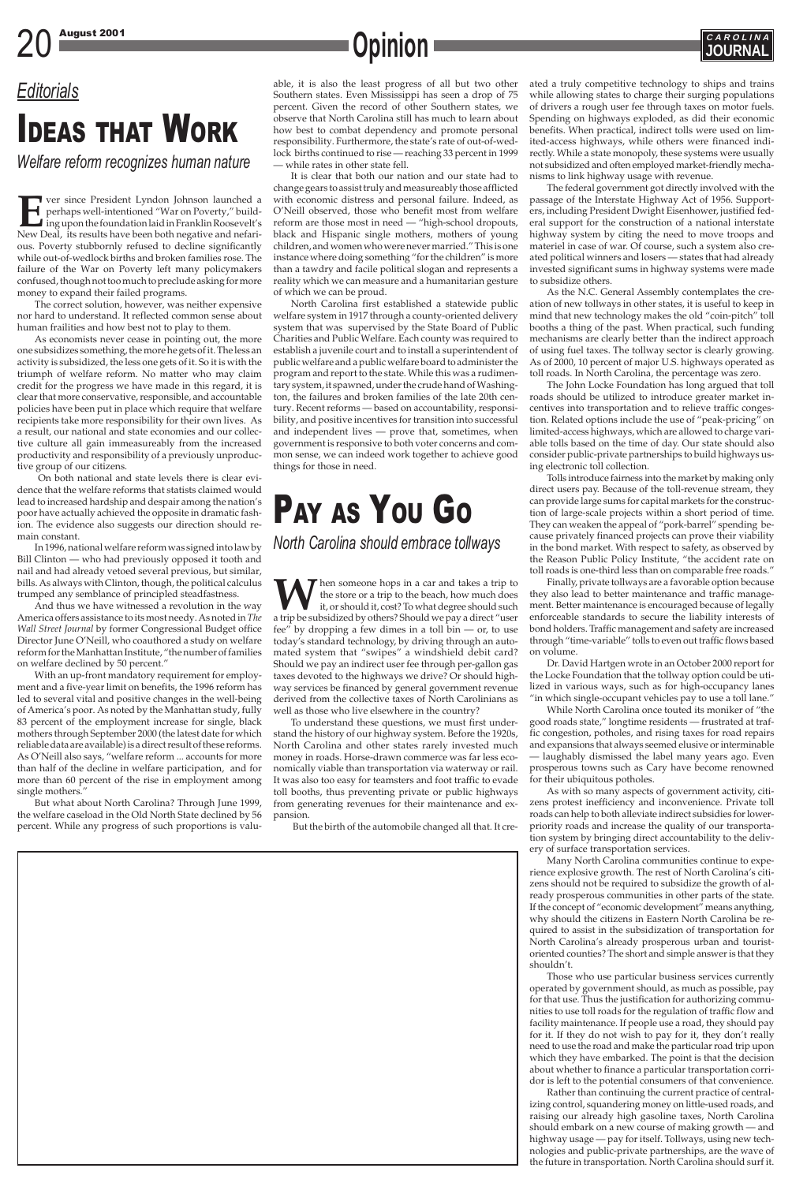## *Editorials*

# IDEAS THAT WORK

*Welfare reform recognizes human nature*

Ever since President Lyndon Johnson launched a perhaps well-intentioned "War on Poverty," building upon the foundation laid in Franklin Roosevelt's New Deal, its results have been both negative and nefarious. Poverty stubbornly refused to decline significantly while out-of-wedlock births and broken families rose. The failure of the War on Poverty left many policymakers confused, though not too much to preclude asking for more money to expand their failed programs.

The correct solution, however, was neither expensive nor hard to understand. It reflected common sense about human frailities and how best not to play to them.

As economists never cease in pointing out, the more one subsidizes something, the more he gets of it. The less an activity is subsidized, the less one gets of it. So it is with the triumph of welfare reform. No matter who may claim credit for the progress we have made in this regard, it is clear that more conservative, responsible, and accountable policies have been put in place which require that welfare recipients take more responsibility for their own lives. As a result, our national and state economies and our collective culture all gain immeasureably from the increased productivity and responsibility of a previously unproductive group of our citizens.

On both national and state levels there is clear evidence that the welfare reforms that statists claimed would lead to increased hardship and despair among the nation's poor have actually achieved the opposite in dramatic fashion. The evidence also suggests our direction should remain constant.

In 1996, national welfare reform was signed into law by Bill Clinton — who had previously opposed it tooth and nail and had already vetoed several previous, but similar, bills. As always with Clinton, though, the political calculus trumped any semblance of principled steadfastness.

And thus we have witnessed a revolution in the way America offers assistance to its most needy. As noted in *The Wall Street Journal* by former Congressional Budget office Director June O'Neill, who coauthored a study on welfare reform for the Manhattan Institute, "the number of families on welfare declined by 50 percent."

With an up-front mandatory requirement for employment and a five-year limit on benefits, the 1996 reform has led to several vital and positive changes in the well-being of America's poor. As noted by the Manhattan study, fully 83 percent of the employment increase for single, black mothers through September 2000 (the latest date for which reliable data are available) is a direct result of these reforms. As O'Neill also says, "welfare reform ... accounts for more than half of the decline in welfare participation, and for more than 60 percent of the rise in employment among single mothers."

But what about North Carolina? Through June 1999, the welfare caseload in the Old North State declined by 56 percent. While any progress of such proportions is valuable, it is also the least progress of all but two other Southern states. Even Mississippi has seen a drop of 75 percent. Given the record of other Southern states, we observe that North Carolina still has much to learn about how best to combat dependency and promote personal responsibility. Furthermore, the state's rate of out-of-wedlock births continued to rise — reaching 33 percent in 1999 — while rates in other state fell.

It is clear that both our nation and our state had to change gears to assist truly and measureably those afflicted with economic distress and personal failure. Indeed, as O'Neill observed, those who benefit most from welfare reform are those most in need — "high-school dropouts, black and Hispanic single mothers, mothers of young children, and women who were never married." This is one instance where doing something "for the children" is more than a tawdry and facile political slogan and represents a reality which we can measure and a humanitarian gesture of which we can be proud.

North Carolina first established a statewide public welfare system in 1917 through a county-oriented delivery system that was supervised by the State Board of Public Charities and Public Welfare. Each county was required to establish a juvenile court and to install a superintendent of public welfare and a public welfare board to administer the program and report to the state. While this was a rudimentary system, it spawned, under the crude hand of Washington, the failures and broken families of the late 20th century. Recent reforms — based on accountability, responsibility, and positive incentives for transition into successful and independent lives — prove that, sometimes, when government is responsive to both voter concerns and common sense, we can indeed work together to achieve good things for those in need.

# PAY AS YOU GO

*North Carolina should embrace tollways*

When someone hops in a car and takes a trip to the store or a trip to the beach, how much does it, or should it, cost? To what degree should such a trip be subsidized by others? Should we pay a direct "user fee" by dropping a few dimes in a toll bin — or, to use today's standard technology, by driving through an automated system that "swipes" a windshield debit card? Should we pay an indirect user fee through per-gallon gas taxes devoted to the highways we drive? Or should highway services be financed by general government revenue derived from the collective taxes of North Carolinians as well as those who live elsewhere in the country?

To understand these questions, we must first understand the history of our highway system. Before the 1920s, North Carolina and other states rarely invested much money in roads. Horse-drawn commerce was far less economically viable than transportation via waterway or rail. It was also too easy for teamsters and foot traffic to evade toll booths, thus preventing private or public highways from generating revenues for their maintenance and expansion.

But the birth of the automobile changed all that. It created a truly competitive technology to ships and trains while allowing states to charge their surging populations of drivers a rough user fee through taxes on motor fuels. Spending on highways exploded, as did their economic benefits. When practical, indirect tolls were used on limited-access highways, while others were financed indirectly. While a state monopoly, these systems were usually not subsidized and often employed market-friendly mechanisms to link highway usage with revenue.

The federal government got directly involved with the passage of the Interstate Highway Act of 1956. Supporters, including President Dwight Eisenhower, justified federal support for the construction of a national interstate highway system by citing the need to move troops and materiel in case of war. Of course, such a system also created political winners and losers — states that had already invested significant sums in highway systems were made to subsidize others.

As the N.C. General Assembly contemplates the creation of new tollways in other states, it is useful to keep in mind that new technology makes the old "coin-pitch" toll booths a thing of the past. When practical, such funding mechanisms are clearly better than the indirect approach of using fuel taxes. The tollway sector is clearly growing. As of 2000, 10 percent of major U.S. highways operated as toll roads. In North Carolina, the percentage was zero.

The John Locke Foundation has long argued that toll roads should be utilized to introduce greater market incentives into transportation and to relieve traffic congestion. Related options include the use of "peak-pricing" on limited-access highways, which are allowed to charge variable tolls based on the time of day. Our state should also consider public-private partnerships to build highways using electronic toll collection.

Tolls introduce fairness into the market by making only direct users pay. Because of the toll-revenue stream, they can provide large sums for capital markets for the construction of large-scale projects within a short period of time. They can weaken the appeal of "pork-barrel" spending because privately financed projects can prove their viability in the bond market. With respect to safety, as observed by the Reason Public Policy Institute, "the accident rate on toll roads is one-third less than on comparable free roads."

Finally, private tollways are a favorable option because they also lead to better maintenance and traffic management. Better maintenance is encouraged because of legally enforceable standards to secure the liability interests of bond holders. Traffic management and safety are increased through "time-variable" tolls to even out traffic flows based on volume.

Dr. David Hartgen wrote in an October 2000 report for the Locke Foundation that the tollway option could be utilized in various ways, such as for high-occupancy lanes "in which single-occupant vehicles pay to use a toll lane."

While North Carolina once touted its moniker of "the good roads state," longtime residents — frustrated at traffic congestion, potholes, and rising taxes for road repairs and expansions that always seemed elusive or interminable — laughably dismissed the label many years ago. Even prosperous towns such as Cary have become renowned for their ubiquitous potholes.

As with so many aspects of government activity, citizens protest inefficiency and inconvenience. Private toll roads can help to both alleviate indirect subsidies for lower-priority roads and increase the quality of our transportation system by bringing direct accountability to the delivery of surface transportation services.

Many North Carolina communities continue to experience explosive growth. The rest of North Carolina's citizens should not be required to subsidize the growth of already prosperous communities in other parts of the state. If the concept of "economic development" means anything, why should the citizens in Eastern North Carolina be required to assist in the subsidization of transportation for North Carolina's already prosperous urban and tourist-oriented counties? The short and simple answer is that they shouldn't.

Those who use particular business services currently operated by government should, as much as possible, pay for that use. Thus the justification for authorizing communities to use toll roads for the regulation of traffic flow and facility maintenance. If people use a road, they should pay for it. If they do not wish to pay for it, they don't really need to use the road and make the particular road trip upon which they have embarked. The point is that the decision about whether to finance a particular transportation corridor is left to the potential consumers of that convenience.

Rather than continuing the current practice of centralizing control, squandering money on little-used roads, and raising our already high gasoline taxes, North Carolina should embark on a new course of making growth — and highway usage — pay for itself. Tollways, using new technologies and public-private partnerships, are the wave of the future in transportation. North Carolina should surf it.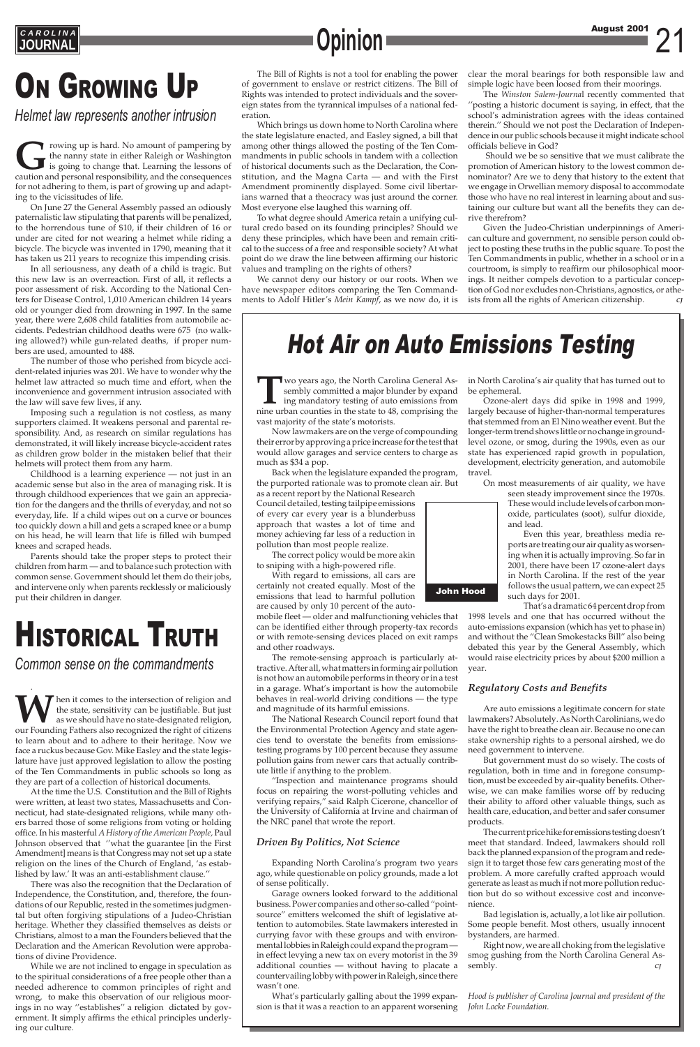# On Growing Up

*Helmet law represents another intrusion*

Growing up is hard. No amount of pampering by the nanny state in either Raleigh or Washington is going to change that. Learning the lessons of caution and personal responsibility, and the consequences for not adhering to them, is part of growing up and adapting to the vicissitudes of life.

On June 27 the General Assembly passed an odiously paternalistic law stipulating that parents will be penalized, to the horrendous tune of $10, if their children of 16 or under are cited for not wearing a helmet while riding a bicycle. The bicycle was invented in 1790, meaning that it has taken us 211 years to recognize this impending crisis.

In all seriousness, any death of a child is tragic. But this new law is an overreaction. First of all, it reflects a poor assessment of risk. According to the National Centers for Disease Control, 1,010 American children 14 years old or younger died from drowning in 1997. In the same year, there were 2,608 child fatalities from automobile accidents. Pedestrian childhood deaths were 675 (no walking allowed?) while gun-related deaths, if proper numbers are used, amounted to 488.

The number of those who perished from bicycle accident-related injuries was 201. We have to wonder why the helmet law attracted so much time and effort, when the inconvenience and government intrusion associated with the law will save few lives, if any.

Imposing such a regulation is not costless, as many supporters claimed. It weakens personal and parental responsibility. And, as research on similar regulations has demonstrated, it will likely increase bicycle-accident rates as children grow bolder in the mistaken belief that their helmets will protect them from any harm.

Childhood is a learning experience — not just in an academic sense but also in the area of managing risk. It is through childhood experiences that we gain an appreciation for the dangers and the thrills of everyday, and not so everyday, life. If a child wipes out on a curve or bounces too quickly down a hill and gets a scraped knee or a bump on his head, he will learn that life is filled wih bumped knees and scraped heads.

Parents should take the proper steps to protect their children from harm — and to balance such protection with common sense. Government should let them do their jobs, and intervene only when parents recklessly or maliciously put their children in danger.

# Historical Truth

*Common sense on the commandments*

When it comes to the intersection of religion and the state, sensitivity can be justifiable. But just as we should have no state-designated religion, our Founding Fathers also recognized the right of citizens to learn about and to adhere to their heritage. Now we face a ruckus because Gov. Mike Easley and the state legislature have just approved legislation to allow the posting of the Ten Commandments in public schools so long as they are part of a collection of historical documents.

At the time the U.S. Constitution and the Bill of Rights were written, at least two states, Massachusetts and Connecticut, had state-designated religions, while many others barred those of some religions from voting or holding office. In his masterful *A History of the American People*, Paul Johnson observed that ''what the guarantee [in the First Amendment] means is that Congress may not set up a state religion on the lines of the Church of England, 'as established by law.' It was an anti-establishment clause.''

There was also the recognition that the Declaration of Independence, the Constitution, and, therefore, the foundations of our Republic, rested in the sometimes judgmental but often forgiving stipulations of a Judeo-Christian heritage. Whether they classified themselves as deists or Christians, almost to a man the Founders believed that the Declaration and the American Revolution were approbations of divine Providence.

While we are not inclined to engage in speculation as to the spiritual considerations of a free people other than a needed adherence to common principles of right and wrong, to make this observation of our religious moorings in no way ''establishes'' a religion dictated by government. It simply affirms the ethical principles underlying our culture.

The Bill of Rights is not a tool for enabling the power of government to enslave or restrict citizens. The Bill of Rights was intended to protect individuals and the sovereign states from the tyrannical impulses of a national federation.

Which brings us down home to North Carolina where the state legislature enacted, and Easley signed, a bill that among other things allowed the posting of the Ten Commandments in public schools in tandem with a collection of historical documents such as the Declaration, the Constitution, and the Magna Carta — and with the First Amendment prominently displayed. Some civil libertarians warned that a theocracy was just around the corner. Most everyone else laughed this warning off.

To what degree should America retain a unifying cultural credo based on its founding principles? Should we deny these principles, which have been and remain critical to the success of a free and responsible society? At what point do we draw the line between affirming our historic values and trampling on the rights of others?

We cannot deny our history or our roots. When we have newspaper editors comparing the Ten Commandments to Adolf Hitler's *Mein Kampf*, as we now do, it is clear the moral bearings for both responsible law and simple logic have been loosed from their moorings.

The *Winston Salem-Journa*l recently commented that ''posting a historic document is saying, in effect, that the school's administration agrees with the ideas contained therein.'' Should we not post the Declaration of Independence in our public schools because it might indicate school officials believe in God?

Should we be so sensitive that we must calibrate the promotion of American history to the lowest common denominator? Are we to deny that history to the extent that we engage in Orwellian memory disposal to accommodate those who have no real interest in learning about and sustaining our culture but want all the benefits they can derive therefrom?

Given the Judeo-Christian underpinnings of American culture and government, no sensible person could object to posting these truths in the public square. To post the Ten Commandments in public, whether in a school or in a courtroom, is simply to reaffirm our philosophical moorings. It neither compels devotion to a particular conception of God nor excludes non-Christians, agnostics, or atheists from all the rights of American citizenship. *CJ*

# Hot Air on Auto Emissions Testing

**John Hood**

Two years ago, the North Carolina General Assembly committed a major blunder by expanding mandatory testing of auto emissions from nine urban counties in the state to 48, comprising the vast majority of the state's motorists.

Now lawmakers are on the verge of compounding their error by approving a price increase for the test that would allow garages and service centers to charge as much as $34 a pop.

Back when the legislature expanded the program, the purported rationale was to promote clean air. But as a recent report by the National Research Council detailed, testing tailpipe emissions of every car every year is a blunderbuss approach that wastes a lot of time and money achieving far less of a reduction in pollution than most people realize.

The correct policy would be more akin to sniping with a high-powered rifle.

With regard to emissions, all cars are certainly not created equally. Most of the emissions that lead to harmful pollution are caused by only 10 percent of the automobile fleet — older and malfunctioning vehicles that can be identified either through property-tax records or with remote-sensing devices placed on exit ramps and other roadways.

The remote-sensing approach is particularly attractive. After all, what matters in forming air pollution is not how an automobile performs in theory or in a test in a garage. What's important is how the automobile behaves in real-world driving conditions — the type and magnitude of its harmful emissions.

The National Research Council report found that the Environmental Protection Agency and state agencies tend to overstate the benefits from emissions-testing programs by 100 percent because they assume pollution gains from newer cars that actually contribute little if anything to the problem.

"Inspection and maintenance programs should focus on repairing the worst-polluting vehicles and verifying repairs," said Ralph Cicerone, chancellor of the University of California at Irvine and chairman of the NRC panel that wrote the report.

### Driven By Politics, Not Science

Expanding North Carolina's program two years ago, while questionable on policy grounds, made a lot of sense politically.

Garage owners looked forward to the additional business. Power companies and other so-called "point-source" emitters welcomed the shift of legislative attention to automobiles. State lawmakers interested in currying favor with these groups and with environmental lobbies in Raleigh could expand the program — in effect levying a new tax on every motorist in the 39 additional counties — without having to placate a countervailing lobby with power in Raleigh, since there wasn't one.

What's particularly galling about the 1999 expansion is that it was a reaction to an apparent worsening in North Carolina's air quality that has turned out to be ephemeral.

Ozone-alert days did spike in 1998 and 1999, largely because of higher-than-normal temperatures that stemmed from an El Nino weather event. But the longer-term trend shows little or no change in ground-level ozone, or smog, during the 1990s, even as our state has experienced rapid growth in population, development, electricity generation, and automobile travel.

On most measurements of air quality, we have seen steady improvement since the 1970s. These would include levels of carbon monoxide, particulates (soot), sulfur dioxide, and lead.

Even this year, breathless media reports are treating our air quality as worsening when it is actually improving. So far in 2001, there have been 17 ozone-alert days in North Carolina. If the rest of the year follows the usual pattern, we can expect 25 such days for 2001.

That's a dramatic 64 percent drop from 1998 levels and one that has occurred without the auto-emissions expansion (which has yet to phase in) and without the "Clean Smokestacks Bill" also being debated this year by the General Assembly, which would raise electricity prices by about $200 million a year.

### Regulatory Costs and Benefits

Are auto emissions a legitimate concern for state lawmakers? Absolutely. As North Carolinians, we do have the right to breathe clean air. Because no one can stake ownership rights to a personal airshed, we do need government to intervene.

But government must do so wisely. The costs of regulation, both in time and in foregone consumption, must be exceeded by air-quality benefits. Otherwise, we can make families worse off by reducing their ability to afford other valuable things, such as health care, education, and better and safer consumer products.

The current price hike for emissions testing doesn't meet that standard. Indeed, lawmakers should roll back the planned expansion of the program and redesign it to target those few cars generating most of the problem. A more carefully crafted approach would generate as least as much if not more pollution reduction but do so without excessive cost and inconvenience.

Bad legislation is, actually, a lot like air pollution. Some people benefit. Most others, usually innocent bystanders, are harmed.

Right now, we are all choking from the legislative smog gushing from the North Carolina General Assembly. *CJ*

*Hood is publisher of Carolina Journal and president of the John Locke Foundation.*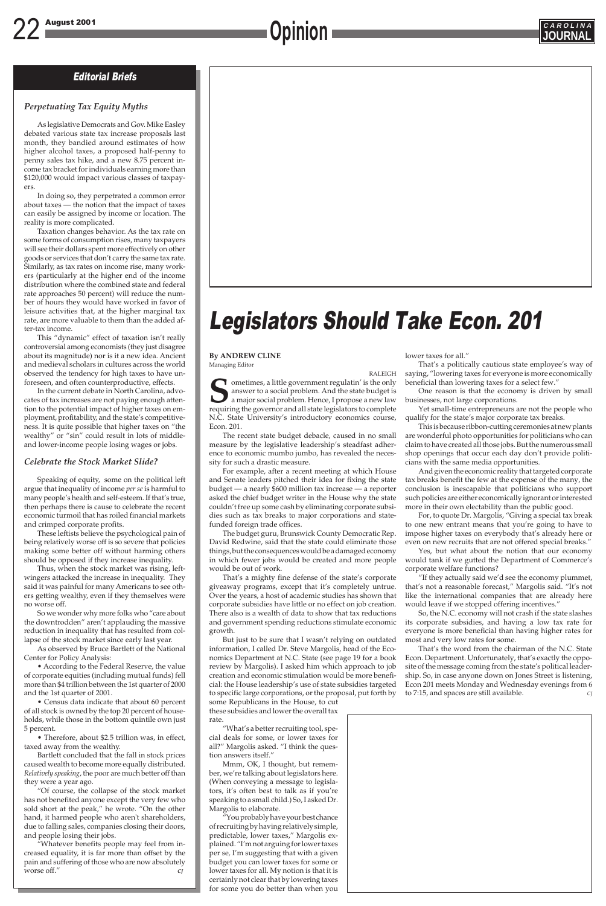## Editorial Briefs

### *Perpetuating Tax Equity Myths*

As legislative Democrats and Gov. Mike Easley debated various state tax increase proposals last month, they bandied around estimates of how higher alcohol taxes, a proposed half-penny to penny sales tax hike, and a new 8.75 percent income tax bracket for individuals earning more than $120,000 would impact various classes of taxpayers.

In doing so, they perpetrated a common error about taxes — the notion that the impact of taxes can easily be assigned by income or location. The reality is more complicated.

Taxation changes behavior. As the tax rate on some forms of consumption rises, many taxpayers will see their dollars spent more effectively on other goods or services that don't carry the same tax rate. Similarly, as tax rates on income rise, many workers (particularly at the higher end of the income distribution where the combined state and federal rate approaches 50 percent) will reduce the number of hours they would have worked in favor of leisure activities that, at the higher marginal tax rate, are more valuable to them than the added after-tax income.

This "dynamic" effect of taxation isn't really controversial among economists (they just disagree about its magnitude) nor is it a new idea. Ancient and medieval scholars in cultures across the world observed the tendency for high taxes to have unforeseen, and often counterproductive, effects.

In the current debate in North Carolina, advocates of tax increases are not paying enough attention to the potential impact of higher taxes on employment, profitability, and the state's competitiveness. It is quite possible that higher taxes on "the wealthy" or "sin" could result in lots of middle- and lower-income people losing wages or jobs.

### *Celebrate the Stock Market Slide?*

Speaking of equity, some on the political left argue that inequality of income *per se* is harmful to many people's health and self-esteem. If that's true, then perhaps there is cause to celebrate the recent economic turmoil that has roiled financial markets and crimped corporate profits.

These leftists believe the psychological pain of being relatively worse off is so severe that policies making some better off without harming others should be opposed if they increase inequality.

Thus, when the stock market was rising, left-wingers attacked the increase in inequality. They said it was painful for many Americans to see others getting wealthy, even if they themselves were no worse off.

So we wonder why more folks who "care about the downtrodden" aren't applauding the massive reduction in inequality that has resulted from collapse of the stock market since early last year.

As observed by Bruce Bartlett of the National Center for Policy Analysis:

• According to the Federal Reserve, the value of corporate equities (including mutual funds) fell more than $4 trillion between the 1st quarter of 2000 and the 1st quarter of 2001.

• Census data indicate that about 60 percent of all stock is owned by the top 20 percent of households, while those in the bottom quintile own just 5 percent.

• Therefore, about $2.5 trillion was, in effect, taxed away from the wealthy.

Bartlett concluded that the fall in stock prices caused wealth to become more equally distributed. *Relatively speaking*, the poor are much better off than they were a year ago.

"Of course, the collapse of the stock market has not benefited anyone except the very few who sold short at the peak," he wrote. "On the other hand, it harmed people who aren't shareholders, due to falling sales, companies closing their doors, and people losing their jobs.

"Whatever benefits people may feel from increased equality, it is far more than offset by the pain and suffering of those who are now absolutely worse off." *CJ*

# Legislators Should Take Econ. 201

**By ANDREW CLINE**
Managing Editor

RALEIGH

Sometimes, a little government regulatin' is the only answer to a social problem. And the state budget is a major social problem. Hence, I propose a new law requiring the governor and all state legislators to complete N.C. State University's introductory economics course, Econ. 201.

The recent state budget debacle, caused in no small measure by the legislative leadership's steadfast adherence to economic mumbo jumbo, has revealed the necessity for such a drastic measure.

For example, after a recent meeting at which House and Senate leaders pitched their idea for fixing the state budget — a nearly $600 million tax increase — a reporter asked the chief budget writer in the House why the state couldn't free up some cash by eliminating corporate subsidies such as tax breaks to major corporations and state-funded foreign trade offices.

The budget guru, Brunswick County Democratic Rep. David Redwine, said that the state could eliminate those things, but the consequences would be a damaged economy in which fewer jobs would be created and more people would be out of work.

That's a mighty fine defense of the state's corporate giveaway programs, except that it's completely untrue. Over the years, a host of academic studies has shown that corporate subsidies have little or no effect on job creation. There also is a wealth of data to show that tax reductions and government spending reductions stimulate economic growth.

But just to be sure that I wasn't relying on outdated information, I called Dr. Steve Margolis, head of the Economics Department at N.C. State (see page 19 for a book review by Margolis). I asked him which approach to job creation and economic stimulation would be more beneficial: the House leadership's use of state subsidies targeted to specific large corporations, or the proposal, put forth by some Republicans in the House, to cut these subsidies and lower the overall tax rate.

"What's a better recruiting tool, special deals for some, or lower taxes for all?" Margolis asked. "I think the question answers itself."

Mmm, OK, I thought, but remember, we're talking about legislators here. (When conveying a message to legislators, it's often best to talk as if you're speaking to a small child.) So, I asked Dr. Margolis to elaborate.

"You probably have your best chance of recruiting by having relatively simple, predictable, lower taxes," Margolis explained. "I'm not arguing for lower taxes per se, I'm suggesting that with a given budget you can lower taxes for some or lower taxes for all. My notion is that it is certainly not clear that by lowering taxes for some you do better than when you lower taxes for all."

That's a politically cautious state employee's way of saying, "lowering taxes for everyone is more economically beneficial than lowering taxes for a select few."

One reason is that the economy is driven by small businesses, not large corporations.

Yet small-time entrepreneurs are not the people who qualify for the state's major corporate tax breaks.

This is because ribbon-cutting ceremonies at new plants are wonderful photo opportunities for politicians who can claim to have created all those jobs. But the numerous small shop openings that occur each day don't provide politicians with the same media opportunities.

And given the economic reality that targeted corporate tax breaks benefit the few at the expense of the many, the conclusion is inescapable that politicians who support such policies are either economically ignorant or interested more in their own electability than the public good.

For, to quote Dr. Margolis, "Giving a special tax break to one new entrant means that you're going to have to impose higher taxes on everybody that's already here or even on new recruits that are not offered special breaks."

Yes, but what about the notion that our economy would tank if we gutted the Department of Commerce's corporate welfare functions?

"If they actually said we'd see the economy plummet, that's not a reasonable forecast," Margolis said. "It's not like the international companies that are already here would leave if we stopped offering incentives."

So, the N.C. economy will not crash if the state slashes its corporate subsidies, and having a low tax rate for everyone is more beneficial than having higher rates for most and very low rates for some.

That's the word from the chairman of the N.C. State Econ. Department. Unfortunately, that's exactly the opposite of the message coming from the state's political leadership. So, in case anyone down on Jones Street is listening, Econ 201 meets Monday and Wednesday evenings from 6 to 7:15, and spaces are still available. *CJ*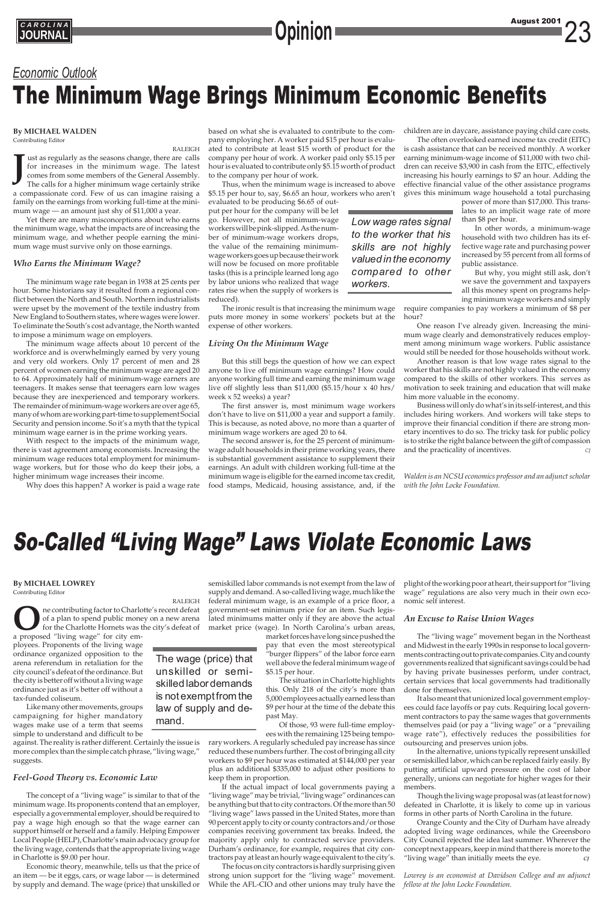*Economic Outlook*

# The Minimum Wage Brings Minimum Economic Benefits

**By MICHAEL WALDEN**
Contributing Editor

RALEIGH

Just as regularly as the seasons change, there are calls for increases in the minimum wage. The latest comes from some members of the General Assembly. The calls for a higher minimum wage certainly strike a compassionate cord. Few of us can imagine raising a family on the earnings from working full-time at the minimum wage — an amount just shy of $11,000 a year.

Yet there are many misconceptions about who earns the minimum wage, what the impacts are of increasing the minimum wage, and whether people earning the minimum wage must survive only on those earnings.

### *Who Earns the Minimum Wage?*

The minimum wage rate began in 1938 at 25 cents per hour. Some historians say it resulted from a regional conflict between the North and South. Northern industrialists were upset by the movement of the textile industry from New England to Southern states, where wages were lower. To eliminate the South's cost advantage, the North wanted to impose a minimum wage on employers.

The minimum wage affects about 10 percent of the workforce and is overwhelmingly earned by very young and very old workers. Only 17 percent of men and 28 percent of women earning the minimum wage are aged 20 to 64. Approximately half of minimum-wage earners are teenagers. It makes sense that teenagers earn low wages because they are inexperienced and temporary workers. The remainder of minimum-wage workers are over age 65, many of whom are working part-time to supplement Social Security and pension income. So it's a myth that the typical minimum wage earner is in the prime working years.

With respect to the impacts of the minimum wage, there is vast agreement among economists. Increasing the minimum wage reduces total employment for minimum-wage workers, but for those who do keep their jobs, a higher minimum wage increases their income.

Why does this happen? A worker is paid a wage rate based on what she is evaluated to contribute to the company employing her. A worker paid $15 per hour is evaluated to contribute at least $15 worth of product for the company per hour of work. A worker paid only $5.15 per hour is evaluated to contribute only $5.15 worth of product to the company per hour of work.

Thus, when the minimum wage is increased to above $5.15 per hour to, say, $6.65 an hour, workers who aren't evaluated to be producing $6.65 of output per hour for the company will be let go. However, not all minimum-wage workers will be pink-slipped. As the number of minimum-wage workers drops, the value of the remaining minimum-wage workers goes up because their work will now be focused on more profitable tasks (this is a principle learned long ago by labor unions who realized that wage rates rise when the supply of workers is reduced).

> *Low wage rates signal to the worker that his skills are not highly valued in the economy compared to other workers.*

The ironic result is that increasing the minimum wage puts more money in some workers' pockets but at the expense of other workers.

### *Living On the Minimum Wage*

But this still begs the question of how we can expect anyone to live off minimum wage earnings? How could anyone working full time and earning the minimum wage live off slightly less than $11,000 ($5.15/hour x 40 hrs/week x 52 weeks) a year?

The first answer is, most minimum wage workers don't have to live on $11,000 a year and support a family. This is because, as noted above, no more than a quarter of minimum wage workers are aged 20 to 64.

The second answer is, for the 25 percent of minimum-wage adult households in their prime working years, there is substantial government assistance to supplement their earnings. An adult with children working full-time at the minimum wage is eligible for the earned income tax credit, food stamps, Medicaid, housing assistance, and, if the children are in daycare, assistance paying child care costs.

The often overlooked earned income tax credit (EITC) is cash assistance that can be received monthly. A worker earning minimum-wage income of $11,000 with two children can receive $3,900 in cash from the EITC, effectively increasing his hourly earnings to $7 an hour. Adding the effective financial value of the other assistance programs gives this minimum wage household a total purchasing power of more than $17,000. This translates to an implicit wage rate of more than $8 per hour.

In other words, a minimum-wage household with two children has its effective wage rate and purchasing power increased by 55 percent from all forms of public assistance.

But why, you might still ask, don't we save the government and taxpayers all this money spent on programs helping minimum wage workers and simply require companies to pay workers a minimum of $8 per hour?

One reason I've already given. Increasing the minimum wage clearly and demonstratively reduces employment among minimum wage workers. Public assistance would still be needed for those households without work.

Another reason is that low wage rates signal to the worker that his skills are not highly valued in the economy compared to the skills of other workers. This serves as motivation to seek training and education that will make him more valuable in the economy.

Business will only do what's in its self-interest, and this includes hiring workers. And workers will take steps to improve their financial condition if there are strong monetary incentives to do so. The tricky task for public policy is to strike the right balance between the gift of compassion and the practicality of incentives. *CJ*

*Walden is an NCSU economics professor and an adjunct scholar with the John Locke Foundation.*

# So-Called "Living Wage" Laws Violate Economic Laws

**By MICHAEL LOWREY**
Contributing Editor

RALEIGH

One contributing factor to Charlotte's recent defeat of a plan to spend public money on a new arena for the Charlotte Hornets was the city's defeat of a proposed "living wage" for city employees. Proponents of the living wage ordinance organized opposition to the arena referendum in retaliation for the city council's defeat of the ordinance. But the city is better off without a living wage ordinance just as it's better off without a tax-funded coliseum.

Like many other movements, groups campaigning for higher mandatory wages make use of a term that seems simple to understand and difficult to be against. The reality is rather different. Certainly the issue is more complex than the simple catch phrase, "living wage," suggests.

> The wage (price) that unskilled or semi-skilled labor demands is not exempt from the law of supply and demand.

### *Feel-Good Theory vs. Economic Law*

The concept of a "living wage" is similar to that of the minimum wage. Its proponents contend that an employer, especially a governmental employer, should be required to pay a wage high enough so that the wage earner can support himself or herself and a family. Helping Empower Local People (HELP), Charlotte's main advocacy group for the living wage, contends that the appropriate living wage in Charlotte is $9.00 per hour.

Economic theory, meanwhile, tells us that the price of an item — be it eggs, cars, or wage labor — is determined by supply and demand. The wage (price) that unskilled or semiskilled labor commands is not exempt from the law of supply and demand. A so-called living wage, much like the federal minimum wage, is an example of a price floor, a government-set minimum price for an item. Such legislated minimums matter only if they are above the actual market price (wage). In North Carolina's urban areas, market forces have long since pushed the pay that even the most stereotypical "burger flippers" of the labor force earn well above the federal minimum wage of $5.15 per hour.

The situation in Charlotte highlights this. Only 218 of the city's more than 5,000 employees actually earned less than $9 per hour at the time of the debate this past May.

Of those, 93 were full-time employees with the remaining 125 being temporary workers. A regularly scheduled pay increase has since reduced these numbers further. The cost of bringing all city workers to $9 per hour was estimated at $144,000 per year plus an additional $335,000 to adjust other positions to keep them in proportion.

If the actual impact of local governments paying a "living wage" may be trivial, "living wage" ordinances can be anything but that to city contractors. Of the more than 50 "living wage" laws passed in the United States, more than 90 percent apply to city or county contractors and/or those companies receiving government tax breaks. Indeed, the majority apply only to contracted service providers. Durham's ordinance, for example, requires that city contractors pay at least an hourly wage equivalent to the city's.

The focus on city contractors is hardly surprising given strong union support for the "living wage" movement. While the AFL-CIO and other unions may truly have the plight of the working poor at heart, their support for "living wage" regulations are also very much in their own economic self interest.

### *An Excuse to Raise Union Wages*

The "living wage" movement began in the Northeast and Midwest in the early 1990s in response to local governments contracting out to private companies. City and county governments realized that significant savings could be had by having private businesses perform, under contract, certain services that local governments had traditionally done for themselves.

It also meant that unionized local government employees could face layoffs or pay cuts. Requiring local government contractors to pay the same wages that governments themselves paid (or pay a "living wage" or a "prevailing wage rate"), effectively reduces the possibilities for outsourcing and preserves union jobs.

In the alternative, unions typically represent unskilled or semiskilled labor, which can be replaced fairly easily. By putting artificial upward pressure on the cost of labor generally, unions can negotiate for higher wages for their members.

Though the living wage proposal was (at least for now) defeated in Charlotte, it is likely to come up in various forms in other parts of North Carolina in the future.

Orange County and the City of Durham have already adopted living wage ordinances, while the Greensboro City Council rejected the idea last summer. Wherever the concept next appears, keep in mind that there is more to the "living wage" than initially meets the eye. *CJ*

*Lowrey is an economist at Davidson College and an adjunct fellow at the John Locke Foundation.*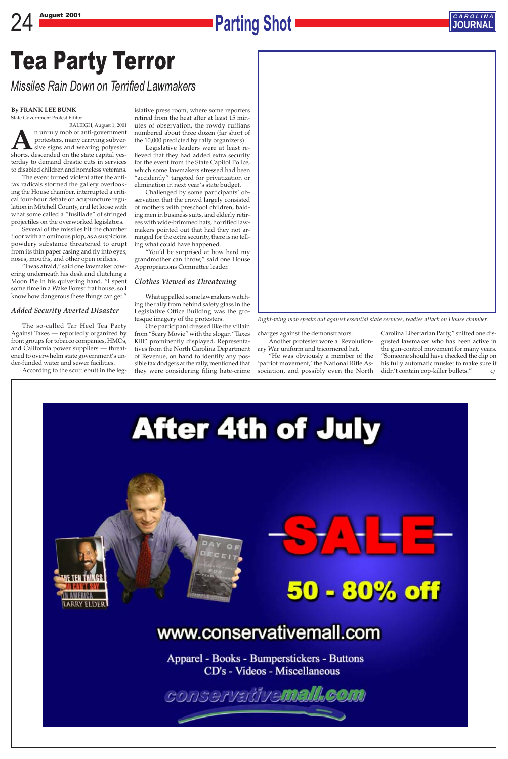# Tea Party Terror

*Missiles Rain Down on Terrified Lawmakers*

**By FRANK LEE BUNK**
State Government Protest Editor

RALEIGH, August 1, 2001

An unruly mob of anti-government protesters, many carrying subversive signs and wearing polyester shorts, descended on the state capital yesterday to demand drastic cuts in services to disabled children and homeless veterans.

The event turned violent after the anti-tax radicals stormed the gallery overlooking the House chamber, interrupted a critical four-hour debate on acupuncture regulation in Mitchell County, and let loose with what some called a "fusillade" of stringed projectiles on the overworked legislators.

Several of the missiles hit the chamber floor with an ominous plop, as a suspicious powdery substance threatened to erupt from its thin paper casing and fly into eyes, noses, mouths, and other open orifices.

"I was afraid," said one lawmaker cowering underneath his desk and clutching a Moon Pie in his quivering hand. "I spent some time in a Wake Forest frat house, so I know how dangerous these things can get."

### Added Security Averted Disaster

The so-called Tar Heel Tea Party Against Taxes — reportedly organized by front groups for tobacco companies, HMOs, and California power suppliers — threatened to overwhelm state government's under-funded water and sewer facilities.

According to the scuttlebutt in the legislative press room, where some reporters retired from the heat after at least 15 minutes of observation, the rowdy ruffians numbered about three dozen (far short of the 10,000 predicted by rally organizers)

Legislative leaders were at least relieved that they had added extra security for the event from the State Capitol Police, which some lawmakers stressed had been "accidently" targeted for privatization or elimination in next year's state budget.

Challenged by some participants' observation that the crowd largely consisted of mothers with preschool children, balding men in business suits, and elderly retirees with wide-brimmed hats, horrified lawmakers pointed out that had they not arranged for the extra security, there is no telling what could have happened.

"You'd be surprised at how hard my grandmother can throw," said one House Appropriations Committee leader.

### Clothes Viewed as Threatening

What appalled some lawmakers watching the rally from behind safety glass in the Legislative Office Building was the grotesque imagery of the protesters.

One participant dressed like the villain from "Scary Movie" with the slogan "Taxes Kill" prominently displayed. Representatives from the North Carolina Department of Revenue, on hand to identify any possible tax dodgers at the rally, mentioned that they were considering filing hate-crime charges against the demonstrators.

Another protester wore a Revolutionary War uniform and tricornered hat.

"He was obviously a member of the 'patriot movement,' the National Rifle Association, and possibly even the North Carolina Libertarian Party," sniffed one disgusted lawmaker who has been active in the gun-control movement for many years. "Someone should have checked the clip on his fully automatic musket to make sure it didn't contain cop-killer bullets." *CJ*

Right-wing mob speaks out against essential state services, readies attack on House chamber.

After 4th of July

SALE

50 - 80% off

www.conservativemall.com

Apparel - Books - Bumperstickers - Buttons
CD's - Videos - Miscellaneous

conservativemall.com